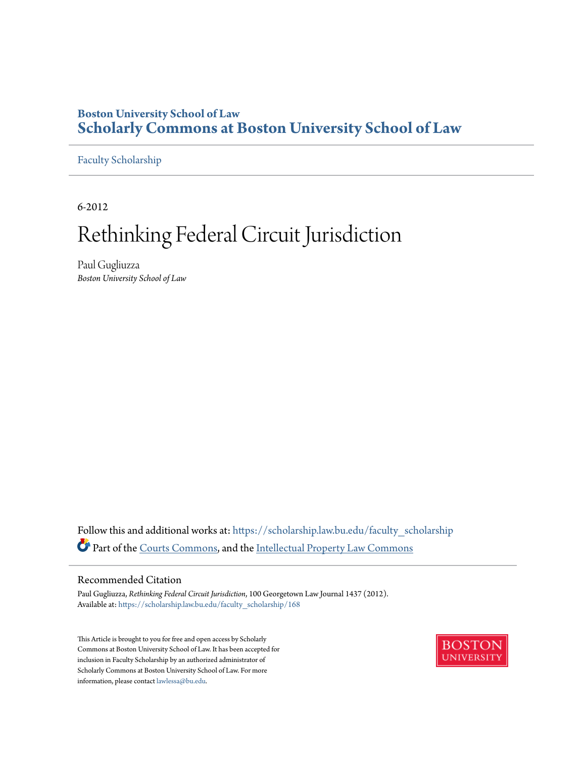Boston University School of Law
**Scholarly Commons at Boston University School of Law**

Faculty Scholarship

6-2012

# Rethinking Federal Circuit Jurisdiction

Paul Gugliuzza
*Boston University School of Law*

Follow this and additional works at: https://scholarship.law.bu.edu/faculty_scholarship

Part of the Courts Commons, and the Intellectual Property Law Commons

## Recommended Citation

Paul Gugliuzza, *Rethinking Federal Circuit Jurisdiction*, 100 Georgetown Law Journal 1437 (2012).
Available at: https://scholarship.law.bu.edu/faculty_scholarship/168

This Article is brought to you for free and open access by Scholarly Commons at Boston University School of Law. It has been accepted for inclusion in Faculty Scholarship by an authorized administrator of Scholarly Commons at Boston University School of Law. For more information, please contact lawlessa@bu.edu.

BOSTON UNIVERSITY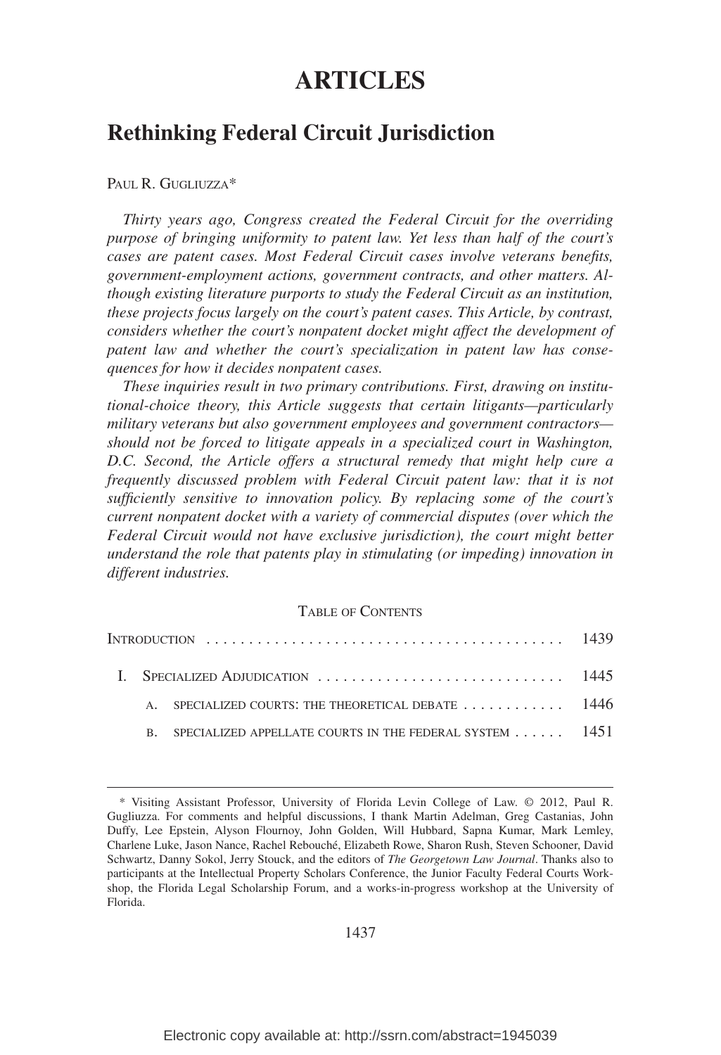# ARTICLES

## Rethinking Federal Circuit Jurisdiction

Paul R. Gugliuzza*

*Thirty years ago, Congress created the Federal Circuit for the overriding purpose of bringing uniformity to patent law. Yet less than half of the court's cases are patent cases. Most Federal Circuit cases involve veterans benefits, government-employment actions, government contracts, and other matters. Although existing literature purports to study the Federal Circuit as an institution, these projects focus largely on the court's patent cases. This Article, by contrast, considers whether the court's nonpatent docket might affect the development of patent law and whether the court's specialization in patent law has consequences for how it decides nonpatent cases.*

*These inquiries result in two primary contributions. First, drawing on institutional-choice theory, this Article suggests that certain litigants—particularly military veterans but also government employees and government contractors—should not be forced to litigate appeals in a specialized court in Washington, D.C. Second, the Article offers a structural remedy that might help cure a frequently discussed problem with Federal Circuit patent law: that it is not sufficiently sensitive to innovation policy. By replacing some of the court's current nonpatent docket with a variety of commercial disputes (over which the Federal Circuit would not have exclusive jurisdiction), the court might better understand the role that patents play in stimulating (or impeding) innovation in different industries.*

Table of Contents

| | |
|---|---|
| Introduction | 1439 |
| I. Specialized Adjudication | 1445 |
| A. Specialized courts: the theoretical debate | 1446 |
| B. Specialized appellate courts in the federal system | 1451 |

---

\* Visiting Assistant Professor, University of Florida Levin College of Law. © 2012, Paul R. Gugliuzza. For comments and helpful discussions, I thank Martin Adelman, Greg Castanias, John Duffy, Lee Epstein, Alyson Flournoy, John Golden, Will Hubbard, Sapna Kumar, Mark Lemley, Charlene Luke, Jason Nance, Rachel Rebouché, Elizabeth Rowe, Sharon Rush, Steven Schooner, David Schwartz, Danny Sokol, Jerry Stouck, and the editors of *The Georgetown Law Journal*. Thanks also to participants at the Intellectual Property Scholars Conference, the Junior Faculty Federal Courts Workshop, the Florida Legal Scholarship Forum, and a works-in-progress workshop at the University of Florida.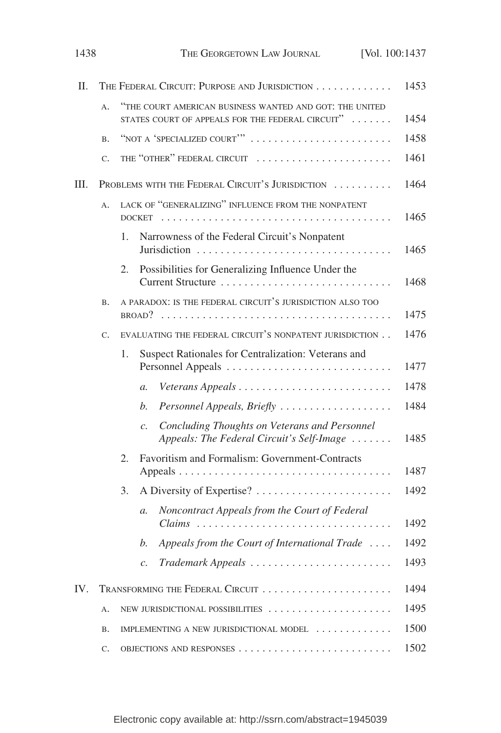II. The Federal Circuit: Purpose and Jurisdiction . . . . . . . . . . . . . 1453

A. "The court american business wanted and got: the united states court of appeals for the federal circuit" . . . . . . . 1454

B. "Not a 'specialized court'" . . . . . . . . . . . . . . . . . . . . . . . . 1458

C. The "other" federal circuit . . . . . . . . . . . . . . . . . . . . . . . 1461

III. Problems with the Federal Circuit's Jurisdiction . . . . . . . . . . 1464

A. Lack of "generalizing" influence from the nonpatent docket . . . . . . . . . . . . . . . . . . . . . . . . . . . . . . . . . . . . . . 1465

1. Narrowness of the Federal Circuit's Nonpatent Jurisdiction . . . . . . . . . . . . . . . . . . . . . . . . . . . . . . . . . 1465

2. Possibilities for Generalizing Influence Under the Current Structure . . . . . . . . . . . . . . . . . . . . . . . . . . . . . 1468

B. A paradox: is the federal circuit's jurisdiction also too broad? . . . . . . . . . . . . . . . . . . . . . . . . . . . . . . . . . . . . . . 1475

C. Evaluating the federal circuit's nonpatent jurisdiction . . 1476

1. Suspect Rationales for Centralization: Veterans and Personnel Appeals . . . . . . . . . . . . . . . . . . . . . . . . . . . . 1477

*a. Veterans Appeals* . . . . . . . . . . . . . . . . . . . . . . . . . . 1478

*b. Personnel Appeals, Briefly* . . . . . . . . . . . . . . . . . . . 1484

*c. Concluding Thoughts on Veterans and Personnel Appeals: The Federal Circuit's Self-Image* . . . . . . . 1485

2. Favoritism and Formalism: Government-Contracts Appeals . . . . . . . . . . . . . . . . . . . . . . . . . . . . . . . . . . . . 1487

3. A Diversity of Expertise? . . . . . . . . . . . . . . . . . . . . . . . 1492

*a. Noncontract Appeals from the Court of Federal Claims* . . . . . . . . . . . . . . . . . . . . . . . . . . . . . . . . . 1492

*b. Appeals from the Court of International Trade* . . . . 1492

*c. Trademark Appeals* . . . . . . . . . . . . . . . . . . . . . . . . 1493

IV. Transforming the Federal Circuit . . . . . . . . . . . . . . . . . . . . . . 1494

A. New jurisdictional possibilities . . . . . . . . . . . . . . . . . . . . . 1495

B. Implementing a new jurisdictional model . . . . . . . . . . . . . 1500

C. Objections and responses . . . . . . . . . . . . . . . . . . . . . . . . . . 1502

Electronic copy available at: http://ssrn.com/abstract=1945039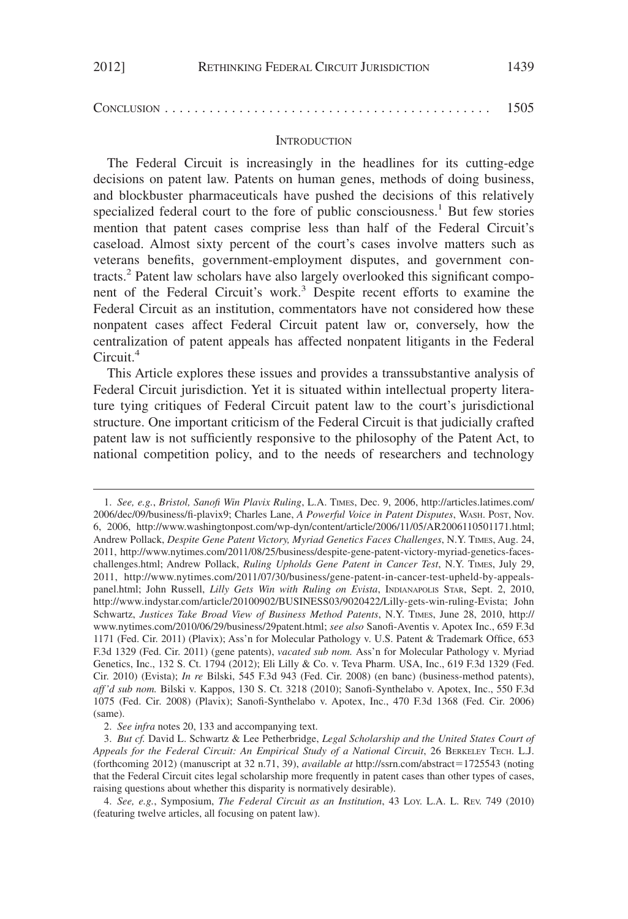CONCLUSION . . . . . . . . . . . . . . . . . . . . . . . . . . . . . . . . . . . . . . . . . . . . 1505

## INTRODUCTION

The Federal Circuit is increasingly in the headlines for its cutting-edge decisions on patent law. Patents on human genes, methods of doing business, and blockbuster pharmaceuticals have pushed the decisions of this relatively specialized federal court to the fore of public consciousness.[1] But few stories mention that patent cases comprise less than half of the Federal Circuit's caseload. Almost sixty percent of the court's cases involve matters such as veterans benefits, government-employment disputes, and government contracts.[2] Patent law scholars have also largely overlooked this significant component of the Federal Circuit's work.[3] Despite recent efforts to examine the Federal Circuit as an institution, commentators have not considered how these nonpatent cases affect Federal Circuit patent law or, conversely, how the centralization of patent appeals has affected nonpatent litigants in the Federal Circuit.[4]

This Article explores these issues and provides a transsubstantive analysis of Federal Circuit jurisdiction. Yet it is situated within intellectual property literature tying critiques of Federal Circuit patent law to the court's jurisdictional structure. One important criticism of the Federal Circuit is that judicially crafted patent law is not sufficiently responsive to the philosophy of the Patent Act, to national competition policy, and to the needs of researchers and technology

---

1. *See, e.g.*, *Bristol, Sanofi Win Plavix Ruling*, L.A. TIMES, Dec. 9, 2006, http://articles.latimes.com/2006/dec/09/business/fi-plavix9; Charles Lane, *A Powerful Voice in Patent Disputes*, WASH. POST, Nov. 6, 2006, http://www.washingtonpost.com/wp-dyn/content/article/2006/11/05/AR2006110501171.html; Andrew Pollack, *Despite Gene Patent Victory, Myriad Genetics Faces Challenges*, N.Y. TIMES, Aug. 24, 2011, http://www.nytimes.com/2011/08/25/business/despite-gene-patent-victory-myriad-genetics-faces-challenges.html; Andrew Pollack, *Ruling Upholds Gene Patent in Cancer Test*, N.Y. TIMES, July 29, 2011, http://www.nytimes.com/2011/07/30/business/gene-patent-in-cancer-test-upheld-by-appeals-panel.html; John Russell, *Lilly Gets Win with Ruling on Evista*, INDIANAPOLIS STAR, Sept. 2, 2010, http://www.indystar.com/article/20100902/BUSINESS03/9020422/Lilly-gets-win-ruling-Evista; John Schwartz, *Justices Take Broad View of Business Method Patents*, N.Y. TIMES, June 28, 2010, http://www.nytimes.com/2010/06/29/business/29patent.html; *see also* Sanofi-Aventis v. Apotex Inc., 659 F.3d 1171 (Fed. Cir. 2011) (Plavix); Ass'n for Molecular Pathology v. U.S. Patent & Trademark Office, 653 F.3d 1329 (Fed. Cir. 2011) (gene patents), *vacated sub nom.* Ass'n for Molecular Pathology v. Myriad Genetics, Inc., 132 S. Ct. 1794 (2012); Eli Lilly & Co. v. Teva Pharm. USA, Inc., 619 F.3d 1329 (Fed. Cir. 2010) (Evista); *In re* Bilski, 545 F.3d 943 (Fed. Cir. 2008) (en banc) (business-method patents), *aff'd sub nom.* Bilski v. Kappos, 130 S. Ct. 3218 (2010); Sanofi-Synthelabo v. Apotex, Inc., 550 F.3d 1075 (Fed. Cir. 2008) (Plavix); Sanofi-Synthelabo v. Apotex, Inc., 470 F.3d 1368 (Fed. Cir. 2006) (same).

2. *See infra* notes 20, 133 and accompanying text.

3. *But cf.* David L. Schwartz & Lee Petherbridge, *Legal Scholarship and the United States Court of Appeals for the Federal Circuit: An Empirical Study of a National Circuit*, 26 BERKELEY TECH. L.J. (forthcoming 2012) (manuscript at 32 n.71, 39), *available at* http://ssrn.com/abstract=1725543 (noting that the Federal Circuit cites legal scholarship more frequently in patent cases than other types of cases, raising questions about whether this disparity is normatively desirable).

4. *See, e.g.*, Symposium, *The Federal Circuit as an Institution*, 43 LOY. L.A. L. REV. 749 (2010) (featuring twelve articles, all focusing on patent law).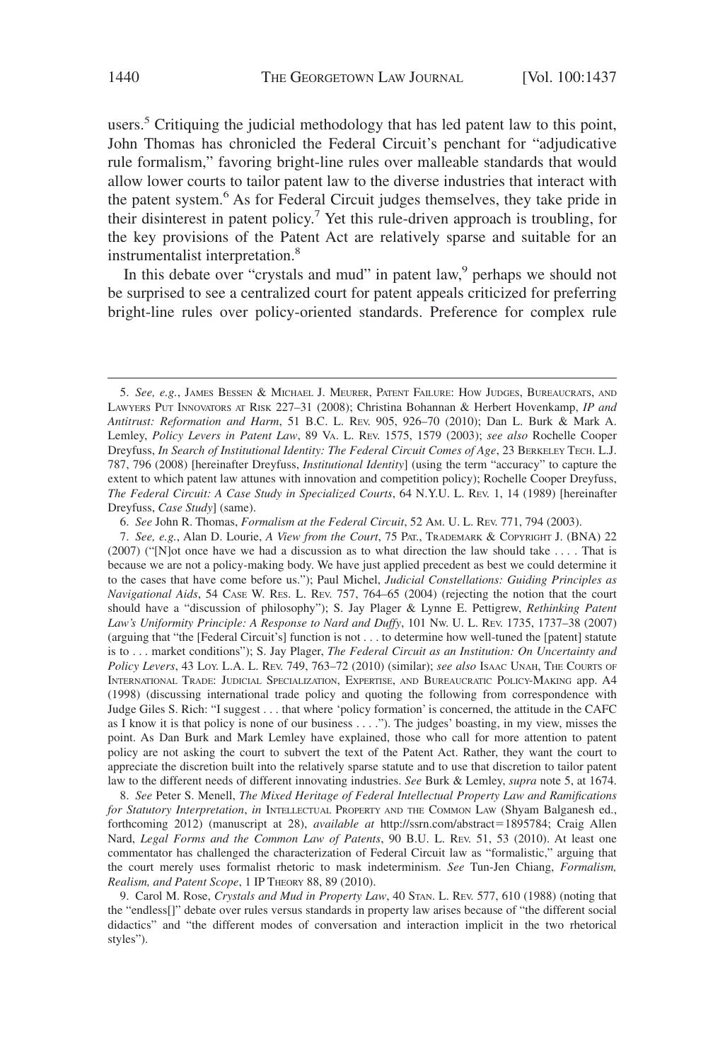users.[5] Critiquing the judicial methodology that has led patent law to this point, John Thomas has chronicled the Federal Circuit's penchant for "adjudicative rule formalism," favoring bright-line rules over malleable standards that would allow lower courts to tailor patent law to the diverse industries that interact with the patent system.[6] As for Federal Circuit judges themselves, they take pride in their disinterest in patent policy.[7] Yet this rule-driven approach is troubling, for the key provisions of the Patent Act are relatively sparse and suitable for an instrumentalist interpretation.[8]

In this debate over "crystals and mud" in patent law,[9] perhaps we should not be surprised to see a centralized court for patent appeals criticized for preferring bright-line rules over policy-oriented standards. Preference for complex rule

---

5. *See, e.g.*, JAMES BESSEN & MICHAEL J. MEURER, PATENT FAILURE: HOW JUDGES, BUREAUCRATS, AND LAWYERS PUT INNOVATORS AT RISK 227–31 (2008); Christina Bohannan & Herbert Hovenkamp, *IP and Antitrust: Reformation and Harm*, 51 B.C. L. REV. 905, 926–70 (2010); Dan L. Burk & Mark A. Lemley, *Policy Levers in Patent Law*, 89 VA. L. REV. 1575, 1579 (2003); *see also* Rochelle Cooper Dreyfuss, *In Search of Institutional Identity: The Federal Circuit Comes of Age*, 23 BERKELEY TECH. L.J. 787, 796 (2008) [hereinafter Dreyfuss, *Institutional Identity*] (using the term "accuracy" to capture the extent to which patent law attunes with innovation and competition policy); Rochelle Cooper Dreyfuss, *The Federal Circuit: A Case Study in Specialized Courts*, 64 N.Y.U. L. REV. 1, 14 (1989) [hereinafter Dreyfuss, *Case Study*] (same).

6. *See* John R. Thomas, *Formalism at the Federal Circuit*, 52 AM. U. L. REV. 771, 794 (2003).

7. *See, e.g.*, Alan D. Lourie, *A View from the Court*, 75 PAT., TRADEMARK & COPYRIGHT J. (BNA) 22 (2007) ("[N]ot once have we had a discussion as to what direction the law should take . . . . That is because we are not a policy-making body. We have just applied precedent as best we could determine it to the cases that have come before us."); Paul Michel, *Judicial Constellations: Guiding Principles as Navigational Aids*, 54 CASE W. RES. L. REV. 757, 764–65 (2004) (rejecting the notion that the court should have a "discussion of philosophy"); S. Jay Plager & Lynne E. Pettigrew, *Rethinking Patent Law's Uniformity Principle: A Response to Nard and Duffy*, 101 NW. U. L. REV. 1735, 1737–38 (2007) (arguing that "the [Federal Circuit's] function is not . . . to determine how well-tuned the [patent] statute is to . . . market conditions"); S. Jay Plager, *The Federal Circuit as an Institution: On Uncertainty and Policy Levers*, 43 LOY. L.A. L. REV. 749, 763–72 (2010) (similar); *see also* ISAAC UNAH, THE COURTS OF INTERNATIONAL TRADE: JUDICIAL SPECIALIZATION, EXPERTISE, AND BUREAUCRATIC POLICY-MAKING app. A4 (1998) (discussing international trade policy and quoting the following from correspondence with Judge Giles S. Rich: "I suggest . . . that where 'policy formation' is concerned, the attitude in the CAFC as I know it is that policy is none of our business . . . ."). The judges' boasting, in my view, misses the point. As Dan Burk and Mark Lemley have explained, those who call for more attention to patent policy are not asking the court to subvert the text of the Patent Act. Rather, they want the court to appreciate the discretion built into the relatively sparse statute and to use that discretion to tailor patent law to the different needs of different innovating industries. *See* Burk & Lemley, *supra* note 5, at 1674.

8. *See* Peter S. Menell, *The Mixed Heritage of Federal Intellectual Property Law and Ramifications for Statutory Interpretation*, *in* INTELLECTUAL PROPERTY AND THE COMMON LAW (Shyam Balganesh ed., forthcoming 2012) (manuscript at 28), *available at* http://ssrn.com/abstract=1895784; Craig Allen Nard, *Legal Forms and the Common Law of Patents*, 90 B.U. L. REV. 51, 53 (2010). At least one commentator has challenged the characterization of Federal Circuit law as "formalistic," arguing that the court merely uses formalist rhetoric to mask indeterminism. *See* Tun-Jen Chiang, *Formalism, Realism, and Patent Scope*, 1 IP THEORY 88, 89 (2010).

9. Carol M. Rose, *Crystals and Mud in Property Law*, 40 STAN. L. REV. 577, 610 (1988) (noting that the "endless[]" debate over rules versus standards in property law arises because of "the different social didactics" and "the different modes of conversation and interaction implicit in the two rhetorical styles").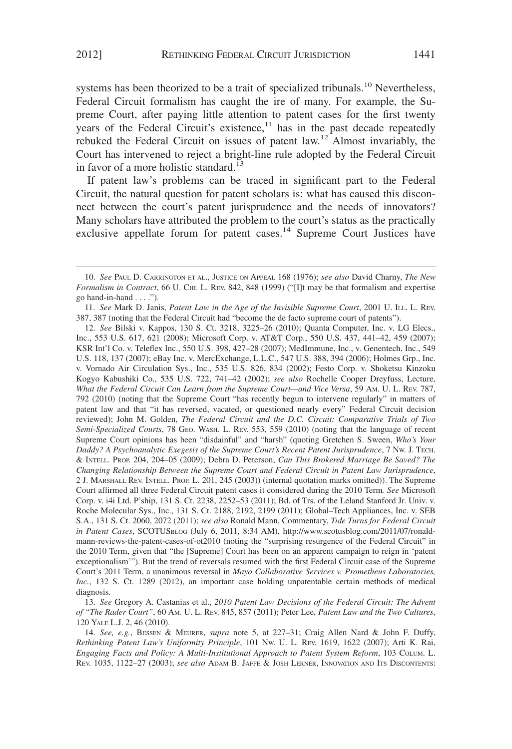systems has been theorized to be a trait of specialized tribunals.[10] Nevertheless, Federal Circuit formalism has caught the ire of many. For example, the Supreme Court, after paying little attention to patent cases for the first twenty years of the Federal Circuit's existence,[11] has in the past decade repeatedly rebuked the Federal Circuit on issues of patent law.[12] Almost invariably, the Court has intervened to reject a bright-line rule adopted by the Federal Circuit in favor of a more holistic standard.[13]

If patent law's problems can be traced in significant part to the Federal Circuit, the natural question for patent scholars is: what has caused this disconnect between the court's patent jurisprudence and the needs of innovators? Many scholars have attributed the problem to the court's status as the practically exclusive appellate forum for patent cases.[14] Supreme Court Justices have

---

10. *See* PAUL D. CARRINGTON ET AL., JUSTICE ON APPEAL 168 (1976); *see also* David Charny, *The New Formalism in Contract*, 66 U. CHI. L. REV. 842, 848 (1999) ("[I]t may be that formalism and expertise go hand-in-hand . . . .").

11. *See* Mark D. Janis, *Patent Law in the Age of the Invisible Supreme Court*, 2001 U. ILL. L. REV. 387, 387 (noting that the Federal Circuit had "become the de facto supreme court of patents").

12. *See* Bilski v. Kappos, 130 S. Ct. 3218, 3225–26 (2010); Quanta Computer, Inc. v. LG Elecs., Inc., 553 U.S. 617, 621 (2008); Microsoft Corp. v. AT&T Corp., 550 U.S. 437, 441–42, 459 (2007); KSR Int'l Co. v. Teleflex Inc., 550 U.S. 398, 427–28 (2007); MedImmune, Inc., v. Genentech, Inc., 549 U.S. 118, 137 (2007); eBay Inc. v. MercExchange, L.L.C., 547 U.S. 388, 394 (2006); Holmes Grp., Inc. v. Vornado Air Circulation Sys., Inc., 535 U.S. 826, 834 (2002); Festo Corp. v. Shoketsu Kinzoku Kogyo Kabushiki Co., 535 U.S. 722, 741–42 (2002); *see also* Rochelle Cooper Dreyfuss, Lecture, *What the Federal Circuit Can Learn from the Supreme Court—and Vice Versa*, 59 AM. U. L. REV. 787, 792 (2010) (noting that the Supreme Court "has recently begun to intervene regularly" in matters of patent law and that "it has reversed, vacated, or questioned nearly every" Federal Circuit decision reviewed); John M. Golden, *The Federal Circuit and the D.C. Circuit: Comparative Trials of Two Semi-Specialized Courts*, 78 GEO. WASH. L. REV. 553, 559 (2010) (noting that the language of recent Supreme Court opinions has been "disdainful" and "harsh" (quoting Gretchen S. Sween, *Who's Your Daddy? A Psychoanalytic Exegesis of the Supreme Court's Recent Patent Jurisprudence*, 7 NW. J. TECH. & INTELL. PROP. 204, 204–05 (2009); Debra D. Peterson, *Can This Brokered Marriage Be Saved? The Changing Relationship Between the Supreme Court and Federal Circuit in Patent Law Jurisprudence*, 2 J. MARSHALL REV. INTELL. PROP. L. 201, 245 (2003)) (internal quotation marks omitted)). The Supreme Court affirmed all three Federal Circuit patent cases it considered during the 2010 Term. *See* Microsoft Corp. v. i4i Ltd. P'ship, 131 S. Ct. 2238, 2252–53 (2011); Bd. of Trs. of the Leland Stanford Jr. Univ. v. Roche Molecular Sys., Inc., 131 S. Ct. 2188, 2192, 2199 (2011); Global–Tech Appliances, Inc. v. SEB S.A., 131 S. Ct. 2060, 2072 (2011); *see also* Ronald Mann, Commentary, *Tide Turns for Federal Circuit in Patent Cases*, SCOTUSBLOG (July 6, 2011, 8:34 AM), http://www.scotusblog.com/2011/07/ronald-mann-reviews-the-patent-cases-of-ot2010 (noting the "surprising resurgence of the Federal Circuit" in the 2010 Term, given that "the [Supreme] Court has been on an apparent campaign to reign in 'patent exceptionalism'"). But the trend of reversals resumed with the first Federal Circuit case of the Supreme Court's 2011 Term, a unanimous reversal in *Mayo Collaborative Services v. Prometheus Laboratories, Inc.*, 132 S. Ct. 1289 (2012), an important case holding unpatentable certain methods of medical diagnosis.

13. *See* Gregory A. Castanias et al., *2010 Patent Law Decisions of the Federal Circuit: The Advent of "The Rader Court"*, 60 AM. U. L. REV. 845, 857 (2011); Peter Lee, *Patent Law and the Two Cultures*, 120 YALE L.J. 2, 46 (2010).

14. *See, e.g.*, BESSEN & MEURER, *supra* note 5, at 227–31; Craig Allen Nard & John F. Duffy, *Rethinking Patent Law's Uniformity Principle*, 101 NW. U. L. REV. 1619, 1622 (2007); Arti K. Rai, *Engaging Facts and Policy: A Multi-Institutional Approach to Patent System Reform*, 103 COLUM. L. REV. 1035, 1122–27 (2003); *see also* ADAM B. JAFFE & JOSH LERNER, INNOVATION AND ITS DISCONTENTS: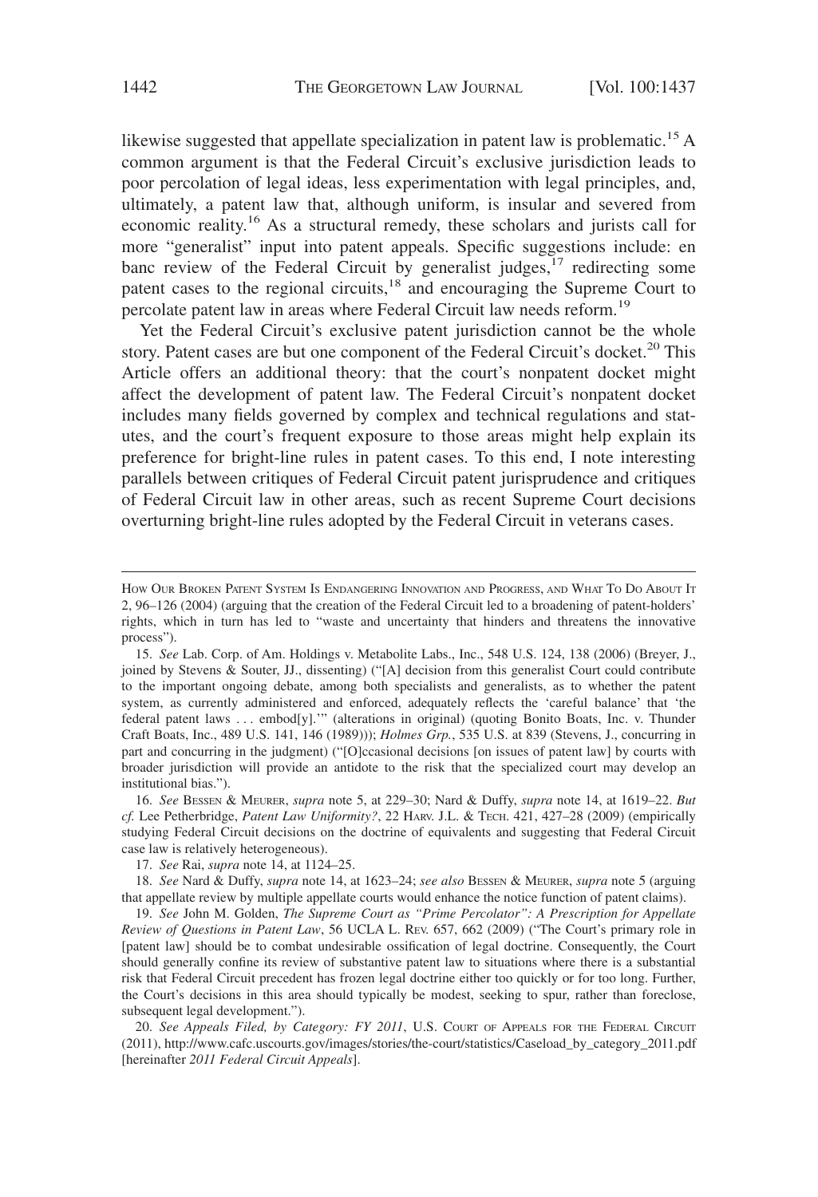likewise suggested that appellate specialization in patent law is problematic.[15] A common argument is that the Federal Circuit's exclusive jurisdiction leads to poor percolation of legal ideas, less experimentation with legal principles, and, ultimately, a patent law that, although uniform, is insular and severed from economic reality.[16] As a structural remedy, these scholars and jurists call for more "generalist" input into patent appeals. Specific suggestions include: en banc review of the Federal Circuit by generalist judges,[17] redirecting some patent cases to the regional circuits,[18] and encouraging the Supreme Court to percolate patent law in areas where Federal Circuit law needs reform.[19]

Yet the Federal Circuit's exclusive patent jurisdiction cannot be the whole story. Patent cases are but one component of the Federal Circuit's docket.[20] This Article offers an additional theory: that the court's nonpatent docket might affect the development of patent law. The Federal Circuit's nonpatent docket includes many fields governed by complex and technical regulations and statutes, and the court's frequent exposure to those areas might help explain its preference for bright-line rules in patent cases. To this end, I note interesting parallels between critiques of Federal Circuit patent jurisprudence and critiques of Federal Circuit law in other areas, such as recent Supreme Court decisions overturning bright-line rules adopted by the Federal Circuit in veterans cases.

---

HOW OUR BROKEN PATENT SYSTEM IS ENDANGERING INNOVATION AND PROGRESS, AND WHAT TO DO ABOUT IT 2, 96–126 (2004) (arguing that the creation of the Federal Circuit led to a broadening of patent-holders' rights, which in turn has led to "waste and uncertainty that hinders and threatens the innovative process").

15. *See* Lab. Corp. of Am. Holdings v. Metabolite Labs., Inc., 548 U.S. 124, 138 (2006) (Breyer, J., joined by Stevens & Souter, JJ., dissenting) ("[A] decision from this generalist Court could contribute to the important ongoing debate, among both specialists and generalists, as to whether the patent system, as currently administered and enforced, adequately reflects the 'careful balance' that 'the federal patent laws . . . embod[y].'" (alterations in original) (quoting Bonito Boats, Inc. v. Thunder Craft Boats, Inc., 489 U.S. 141, 146 (1989))); *Holmes Grp.*, 535 U.S. at 839 (Stevens, J., concurring in part and concurring in the judgment) ("[O]ccasional decisions [on issues of patent law] by courts with broader jurisdiction will provide an antidote to the risk that the specialized court may develop an institutional bias.").

16. *See* BESSEN & MEURER, *supra* note 5, at 229–30; Nard & Duffy, *supra* note 14, at 1619–22. *But cf.* Lee Petherbridge, *Patent Law Uniformity?*, 22 HARV. J.L. & TECH. 421, 427–28 (2009) (empirically studying Federal Circuit decisions on the doctrine of equivalents and suggesting that Federal Circuit case law is relatively heterogeneous).

17. *See* Rai, *supra* note 14, at 1124–25.

18. *See* Nard & Duffy, *supra* note 14, at 1623–24; *see also* BESSEN & MEURER, *supra* note 5 (arguing that appellate review by multiple appellate courts would enhance the notice function of patent claims).

19. *See* John M. Golden, *The Supreme Court as "Prime Percolator": A Prescription for Appellate Review of Questions in Patent Law*, 56 UCLA L. REV. 657, 662 (2009) ("The Court's primary role in [patent law] should be to combat undesirable ossification of legal doctrine. Consequently, the Court should generally confine its review of substantive patent law to situations where there is a substantial risk that Federal Circuit precedent has frozen legal doctrine either too quickly or for too long. Further, the Court's decisions in this area should typically be modest, seeking to spur, rather than foreclose, subsequent legal development.").

20. *See Appeals Filed, by Category: FY 2011*, U.S. COURT OF APPEALS FOR THE FEDERAL CIRCUIT (2011), http://www.cafc.uscourts.gov/images/stories/the-court/statistics/Caseload_by_category_2011.pdf [hereinafter *2011 Federal Circuit Appeals*].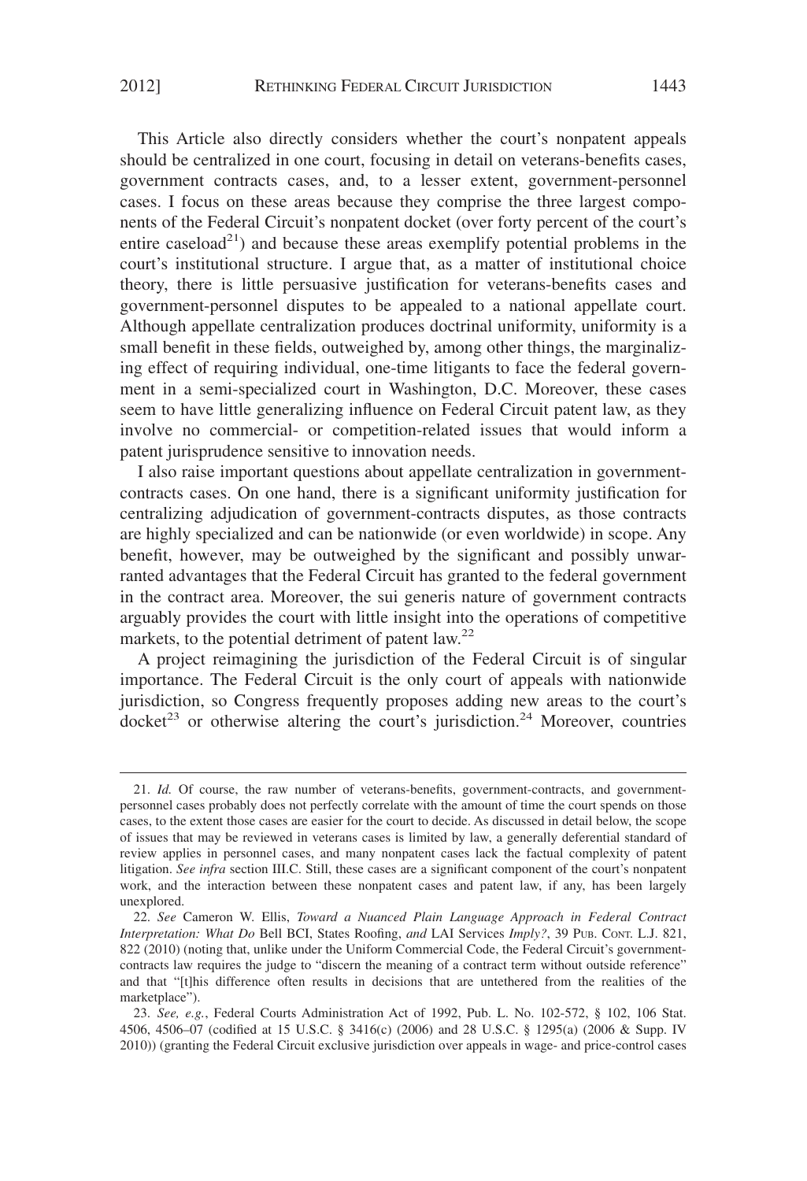This Article also directly considers whether the court's nonpatent appeals should be centralized in one court, focusing in detail on veterans-benefits cases, government contracts cases, and, to a lesser extent, government-personnel cases. I focus on these areas because they comprise the three largest components of the Federal Circuit's nonpatent docket (over forty percent of the court's entire caseload[21]) and because these areas exemplify potential problems in the court's institutional structure. I argue that, as a matter of institutional choice theory, there is little persuasive justification for veterans-benefits cases and government-personnel disputes to be appealed to a national appellate court. Although appellate centralization produces doctrinal uniformity, uniformity is a small benefit in these fields, outweighed by, among other things, the marginalizing effect of requiring individual, one-time litigants to face the federal government in a semi-specialized court in Washington, D.C. Moreover, these cases seem to have little generalizing influence on Federal Circuit patent law, as they involve no commercial- or competition-related issues that would inform a patent jurisprudence sensitive to innovation needs.

I also raise important questions about appellate centralization in government-contracts cases. On one hand, there is a significant uniformity justification for centralizing adjudication of government-contracts disputes, as those contracts are highly specialized and can be nationwide (or even worldwide) in scope. Any benefit, however, may be outweighed by the significant and possibly unwarranted advantages that the Federal Circuit has granted to the federal government in the contract area. Moreover, the sui generis nature of government contracts arguably provides the court with little insight into the operations of competitive markets, to the potential detriment of patent law.[22]

A project reimagining the jurisdiction of the Federal Circuit is of singular importance. The Federal Circuit is the only court of appeals with nationwide jurisdiction, so Congress frequently proposes adding new areas to the court's docket[23] or otherwise altering the court's jurisdiction.[24] Moreover, countries

---

21. *Id.* Of course, the raw number of veterans-benefits, government-contracts, and government-personnel cases probably does not perfectly correlate with the amount of time the court spends on those cases, to the extent those cases are easier for the court to decide. As discussed in detail below, the scope of issues that may be reviewed in veterans cases is limited by law, a generally deferential standard of review applies in personnel cases, and many nonpatent cases lack the factual complexity of patent litigation. *See infra* section III.C. Still, these cases are a significant component of the court's nonpatent work, and the interaction between these nonpatent cases and patent law, if any, has been largely unexplored.

22. *See* Cameron W. Ellis, *Toward a Nuanced Plain Language Approach in Federal Contract Interpretation: What Do* Bell BCI, States Roofing, *and* LAI Services *Imply?*, 39 PUB. CONT. L.J. 821, 822 (2010) (noting that, unlike under the Uniform Commercial Code, the Federal Circuit's government-contracts law requires the judge to "discern the meaning of a contract term without outside reference" and that "[t]his difference often results in decisions that are untethered from the realities of the marketplace").

23. *See, e.g.*, Federal Courts Administration Act of 1992, Pub. L. No. 102-572, § 102, 106 Stat. 4506, 4506–07 (codified at 15 U.S.C. § 3416(c) (2006) and 28 U.S.C. § 1295(a) (2006 & Supp. IV 2010)) (granting the Federal Circuit exclusive jurisdiction over appeals in wage- and price-control cases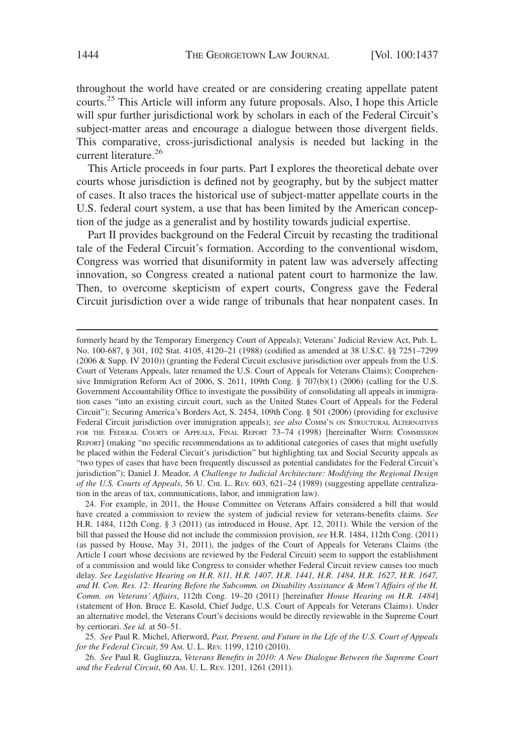throughout the world have created or are considering creating appellate patent courts.[25] This Article will inform any future proposals. Also, I hope this Article will spur further jurisdictional work by scholars in each of the Federal Circuit's subject-matter areas and encourage a dialogue between those divergent fields. This comparative, cross-jurisdictional analysis is needed but lacking in the current literature.[26]

This Article proceeds in four parts. Part I explores the theoretical debate over courts whose jurisdiction is defined not by geography, but by the subject matter of cases. It also traces the historical use of subject-matter appellate courts in the U.S. federal court system, a use that has been limited by the American conception of the judge as a generalist and by hostility towards judicial expertise.

Part II provides background on the Federal Circuit by recasting the traditional tale of the Federal Circuit's formation. According to the conventional wisdom, Congress was worried that disuniformity in patent law was adversely affecting innovation, so Congress created a national patent court to harmonize the law. Then, to overcome skepticism of expert courts, Congress gave the Federal Circuit jurisdiction over a wide range of tribunals that hear nonpatent cases. In

---

formerly heard by the Temporary Emergency Court of Appeals); Veterans' Judicial Review Act, Pub. L. No. 100-687, § 301, 102 Stat. 4105, 4120–21 (1988) (codified as amended at 38 U.S.C. §§ 7251–7299 (2006 & Supp. IV 2010)) (granting the Federal Circuit exclusive jurisdiction over appeals from the U.S. Court of Veterans Appeals, later renamed the U.S. Court of Appeals for Veterans Claims); Comprehensive Immigration Reform Act of 2006, S. 2611, 109th Cong. § 707(b)(1) (2006) (calling for the U.S. Government Accountability Office to investigate the possibility of consolidating all appeals in immigration cases "into an existing circuit court, such as the United States Court of Appeals for the Federal Circuit"); Securing America's Borders Act, S. 2454, 109th Cong. § 501 (2006) (providing for exclusive Federal Circuit jurisdiction over immigration appeals); *see also* COMM'N ON STRUCTURAL ALTERNATIVES FOR THE FEDERAL COURTS OF APPEALS, FINAL REPORT 73–74 (1998) [hereinafter WHITE COMMISSION REPORT] (making "no specific recommendations as to additional categories of cases that might usefully be placed within the Federal Circuit's jurisdiction" but highlighting tax and Social Security appeals as "two types of cases that have been frequently discussed as potential candidates for the Federal Circuit's jurisdiction"); Daniel J. Meador, *A Challenge to Judicial Architecture: Modifying the Regional Design of the U.S. Courts of Appeals*, 56 U. CHI. L. REV. 603, 621–24 (1989) (suggesting appellate centralization in the areas of tax, communications, labor, and immigration law).

24. For example, in 2011, the House Committee on Veterans Affairs considered a bill that would have created a commission to review the system of judicial review for veterans-benefits claims. *See* H.R. 1484, 112th Cong. § 3 (2011) (as introduced in House, Apr. 12, 2011). While the version of the bill that passed the House did not include the commission provision, *see* H.R. 1484, 112th Cong. (2011) (as passed by House, May 31, 2011), the judges of the Court of Appeals for Veterans Claims (the Article I court whose decisions are reviewed by the Federal Circuit) seem to support the establishment of a commission and would like Congress to consider whether Federal Circuit review causes too much delay. *See Legislative Hearing on H.R. 811, H.R. 1407, H.R. 1441, H.R. 1484, H.R. 1627, H.R. 1647, and H. Con. Res. 12: Hearing Before the Subcomm. on Disability Assistance & Mem'l Affairs of the H. Comm. on Veterans' Affairs*, 112th Cong. 19–20 (2011) [hereinafter *House Hearing on H.R. 1484*] (statement of Hon. Bruce E. Kasold, Chief Judge, U.S. Court of Appeals for Veterans Claims). Under an alternative model, the Veterans Court's decisions would be directly reviewable in the Supreme Court by certiorari. *See id.* at 50–51.

25. *See* Paul R. Michel, Afterword, *Past, Present, and Future in the Life of the U.S. Court of Appeals for the Federal Circuit*, 59 AM. U. L. REV. 1199, 1210 (2010).

26. *See* Paul R. Gugliuzza, *Veterans Benefits in 2010: A New Dialogue Between the Supreme Court and the Federal Circuit*, 60 AM. U. L. REV. 1201, 1261 (2011).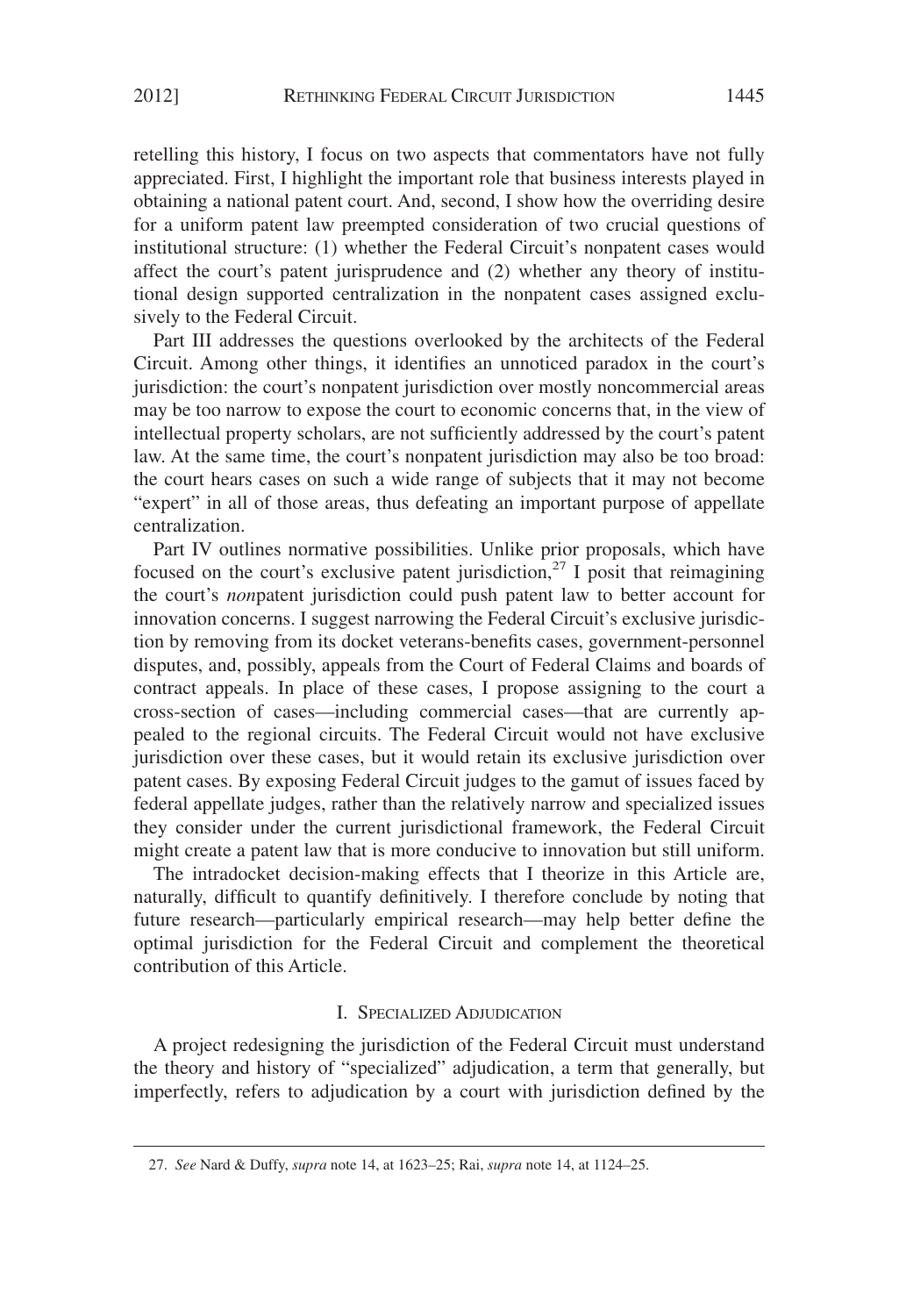retelling this history, I focus on two aspects that commentators have not fully appreciated. First, I highlight the important role that business interests played in obtaining a national patent court. And, second, I show how the overriding desire for a uniform patent law preempted consideration of two crucial questions of institutional structure: (1) whether the Federal Circuit's nonpatent cases would affect the court's patent jurisprudence and (2) whether any theory of institutional design supported centralization in the nonpatent cases assigned exclusively to the Federal Circuit.

Part III addresses the questions overlooked by the architects of the Federal Circuit. Among other things, it identifies an unnoticed paradox in the court's jurisdiction: the court's nonpatent jurisdiction over mostly noncommercial areas may be too narrow to expose the court to economic concerns that, in the view of intellectual property scholars, are not sufficiently addressed by the court's patent law. At the same time, the court's nonpatent jurisdiction may also be too broad: the court hears cases on such a wide range of subjects that it may not become "expert" in all of those areas, thus defeating an important purpose of appellate centralization.

Part IV outlines normative possibilities. Unlike prior proposals, which have focused on the court's exclusive patent jurisdiction,[27] I posit that reimagining the court's *non*patent jurisdiction could push patent law to better account for innovation concerns. I suggest narrowing the Federal Circuit's exclusive jurisdiction by removing from its docket veterans-benefits cases, government-personnel disputes, and, possibly, appeals from the Court of Federal Claims and boards of contract appeals. In place of these cases, I propose assigning to the court a cross-section of cases—including commercial cases—that are currently appealed to the regional circuits. The Federal Circuit would not have exclusive jurisdiction over these cases, but it would retain its exclusive jurisdiction over patent cases. By exposing Federal Circuit judges to the gamut of issues faced by federal appellate judges, rather than the relatively narrow and specialized issues they consider under the current jurisdictional framework, the Federal Circuit might create a patent law that is more conducive to innovation but still uniform.

The intradocket decision-making effects that I theorize in this Article are, naturally, difficult to quantify definitively. I therefore conclude by noting that future research—particularly empirical research—may help better define the optimal jurisdiction for the Federal Circuit and complement the theoretical contribution of this Article.

## I. Specialized Adjudication

A project redesigning the jurisdiction of the Federal Circuit must understand the theory and history of "specialized" adjudication, a term that generally, but imperfectly, refers to adjudication by a court with jurisdiction defined by the

27. *See* Nard & Duffy, *supra* note 14, at 1623–25; Rai, *supra* note 14, at 1124–25.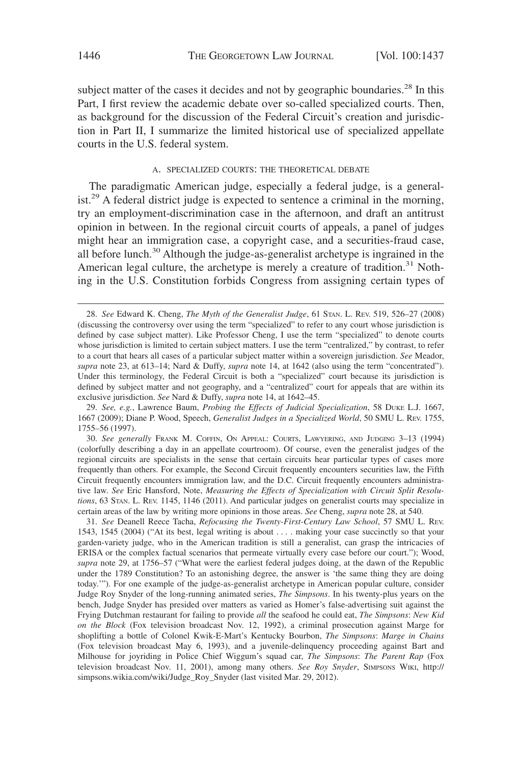subject matter of the cases it decides and not by geographic boundaries.[28] In this Part, I first review the academic debate over so-called specialized courts. Then, as background for the discussion of the Federal Circuit's creation and jurisdiction in Part II, I summarize the limited historical use of specialized appellate courts in the U.S. federal system.

### A. SPECIALIZED COURTS: THE THEORETICAL DEBATE

The paradigmatic American judge, especially a federal judge, is a generalist.[29] A federal district judge is expected to sentence a criminal in the morning, try an employment-discrimination case in the afternoon, and draft an antitrust opinion in between. In the regional circuit courts of appeals, a panel of judges might hear an immigration case, a copyright case, and a securities-fraud case, all before lunch.[30] Although the judge-as-generalist archetype is ingrained in the American legal culture, the archetype is merely a creature of tradition.[31] Nothing in the U.S. Constitution forbids Congress from assigning certain types of

---

28. *See* Edward K. Cheng, *The Myth of the Generalist Judge*, 61 STAN. L. REV. 519, 526–27 (2008) (discussing the controversy over using the term "specialized" to refer to any court whose jurisdiction is defined by case subject matter). Like Professor Cheng, I use the term "specialized" to denote courts whose jurisdiction is limited to certain subject matters. I use the term "centralized," by contrast, to refer to a court that hears all cases of a particular subject matter within a sovereign jurisdiction. *See* Meador, *supra* note 23, at 613–14; Nard & Duffy, *supra* note 14, at 1642 (also using the term "concentrated"). Under this terminology, the Federal Circuit is both a "specialized" court because its jurisdiction is defined by subject matter and not geography, and a "centralized" court for appeals that are within its exclusive jurisdiction. *See* Nard & Duffy, *supra* note 14, at 1642–45.

29. *See, e.g.*, Lawrence Baum, *Probing the Effects of Judicial Specialization*, 58 DUKE L.J. 1667, 1667 (2009); Diane P. Wood, Speech, *Generalist Judges in a Specialized World*, 50 SMU L. REV. 1755, 1755–56 (1997).

30. *See generally* FRANK M. COFFIN, ON APPEAL: COURTS, LAWYERING, AND JUDGING 3–13 (1994) (colorfully describing a day in an appellate courtroom). Of course, even the generalist judges of the regional circuits are specialists in the sense that certain circuits hear particular types of cases more frequently than others. For example, the Second Circuit frequently encounters securities law, the Fifth Circuit frequently encounters immigration law, and the D.C. Circuit frequently encounters administrative law. *See* Eric Hansford, Note, *Measuring the Effects of Specialization with Circuit Split Resolutions*, 63 STAN. L. REV. 1145, 1146 (2011). And particular judges on generalist courts may specialize in certain areas of the law by writing more opinions in those areas. *See* Cheng, *supra* note 28, at 540.

31. *See* Deanell Reece Tacha, *Refocusing the Twenty-First-Century Law School*, 57 SMU L. REV. 1543, 1545 (2004) ("At its best, legal writing is about . . . . making your case succinctly so that your garden-variety judge, who in the American tradition is still a generalist, can grasp the intricacies of ERISA or the complex factual scenarios that permeate virtually every case before our court."); Wood, *supra* note 29, at 1756–57 ("What were the earliest federal judges doing, at the dawn of the Republic under the 1789 Constitution? To an astonishing degree, the answer is 'the same thing they are doing today.'"). For one example of the judge-as-generalist archetype in American popular culture, consider Judge Roy Snyder of the long-running animated series, *The Simpsons*. In his twenty-plus years on the bench, Judge Snyder has presided over matters as varied as Homer's false-advertising suit against the Frying Dutchman restaurant for failing to provide *all* the seafood he could eat, *The Simpsons*: *New Kid on the Block* (Fox television broadcast Nov. 12, 1992), a criminal prosecution against Marge for shoplifting a bottle of Colonel Kwik-E-Mart's Kentucky Bourbon, *The Simpsons*: *Marge in Chains* (Fox television broadcast May 6, 1993), and a juvenile-delinquency proceeding against Bart and Milhouse for joyriding in Police Chief Wiggum's squad car, *The Simpsons*: *The Parent Rap* (Fox television broadcast Nov. 11, 2001), among many others. *See Roy Snyder*, SIMPSONS WIKI, http://simpsons.wikia.com/wiki/Judge_Roy_Snyder (last visited Mar. 29, 2012).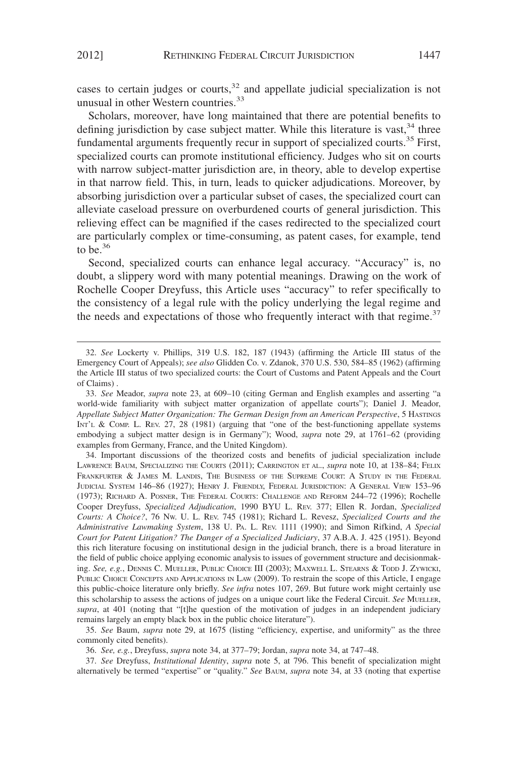cases to certain judges or courts,[32] and appellate judicial specialization is not unusual in other Western countries.[33]

Scholars, moreover, have long maintained that there are potential benefits to defining jurisdiction by case subject matter. While this literature is vast,[34] three fundamental arguments frequently recur in support of specialized courts.[35] First, specialized courts can promote institutional efficiency. Judges who sit on courts with narrow subject-matter jurisdiction are, in theory, able to develop expertise in that narrow field. This, in turn, leads to quicker adjudications. Moreover, by absorbing jurisdiction over a particular subset of cases, the specialized court can alleviate caseload pressure on overburdened courts of general jurisdiction. This relieving effect can be magnified if the cases redirected to the specialized court are particularly complex or time-consuming, as patent cases, for example, tend to be.[36]

Second, specialized courts can enhance legal accuracy. "Accuracy" is, no doubt, a slippery word with many potential meanings. Drawing on the work of Rochelle Cooper Dreyfuss, this Article uses "accuracy" to refer specifically to the consistency of a legal rule with the policy underlying the legal regime and the needs and expectations of those who frequently interact with that regime.[37]

---

32. *See* Lockerty v. Phillips, 319 U.S. 182, 187 (1943) (affirming the Article III status of the Emergency Court of Appeals); *see also* Glidden Co. v. Zdanok, 370 U.S. 530, 584–85 (1962) (affirming the Article III status of two specialized courts: the Court of Customs and Patent Appeals and the Court of Claims) .

33. *See* Meador, *supra* note 23, at 609–10 (citing German and English examples and asserting "a world-wide familiarity with subject matter organization of appellate courts"); Daniel J. Meador, *Appellate Subject Matter Organization: The German Design from an American Perspective*, 5 HASTINGS INT'L & COMP. L. REV. 27, 28 (1981) (arguing that "one of the best-functioning appellate systems embodying a subject matter design is in Germany"); Wood, *supra* note 29, at 1761–62 (providing examples from Germany, France, and the United Kingdom).

34. Important discussions of the theorized costs and benefits of judicial specialization include LAWRENCE BAUM, SPECIALIZING THE COURTS (2011); CARRINGTON ET AL., *supra* note 10, at 138–84; FELIX FRANKFURTER & JAMES M. LANDIS, THE BUSINESS OF THE SUPREME COURT: A STUDY IN THE FEDERAL JUDICIAL SYSTEM 146–86 (1927); HENRY J. FRIENDLY, FEDERAL JURISDICTION: A GENERAL VIEW 153–96 (1973); RICHARD A. POSNER, THE FEDERAL COURTS: CHALLENGE AND REFORM 244–72 (1996); Rochelle Cooper Dreyfuss, *Specialized Adjudication*, 1990 BYU L. REV. 377; Ellen R. Jordan, *Specialized Courts: A Choice?*, 76 NW. U. L. REV. 745 (1981); Richard L. Revesz, *Specialized Courts and the Administrative Lawmaking System*, 138 U. PA. L. REV. 1111 (1990); and Simon Rifkind, *A Special Court for Patent Litigation? The Danger of a Specialized Judiciary*, 37 A.B.A. J. 425 (1951). Beyond this rich literature focusing on institutional design in the judicial branch, there is a broad literature in the field of public choice applying economic analysis to issues of government structure and decisionmaking. *See, e.g.*, DENNIS C. MUELLER, PUBLIC CHOICE III (2003); MAXWELL L. STEARNS & TODD J. ZYWICKI, PUBLIC CHOICE CONCEPTS AND APPLICATIONS IN LAW (2009). To restrain the scope of this Article, I engage this public-choice literature only briefly. *See infra* notes 107, 269. But future work might certainly use this scholarship to assess the actions of judges on a unique court like the Federal Circuit. *See* MUELLER, *supra*, at 401 (noting that "[t]he question of the motivation of judges in an independent judiciary remains largely an empty black box in the public choice literature").

35. *See* Baum, *supra* note 29, at 1675 (listing "efficiency, expertise, and uniformity" as the three commonly cited benefits).

36. *See, e.g.*, Dreyfuss, *supra* note 34, at 377–79; Jordan, *supra* note 34, at 747–48.

37. *See* Dreyfuss, *Institutional Identity*, *supra* note 5, at 796. This benefit of specialization might alternatively be termed "expertise" or "quality." *See* BAUM, *supra* note 34, at 33 (noting that expertise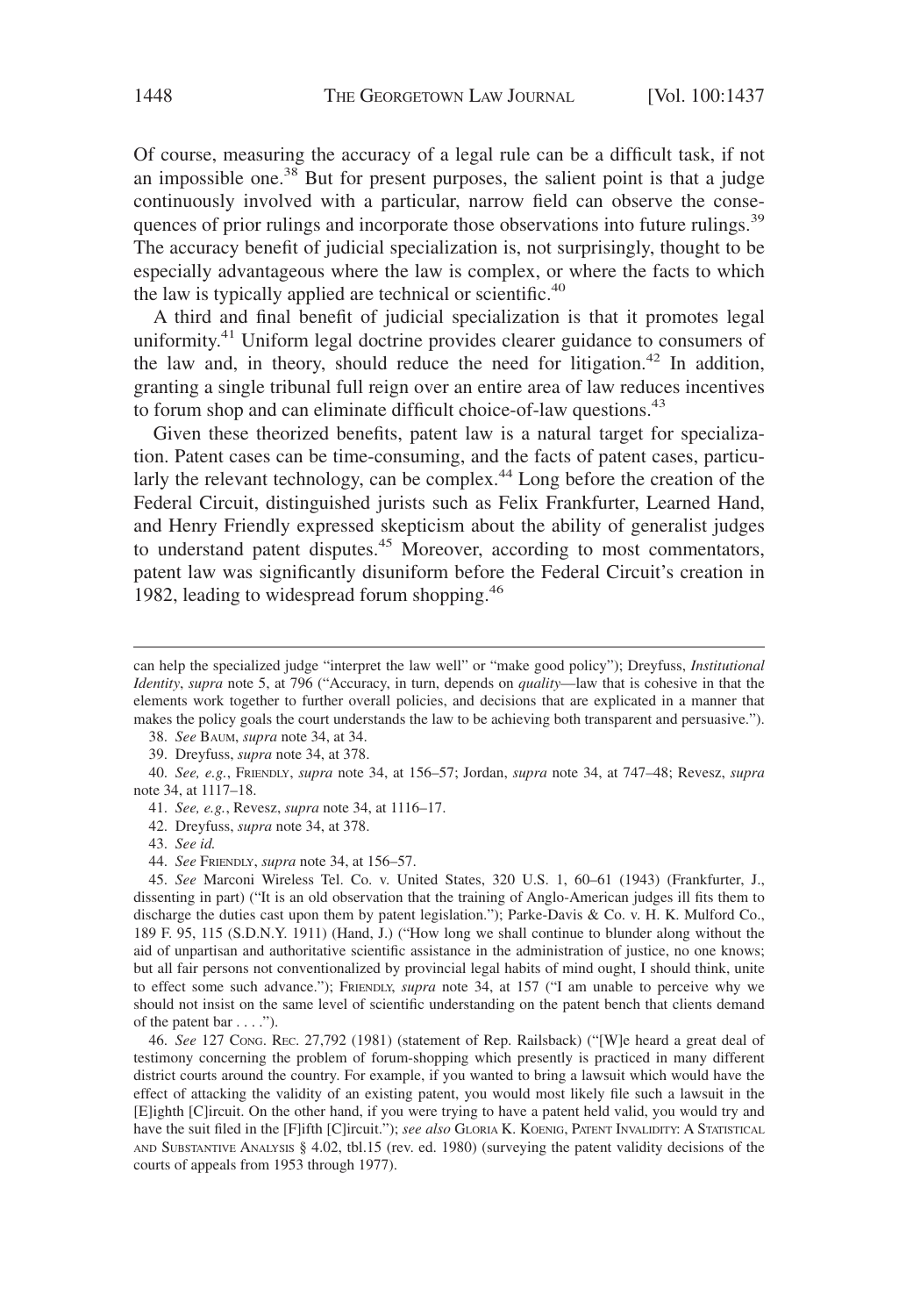Of course, measuring the accuracy of a legal rule can be a difficult task, if not an impossible one.[38] But for present purposes, the salient point is that a judge continuously involved with a particular, narrow field can observe the consequences of prior rulings and incorporate those observations into future rulings.[39] The accuracy benefit of judicial specialization is, not surprisingly, thought to be especially advantageous where the law is complex, or where the facts to which the law is typically applied are technical or scientific.[40]

A third and final benefit of judicial specialization is that it promotes legal uniformity.[41] Uniform legal doctrine provides clearer guidance to consumers of the law and, in theory, should reduce the need for litigation.[42] In addition, granting a single tribunal full reign over an entire area of law reduces incentives to forum shop and can eliminate difficult choice-of-law questions.[43]

Given these theorized benefits, patent law is a natural target for specialization. Patent cases can be time-consuming, and the facts of patent cases, particularly the relevant technology, can be complex.[44] Long before the creation of the Federal Circuit, distinguished jurists such as Felix Frankfurter, Learned Hand, and Henry Friendly expressed skepticism about the ability of generalist judges to understand patent disputes.[45] Moreover, according to most commentators, patent law was significantly disuniform before the Federal Circuit's creation in 1982, leading to widespread forum shopping.[46]

---

can help the specialized judge "interpret the law well" or "make good policy"); Dreyfuss, *Institutional Identity*, *supra* note 5, at 796 ("Accuracy, in turn, depends on *quality*—law that is cohesive in that the elements work together to further overall policies, and decisions that are explicated in a manner that makes the policy goals the court understands the law to be achieving both transparent and persuasive.").

38. *See* BAUM, *supra* note 34, at 34.

39. Dreyfuss, *supra* note 34, at 378.

40. *See, e.g.*, FRIENDLY, *supra* note 34, at 156–57; Jordan, *supra* note 34, at 747–48; Revesz, *supra* note 34, at 1117–18.

41. *See, e.g.*, Revesz, *supra* note 34, at 1116–17.

42. Dreyfuss, *supra* note 34, at 378.

43. *See id.*

44. *See* FRIENDLY, *supra* note 34, at 156–57.

45. *See* Marconi Wireless Tel. Co. v. United States, 320 U.S. 1, 60–61 (1943) (Frankfurter, J., dissenting in part) ("It is an old observation that the training of Anglo-American judges ill fits them to discharge the duties cast upon them by patent legislation."); Parke-Davis & Co. v. H. K. Mulford Co., 189 F. 95, 115 (S.D.N.Y. 1911) (Hand, J.) ("How long we shall continue to blunder along without the aid of unpartisan and authoritative scientific assistance in the administration of justice, no one knows; but all fair persons not conventionalized by provincial legal habits of mind ought, I should think, unite to effect some such advance."); FRIENDLY, *supra* note 34, at 157 ("I am unable to perceive why we should not insist on the same level of scientific understanding on the patent bench that clients demand of the patent bar . . . .").

46. *See* 127 CONG. REC. 27,792 (1981) (statement of Rep. Railsback) ("[W]e heard a great deal of testimony concerning the problem of forum-shopping which presently is practiced in many different district courts around the country. For example, if you wanted to bring a lawsuit which would have the effect of attacking the validity of an existing patent, you would most likely file such a lawsuit in the [E]ighth [C]ircuit. On the other hand, if you were trying to have a patent held valid, you would try and have the suit filed in the [F]ifth [C]ircuit."); *see also* GLORIA K. KOENIG, PATENT INVALIDITY: A STATISTICAL AND SUBSTANTIVE ANALYSIS § 4.02, tbl.15 (rev. ed. 1980) (surveying the patent validity decisions of the courts of appeals from 1953 through 1977).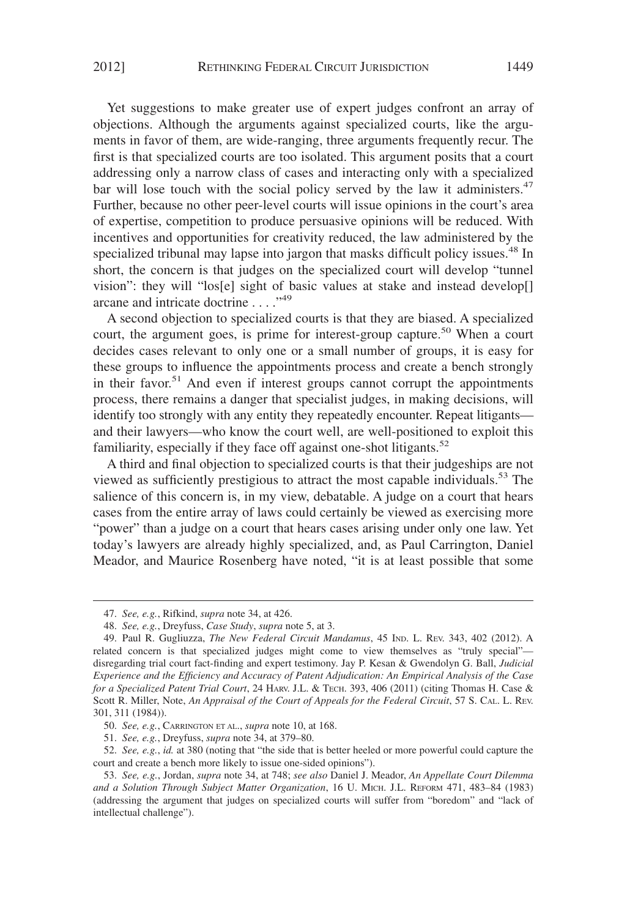Yet suggestions to make greater use of expert judges confront an array of objections. Although the arguments against specialized courts, like the arguments in favor of them, are wide-ranging, three arguments frequently recur. The first is that specialized courts are too isolated. This argument posits that a court addressing only a narrow class of cases and interacting only with a specialized bar will lose touch with the social policy served by the law it administers.[47] Further, because no other peer-level courts will issue opinions in the court's area of expertise, competition to produce persuasive opinions will be reduced. With incentives and opportunities for creativity reduced, the law administered by the specialized tribunal may lapse into jargon that masks difficult policy issues.[48] In short, the concern is that judges on the specialized court will develop "tunnel vision": they will "los[e] sight of basic values at stake and instead develop[] arcane and intricate doctrine . . . ."[49]

A second objection to specialized courts is that they are biased. A specialized court, the argument goes, is prime for interest-group capture.[50] When a court decides cases relevant to only one or a small number of groups, it is easy for these groups to influence the appointments process and create a bench strongly in their favor.[51] And even if interest groups cannot corrupt the appointments process, there remains a danger that specialist judges, in making decisions, will identify too strongly with any entity they repeatedly encounter. Repeat litigants—and their lawyers—who know the court well, are well-positioned to exploit this familiarity, especially if they face off against one-shot litigants.[52]

A third and final objection to specialized courts is that their judgeships are not viewed as sufficiently prestigious to attract the most capable individuals.[53] The salience of this concern is, in my view, debatable. A judge on a court that hears cases from the entire array of laws could certainly be viewed as exercising more "power" than a judge on a court that hears cases arising under only one law. Yet today's lawyers are already highly specialized, and, as Paul Carrington, Daniel Meador, and Maurice Rosenberg have noted, "it is at least possible that some

---

47. *See, e.g.*, Rifkind, *supra* note 34, at 426.

48. *See, e.g.*, Dreyfuss, *Case Study*, *supra* note 5, at 3.

49. Paul R. Gugliuzza, *The New Federal Circuit Mandamus*, 45 IND. L. REV. 343, 402 (2012). A related concern is that specialized judges might come to view themselves as "truly special"—disregarding trial court fact-finding and expert testimony. Jay P. Kesan & Gwendolyn G. Ball, *Judicial Experience and the Efficiency and Accuracy of Patent Adjudication: An Empirical Analysis of the Case for a Specialized Patent Trial Court*, 24 HARV. J.L. & TECH. 393, 406 (2011) (citing Thomas H. Case & Scott R. Miller, Note, *An Appraisal of the Court of Appeals for the Federal Circuit*, 57 S. CAL. L. REV. 301, 311 (1984)).

50. *See, e.g.*, CARRINGTON ET AL., *supra* note 10, at 168.

51. *See, e.g.*, Dreyfuss, *supra* note 34, at 379–80.

52. *See, e.g.*, *id.* at 380 (noting that "the side that is better heeled or more powerful could capture the court and create a bench more likely to issue one-sided opinions").

53. *See, e.g.*, Jordan, *supra* note 34, at 748; *see also* Daniel J. Meador, *An Appellate Court Dilemma and a Solution Through Subject Matter Organization*, 16 U. MICH. J.L. REFORM 471, 483–84 (1983) (addressing the argument that judges on specialized courts will suffer from "boredom" and "lack of intellectual challenge").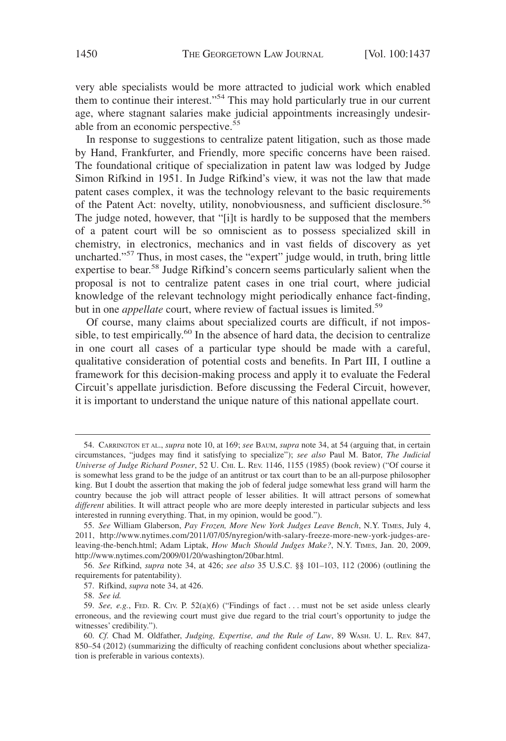very able specialists would be more attracted to judicial work which enabled them to continue their interest."[54] This may hold particularly true in our current age, where stagnant salaries make judicial appointments increasingly undesirable from an economic perspective.[55]

In response to suggestions to centralize patent litigation, such as those made by Hand, Frankfurter, and Friendly, more specific concerns have been raised. The foundational critique of specialization in patent law was lodged by Judge Simon Rifkind in 1951. In Judge Rifkind's view, it was not the law that made patent cases complex, it was the technology relevant to the basic requirements of the Patent Act: novelty, utility, nonobviousness, and sufficient disclosure.[56] The judge noted, however, that "[i]t is hardly to be supposed that the members of a patent court will be so omniscient as to possess specialized skill in chemistry, in electronics, mechanics and in vast fields of discovery as yet uncharted."[57] Thus, in most cases, the "expert" judge would, in truth, bring little expertise to bear.[58] Judge Rifkind's concern seems particularly salient when the proposal is not to centralize patent cases in one trial court, where judicial knowledge of the relevant technology might periodically enhance fact-finding, but in one *appellate* court, where review of factual issues is limited.[59]

Of course, many claims about specialized courts are difficult, if not impossible, to test empirically.[60] In the absence of hard data, the decision to centralize in one court all cases of a particular type should be made with a careful, qualitative consideration of potential costs and benefits. In Part III, I outline a framework for this decision-making process and apply it to evaluate the Federal Circuit's appellate jurisdiction. Before discussing the Federal Circuit, however, it is important to understand the unique nature of this national appellate court.

---

54. CARRINGTON ET AL., *supra* note 10, at 169; *see* BAUM, *supra* note 34, at 54 (arguing that, in certain circumstances, "judges may find it satisfying to specialize"); *see also* Paul M. Bator, *The Judicial Universe of Judge Richard Posner*, 52 U. CHI. L. REV. 1146, 1155 (1985) (book review) ("Of course it is somewhat less grand to be the judge of an antitrust or tax court than to be an all-purpose philosopher king. But I doubt the assertion that making the job of federal judge somewhat less grand will harm the country because the job will attract people of lesser abilities. It will attract persons of somewhat *different* abilities. It will attract people who are more deeply interested in particular subjects and less interested in running everything. That, in my opinion, would be good.").

55. *See* William Glaberson, *Pay Frozen, More New York Judges Leave Bench*, N.Y. TIMES, July 4, 2011, http://www.nytimes.com/2011/07/05/nyregion/with-salary-freeze-more-new-york-judges-are-leaving-the-bench.html; Adam Liptak, *How Much Should Judges Make?*, N.Y. TIMES, Jan. 20, 2009, http://www.nytimes.com/2009/01/20/washington/20bar.html.

56. *See* Rifkind, *supra* note 34, at 426; *see also* 35 U.S.C. §§ 101–103, 112 (2006) (outlining the requirements for patentability).

57. Rifkind, *supra* note 34, at 426.

58. *See id.*

59. *See, e.g.*, FED. R. CIV. P. 52(a)(6) ("Findings of fact . . . must not be set aside unless clearly erroneous, and the reviewing court must give due regard to the trial court's opportunity to judge the witnesses' credibility.").

60. *Cf.* Chad M. Oldfather, *Judging, Expertise, and the Rule of Law*, 89 WASH. U. L. REV. 847, 850–54 (2012) (summarizing the difficulty of reaching confident conclusions about whether specialization is preferable in various contexts).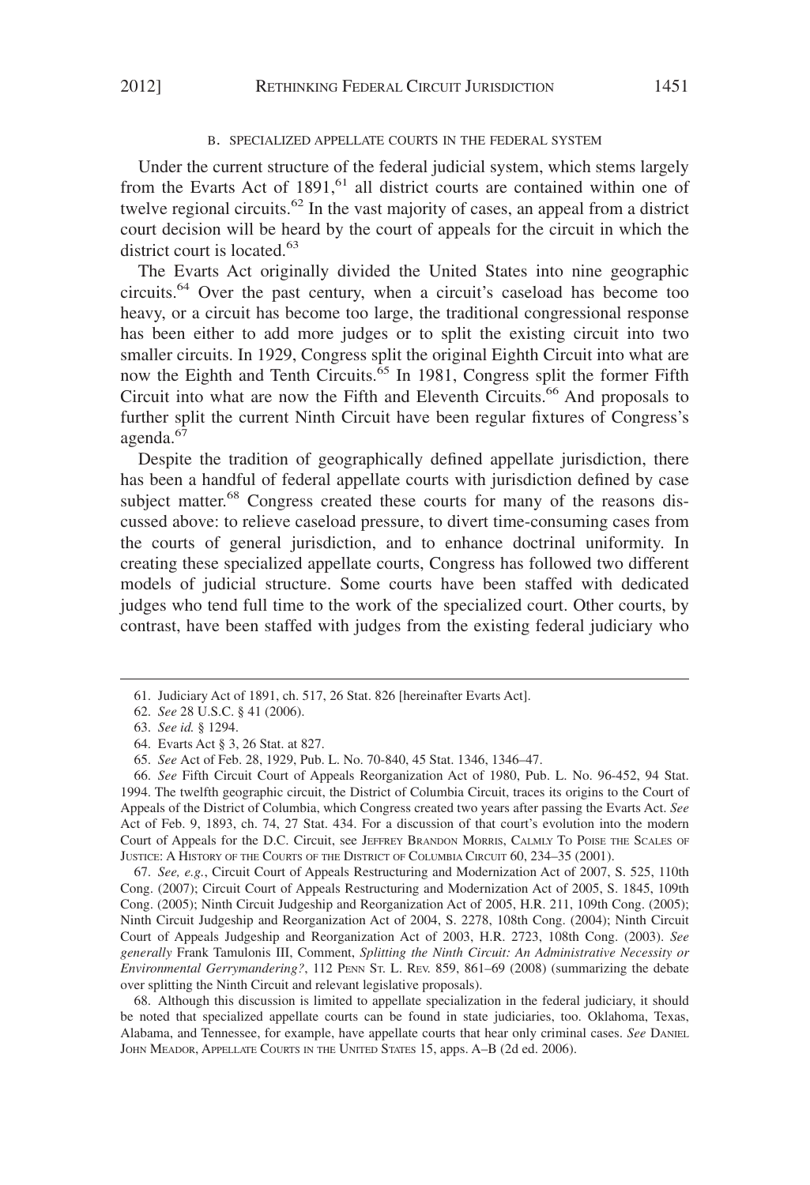### B. SPECIALIZED APPELLATE COURTS IN THE FEDERAL SYSTEM

Under the current structure of the federal judicial system, which stems largely from the Evarts Act of 1891,[61] all district courts are contained within one of twelve regional circuits.[62] In the vast majority of cases, an appeal from a district court decision will be heard by the court of appeals for the circuit in which the district court is located.[63]

The Evarts Act originally divided the United States into nine geographic circuits.[64] Over the past century, when a circuit's caseload has become too heavy, or a circuit has become too large, the traditional congressional response has been either to add more judges or to split the existing circuit into two smaller circuits. In 1929, Congress split the original Eighth Circuit into what are now the Eighth and Tenth Circuits.[65] In 1981, Congress split the former Fifth Circuit into what are now the Fifth and Eleventh Circuits.[66] And proposals to further split the current Ninth Circuit have been regular fixtures of Congress's agenda.[67]

Despite the tradition of geographically defined appellate jurisdiction, there has been a handful of federal appellate courts with jurisdiction defined by case subject matter.[68] Congress created these courts for many of the reasons discussed above: to relieve caseload pressure, to divert time-consuming cases from the courts of general jurisdiction, and to enhance doctrinal uniformity. In creating these specialized appellate courts, Congress has followed two different models of judicial structure. Some courts have been staffed with dedicated judges who tend full time to the work of the specialized court. Other courts, by contrast, have been staffed with judges from the existing federal judiciary who

---

61. Judiciary Act of 1891, ch. 517, 26 Stat. 826 [hereinafter Evarts Act].

62. *See* 28 U.S.C. § 41 (2006).

63. *See id.* § 1294.

64. Evarts Act § 3, 26 Stat. at 827.

65. *See* Act of Feb. 28, 1929, Pub. L. No. 70-840, 45 Stat. 1346, 1346–47.

66. *See* Fifth Circuit Court of Appeals Reorganization Act of 1980, Pub. L. No. 96-452, 94 Stat. 1994. The twelfth geographic circuit, the District of Columbia Circuit, traces its origins to the Court of Appeals of the District of Columbia, which Congress created two years after passing the Evarts Act. *See* Act of Feb. 9, 1893, ch. 74, 27 Stat. 434. For a discussion of that court's evolution into the modern Court of Appeals for the D.C. Circuit, see JEFFREY BRANDON MORRIS, CALMLY TO POISE THE SCALES OF JUSTICE: A HISTORY OF THE COURTS OF THE DISTRICT OF COLUMBIA CIRCUIT 60, 234–35 (2001).

67. *See, e.g.*, Circuit Court of Appeals Restructuring and Modernization Act of 2007, S. 525, 110th Cong. (2007); Circuit Court of Appeals Restructuring and Modernization Act of 2005, S. 1845, 109th Cong. (2005); Ninth Circuit Judgeship and Reorganization Act of 2005, H.R. 211, 109th Cong. (2005); Ninth Circuit Judgeship and Reorganization Act of 2004, S. 2278, 108th Cong. (2004); Ninth Circuit Court of Appeals Judgeship and Reorganization Act of 2003, H.R. 2723, 108th Cong. (2003). *See generally* Frank Tamulonis III, Comment, *Splitting the Ninth Circuit: An Administrative Necessity or Environmental Gerrymandering?*, 112 PENN ST. L. REV. 859, 861–69 (2008) (summarizing the debate over splitting the Ninth Circuit and relevant legislative proposals).

68. Although this discussion is limited to appellate specialization in the federal judiciary, it should be noted that specialized appellate courts can be found in state judiciaries, too. Oklahoma, Texas, Alabama, and Tennessee, for example, have appellate courts that hear only criminal cases. *See* DANIEL JOHN MEADOR, APPELLATE COURTS IN THE UNITED STATES 15, apps. A–B (2d ed. 2006).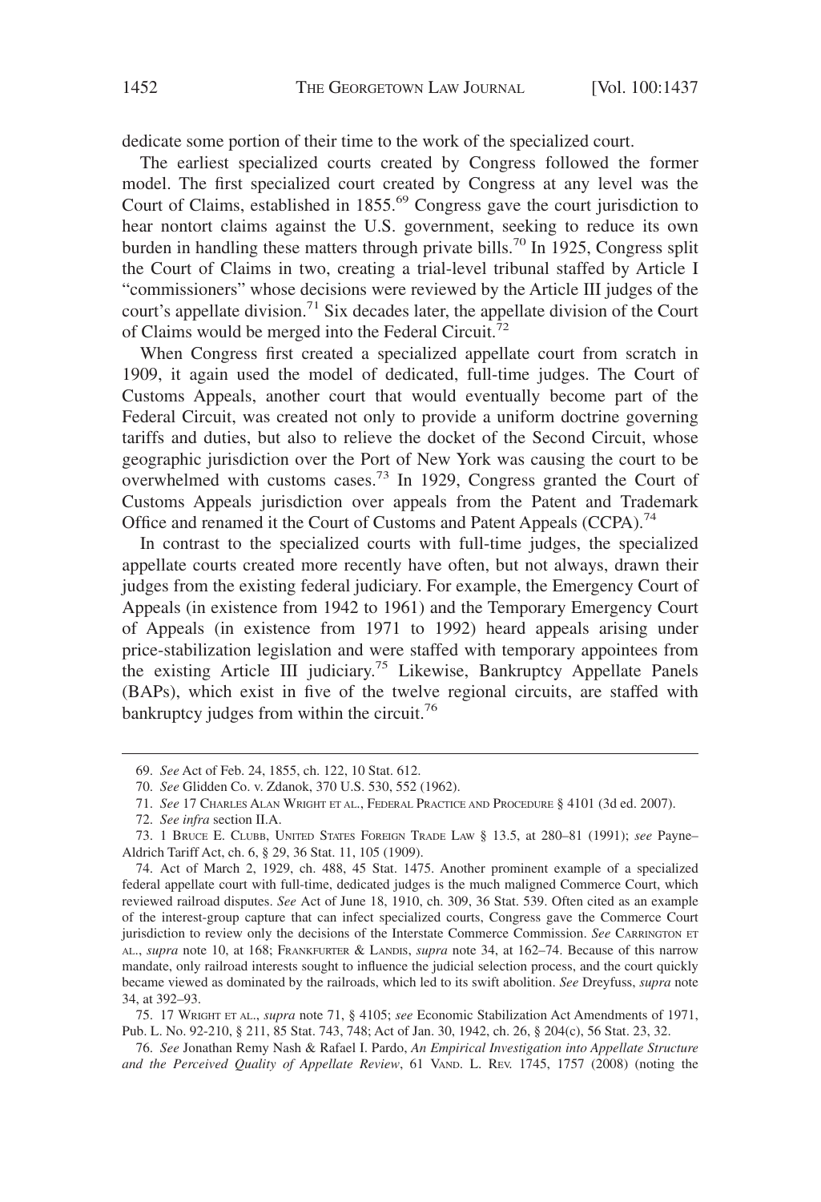dedicate some portion of their time to the work of the specialized court.

The earliest specialized courts created by Congress followed the former model. The first specialized court created by Congress at any level was the Court of Claims, established in 1855.[69] Congress gave the court jurisdiction to hear nontort claims against the U.S. government, seeking to reduce its own burden in handling these matters through private bills.[70] In 1925, Congress split the Court of Claims in two, creating a trial-level tribunal staffed by Article I "commissioners" whose decisions were reviewed by the Article III judges of the court's appellate division.[71] Six decades later, the appellate division of the Court of Claims would be merged into the Federal Circuit.[72]

When Congress first created a specialized appellate court from scratch in 1909, it again used the model of dedicated, full-time judges. The Court of Customs Appeals, another court that would eventually become part of the Federal Circuit, was created not only to provide a uniform doctrine governing tariffs and duties, but also to relieve the docket of the Second Circuit, whose geographic jurisdiction over the Port of New York was causing the court to be overwhelmed with customs cases.[73] In 1929, Congress granted the Court of Customs Appeals jurisdiction over appeals from the Patent and Trademark Office and renamed it the Court of Customs and Patent Appeals (CCPA).[74]

In contrast to the specialized courts with full-time judges, the specialized appellate courts created more recently have often, but not always, drawn their judges from the existing federal judiciary. For example, the Emergency Court of Appeals (in existence from 1942 to 1961) and the Temporary Emergency Court of Appeals (in existence from 1971 to 1992) heard appeals arising under price-stabilization legislation and were staffed with temporary appointees from the existing Article III judiciary.[75] Likewise, Bankruptcy Appellate Panels (BAPs), which exist in five of the twelve regional circuits, are staffed with bankruptcy judges from within the circuit.[76]

---

69. *See* Act of Feb. 24, 1855, ch. 122, 10 Stat. 612.

70. *See* Glidden Co. v. Zdanok, 370 U.S. 530, 552 (1962).

71. *See* 17 Charles Alan Wright et al., Federal Practice and Procedure § 4101 (3d ed. 2007).

72. *See infra* section II.A.

73. 1 Bruce E. Clubb, United States Foreign Trade Law § 13.5, at 280–81 (1991); *see* Payne–Aldrich Tariff Act, ch. 6, § 29, 36 Stat. 11, 105 (1909).

74. Act of March 2, 1929, ch. 488, 45 Stat. 1475. Another prominent example of a specialized federal appellate court with full-time, dedicated judges is the much maligned Commerce Court, which reviewed railroad disputes. *See* Act of June 18, 1910, ch. 309, 36 Stat. 539. Often cited as an example of the interest-group capture that can infect specialized courts, Congress gave the Commerce Court jurisdiction to review only the decisions of the Interstate Commerce Commission. *See* Carrington et al., *supra* note 10, at 168; Frankfurter & Landis, *supra* note 34, at 162–74. Because of this narrow mandate, only railroad interests sought to influence the judicial selection process, and the court quickly became viewed as dominated by the railroads, which led to its swift abolition. *See* Dreyfuss, *supra* note 34, at 392–93.

75. 17 Wright et al., *supra* note 71, § 4105; *see* Economic Stabilization Act Amendments of 1971, Pub. L. No. 92-210, § 211, 85 Stat. 743, 748; Act of Jan. 30, 1942, ch. 26, § 204(c), 56 Stat. 23, 32.

76. *See* Jonathan Remy Nash & Rafael I. Pardo, *An Empirical Investigation into Appellate Structure and the Perceived Quality of Appellate Review*, 61 Vand. L. Rev. 1745, 1757 (2008) (noting the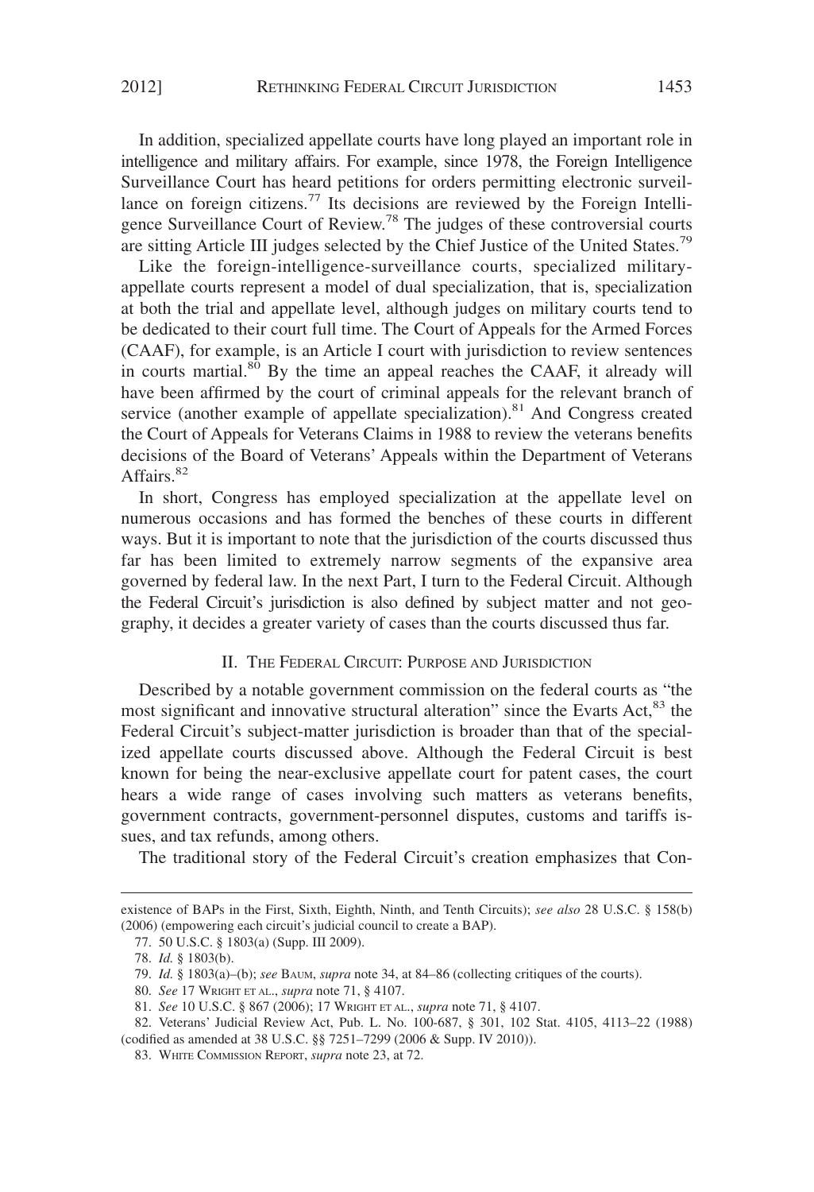In addition, specialized appellate courts have long played an important role in intelligence and military affairs. For example, since 1978, the Foreign Intelligence Surveillance Court has heard petitions for orders permitting electronic surveillance on foreign citizens.[77] Its decisions are reviewed by the Foreign Intelligence Surveillance Court of Review.[78] The judges of these controversial courts are sitting Article III judges selected by the Chief Justice of the United States.[79]

Like the foreign-intelligence-surveillance courts, specialized military-appellate courts represent a model of dual specialization, that is, specialization at both the trial and appellate level, although judges on military courts tend to be dedicated to their court full time. The Court of Appeals for the Armed Forces (CAAF), for example, is an Article I court with jurisdiction to review sentences in courts martial.[80] By the time an appeal reaches the CAAF, it already will have been affirmed by the court of criminal appeals for the relevant branch of service (another example of appellate specialization).[81] And Congress created the Court of Appeals for Veterans Claims in 1988 to review the veterans benefits decisions of the Board of Veterans' Appeals within the Department of Veterans Affairs.[82]

In short, Congress has employed specialization at the appellate level on numerous occasions and has formed the benches of these courts in different ways. But it is important to note that the jurisdiction of the courts discussed thus far has been limited to extremely narrow segments of the expansive area governed by federal law. In the next Part, I turn to the Federal Circuit. Although the Federal Circuit's jurisdiction is also defined by subject matter and not geography, it decides a greater variety of cases than the courts discussed thus far.

## II. The Federal Circuit: Purpose and Jurisdiction

Described by a notable government commission on the federal courts as "the most significant and innovative structural alteration" since the Evarts Act,[83] the Federal Circuit's subject-matter jurisdiction is broader than that of the specialized appellate courts discussed above. Although the Federal Circuit is best known for being the near-exclusive appellate court for patent cases, the court hears a wide range of cases involving such matters as veterans benefits, government contracts, government-personnel disputes, customs and tariffs issues, and tax refunds, among others.

The traditional story of the Federal Circuit's creation emphasizes that Con-

---

existence of BAPs in the First, Sixth, Eighth, Ninth, and Tenth Circuits); *see also* 28 U.S.C. § 158(b) (2006) (empowering each circuit's judicial council to create a BAP).

77. 50 U.S.C. § 1803(a) (Supp. III 2009).

78. *Id.* § 1803(b).

79. *Id.* § 1803(a)–(b); *see* Baum, *supra* note 34, at 84–86 (collecting critiques of the courts).

80. *See* 17 Wright et al., *supra* note 71, § 4107.

81. *See* 10 U.S.C. § 867 (2006); 17 Wright et al., *supra* note 71, § 4107.

82. Veterans' Judicial Review Act, Pub. L. No. 100-687, § 301, 102 Stat. 4105, 4113–22 (1988) (codified as amended at 38 U.S.C. §§ 7251–7299 (2006 & Supp. IV 2010)).

83. White Commission Report, *supra* note 23, at 72.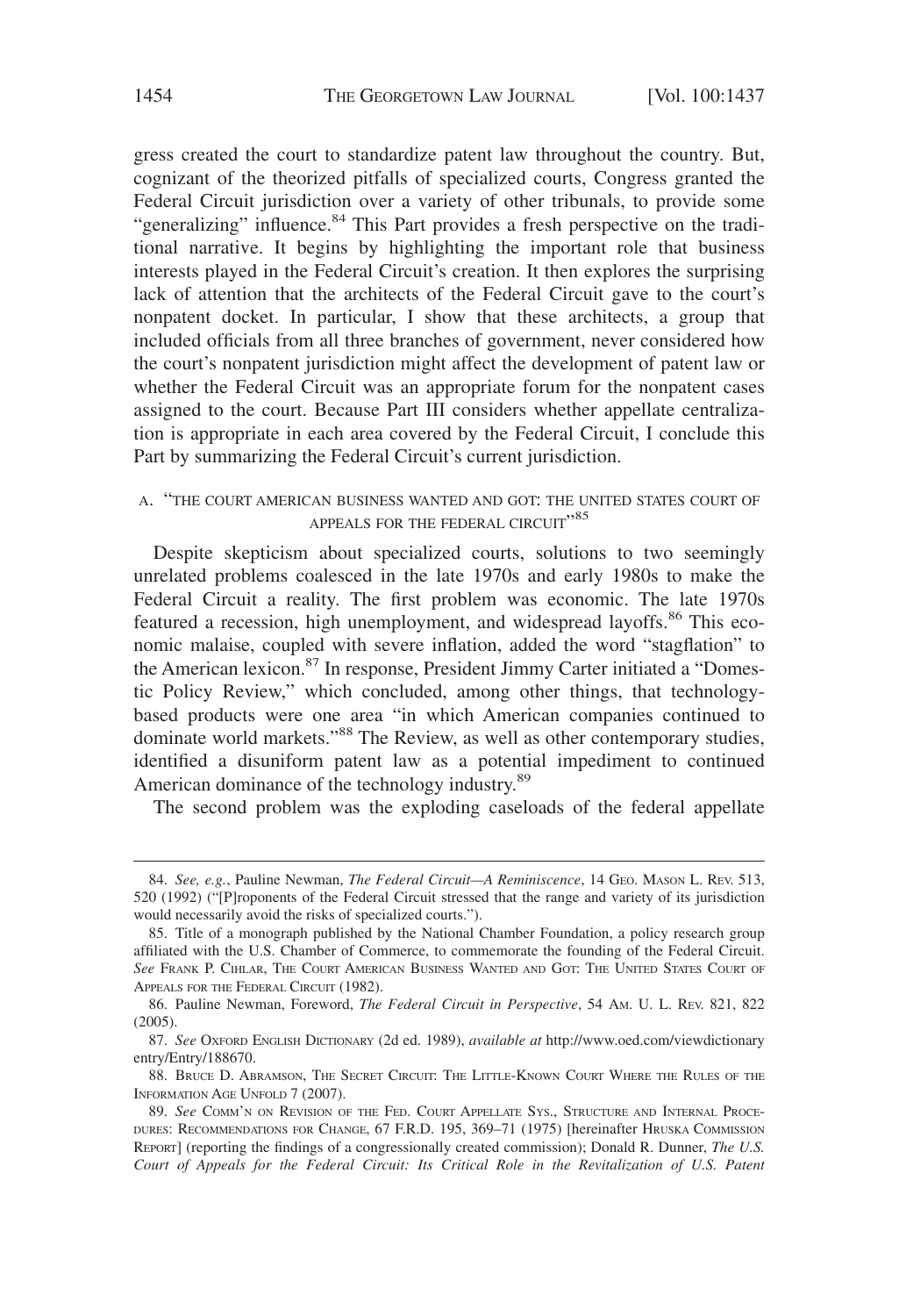gress created the court to standardize patent law throughout the country. But, cognizant of the theorized pitfalls of specialized courts, Congress granted the Federal Circuit jurisdiction over a variety of other tribunals, to provide some "generalizing" influence.[84] This Part provides a fresh perspective on the traditional narrative. It begins by highlighting the important role that business interests played in the Federal Circuit's creation. It then explores the surprising lack of attention that the architects of the Federal Circuit gave to the court's nonpatent docket. In particular, I show that these architects, a group that included officials from all three branches of government, never considered how the court's nonpatent jurisdiction might affect the development of patent law or whether the Federal Circuit was an appropriate forum for the nonpatent cases assigned to the court. Because Part III considers whether appellate centralization is appropriate in each area covered by the Federal Circuit, I conclude this Part by summarizing the Federal Circuit's current jurisdiction.

### A. "THE COURT AMERICAN BUSINESS WANTED AND GOT: THE UNITED STATES COURT OF APPEALS FOR THE FEDERAL CIRCUIT"[85]

Despite skepticism about specialized courts, solutions to two seemingly unrelated problems coalesced in the late 1970s and early 1980s to make the Federal Circuit a reality. The first problem was economic. The late 1970s featured a recession, high unemployment, and widespread layoffs.[86] This economic malaise, coupled with severe inflation, added the word "stagflation" to the American lexicon.[87] In response, President Jimmy Carter initiated a "Domestic Policy Review," which concluded, among other things, that technology-based products were one area "in which American companies continued to dominate world markets."[88] The Review, as well as other contemporary studies, identified a disuniform patent law as a potential impediment to continued American dominance of the technology industry.[89]

The second problem was the exploding caseloads of the federal appellate

---

84. *See, e.g.*, Pauline Newman, *The Federal Circuit—A Reminiscence*, 14 GEO. MASON L. REV. 513, 520 (1992) ("[P]roponents of the Federal Circuit stressed that the range and variety of its jurisdiction would necessarily avoid the risks of specialized courts.").

85. Title of a monograph published by the National Chamber Foundation, a policy research group affiliated with the U.S. Chamber of Commerce, to commemorate the founding of the Federal Circuit. *See* FRANK P. CIHLAR, THE COURT AMERICAN BUSINESS WANTED AND GOT: THE UNITED STATES COURT OF APPEALS FOR THE FEDERAL CIRCUIT (1982).

86. Pauline Newman, Foreword, *The Federal Circuit in Perspective*, 54 AM. U. L. REV. 821, 822 (2005).

87. *See* OXFORD ENGLISH DICTIONARY (2d ed. 1989), *available at* http://www.oed.com/viewdictionaryentry/Entry/188670.

88. BRUCE D. ABRAMSON, THE SECRET CIRCUIT: THE LITTLE-KNOWN COURT WHERE THE RULES OF THE INFORMATION AGE UNFOLD 7 (2007).

89. *See* COMM'N ON REVISION OF THE FED. COURT APPELLATE SYS., STRUCTURE AND INTERNAL PROCEDURES: RECOMMENDATIONS FOR CHANGE, 67 F.R.D. 195, 369–71 (1975) [hereinafter HRUSKA COMMISSION REPORT] (reporting the findings of a congressionally created commission); Donald R. Dunner, *The U.S. Court of Appeals for the Federal Circuit: Its Critical Role in the Revitalization of U.S. Patent*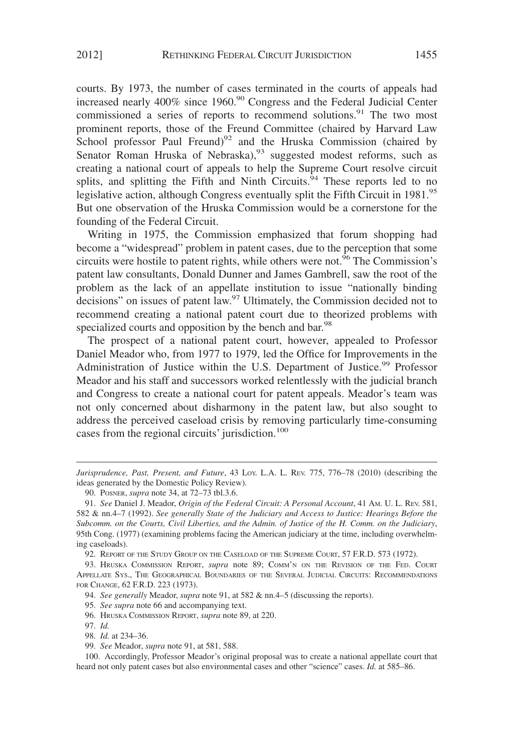courts. By 1973, the number of cases terminated in the courts of appeals had increased nearly 400% since 1960.[90] Congress and the Federal Judicial Center commissioned a series of reports to recommend solutions.[91] The two most prominent reports, those of the Freund Committee (chaired by Harvard Law School professor Paul Freund)[92] and the Hruska Commission (chaired by Senator Roman Hruska of Nebraska),[93] suggested modest reforms, such as creating a national court of appeals to help the Supreme Court resolve circuit splits, and splitting the Fifth and Ninth Circuits.[94] These reports led to no legislative action, although Congress eventually split the Fifth Circuit in 1981.[95] But one observation of the Hruska Commission would be a cornerstone for the founding of the Federal Circuit.

Writing in 1975, the Commission emphasized that forum shopping had become a "widespread" problem in patent cases, due to the perception that some circuits were hostile to patent rights, while others were not.[96] The Commission's patent law consultants, Donald Dunner and James Gambrell, saw the root of the problem as the lack of an appellate institution to issue "nationally binding decisions" on issues of patent law.[97] Ultimately, the Commission decided not to recommend creating a national patent court due to theorized problems with specialized courts and opposition by the bench and bar.[98]

The prospect of a national patent court, however, appealed to Professor Daniel Meador who, from 1977 to 1979, led the Office for Improvements in the Administration of Justice within the U.S. Department of Justice.[99] Professor Meador and his staff and successors worked relentlessly with the judicial branch and Congress to create a national court for patent appeals. Meador's team was not only concerned about disharmony in the patent law, but also sought to address the perceived caseload crisis by removing particularly time-consuming cases from the regional circuits' jurisdiction.[100]

---

*Jurisprudence, Past, Present, and Future*, 43 LOY. L.A. L. REV. 775, 776–78 (2010) (describing the ideas generated by the Domestic Policy Review).

90. POSNER, *supra* note 34, at 72–73 tbl.3.6.

91. *See* Daniel J. Meador, *Origin of the Federal Circuit: A Personal Account*, 41 AM. U. L. REV. 581, 582 & nn.4–7 (1992). *See generally State of the Judiciary and Access to Justice: Hearings Before the Subcomm. on the Courts, Civil Liberties, and the Admin. of Justice of the H. Comm. on the Judiciary*, 95th Cong. (1977) (examining problems facing the American judiciary at the time, including overwhelming caseloads).

92. REPORT OF THE STUDY GROUP ON THE CASELOAD OF THE SUPREME COURT, 57 F.R.D. 573 (1972).

93. HRUSKA COMMISSION REPORT, *supra* note 89; COMM'N ON THE REVISION OF THE FED. COURT APPELLATE SYS., THE GEOGRAPHICAL BOUNDARIES OF THE SEVERAL JUDICIAL CIRCUITS: RECOMMENDATIONS FOR CHANGE, 62 F.R.D. 223 (1973).

94. *See generally* Meador, *supra* note 91, at 582 & nn.4–5 (discussing the reports).

95. *See supra* note 66 and accompanying text.

96. HRUSKA COMMISSION REPORT, *supra* note 89, at 220.

97. *Id.*

98. *Id.* at 234–36.

99. *See* Meador, *supra* note 91, at 581, 588.

100. Accordingly, Professor Meador's original proposal was to create a national appellate court that heard not only patent cases but also environmental cases and other "science" cases. *Id.* at 585–86.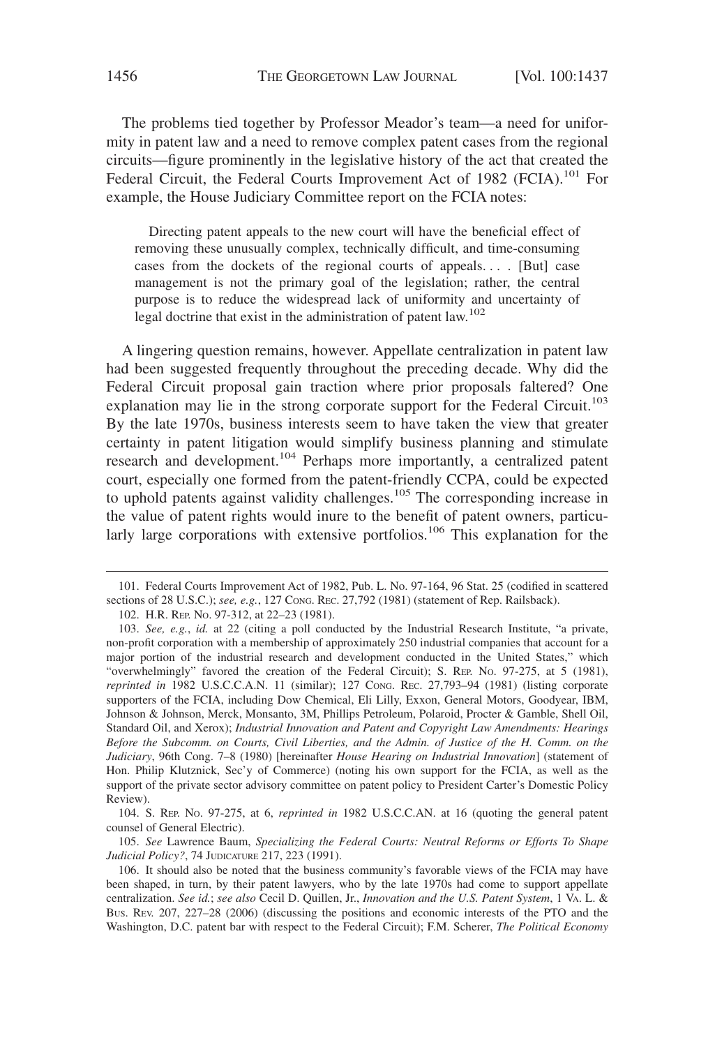The problems tied together by Professor Meador's team—a need for uniformity in patent law and a need to remove complex patent cases from the regional circuits—figure prominently in the legislative history of the act that created the Federal Circuit, the Federal Courts Improvement Act of 1982 (FCIA).[101] For example, the House Judiciary Committee report on the FCIA notes:

> Directing patent appeals to the new court will have the beneficial effect of removing these unusually complex, technically difficult, and time-consuming cases from the dockets of the regional courts of appeals. . . . [But] case management is not the primary goal of the legislation; rather, the central purpose is to reduce the widespread lack of uniformity and uncertainty of legal doctrine that exist in the administration of patent law.[102]

A lingering question remains, however. Appellate centralization in patent law had been suggested frequently throughout the preceding decade. Why did the Federal Circuit proposal gain traction where prior proposals faltered? One explanation may lie in the strong corporate support for the Federal Circuit.[103] By the late 1970s, business interests seem to have taken the view that greater certainty in patent litigation would simplify business planning and stimulate research and development.[104] Perhaps more importantly, a centralized patent court, especially one formed from the patent-friendly CCPA, could be expected to uphold patents against validity challenges.[105] The corresponding increase in the value of patent rights would inure to the benefit of patent owners, particularly large corporations with extensive portfolios.[106] This explanation for the

---

101. Federal Courts Improvement Act of 1982, Pub. L. No. 97-164, 96 Stat. 25 (codified in scattered sections of 28 U.S.C.); *see, e.g.*, 127 CONG. REC. 27,792 (1981) (statement of Rep. Railsback).

102. H.R. REP. NO. 97-312, at 22–23 (1981).

103. *See, e.g.*, *id.* at 22 (citing a poll conducted by the Industrial Research Institute, "a private, non-profit corporation with a membership of approximately 250 industrial companies that account for a major portion of the industrial research and development conducted in the United States," which "overwhelmingly" favored the creation of the Federal Circuit); S. REP. NO. 97-275, at 5 (1981), *reprinted in* 1982 U.S.C.C.A.N. 11 (similar); 127 CONG. REC. 27,793–94 (1981) (listing corporate supporters of the FCIA, including Dow Chemical, Eli Lilly, Exxon, General Motors, Goodyear, IBM, Johnson & Johnson, Merck, Monsanto, 3M, Phillips Petroleum, Polaroid, Procter & Gamble, Shell Oil, Standard Oil, and Xerox); *Industrial Innovation and Patent and Copyright Law Amendments: Hearings Before the Subcomm. on Courts, Civil Liberties, and the Admin. of Justice of the H. Comm. on the Judiciary*, 96th Cong. 7–8 (1980) [hereinafter *House Hearing on Industrial Innovation*] (statement of Hon. Philip Klutznick, Sec'y of Commerce) (noting his own support for the FCIA, as well as the support of the private sector advisory committee on patent policy to President Carter's Domestic Policy Review).

104. S. REP. NO. 97-275, at 6, *reprinted in* 1982 U.S.C.C.A.N. at 16 (quoting the general patent counsel of General Electric).

105. *See* Lawrence Baum, *Specializing the Federal Courts: Neutral Reforms or Efforts To Shape Judicial Policy?*, 74 JUDICATURE 217, 223 (1991).

106. It should also be noted that the business community's favorable views of the FCIA may have been shaped, in turn, by their patent lawyers, who by the late 1970s had come to support appellate centralization. *See id.*; *see also* Cecil D. Quillen, Jr., *Innovation and the U.S. Patent System*, 1 VA. L. & BUS. REV. 207, 227–28 (2006) (discussing the positions and economic interests of the PTO and the Washington, D.C. patent bar with respect to the Federal Circuit); F.M. Scherer, *The Political Economy*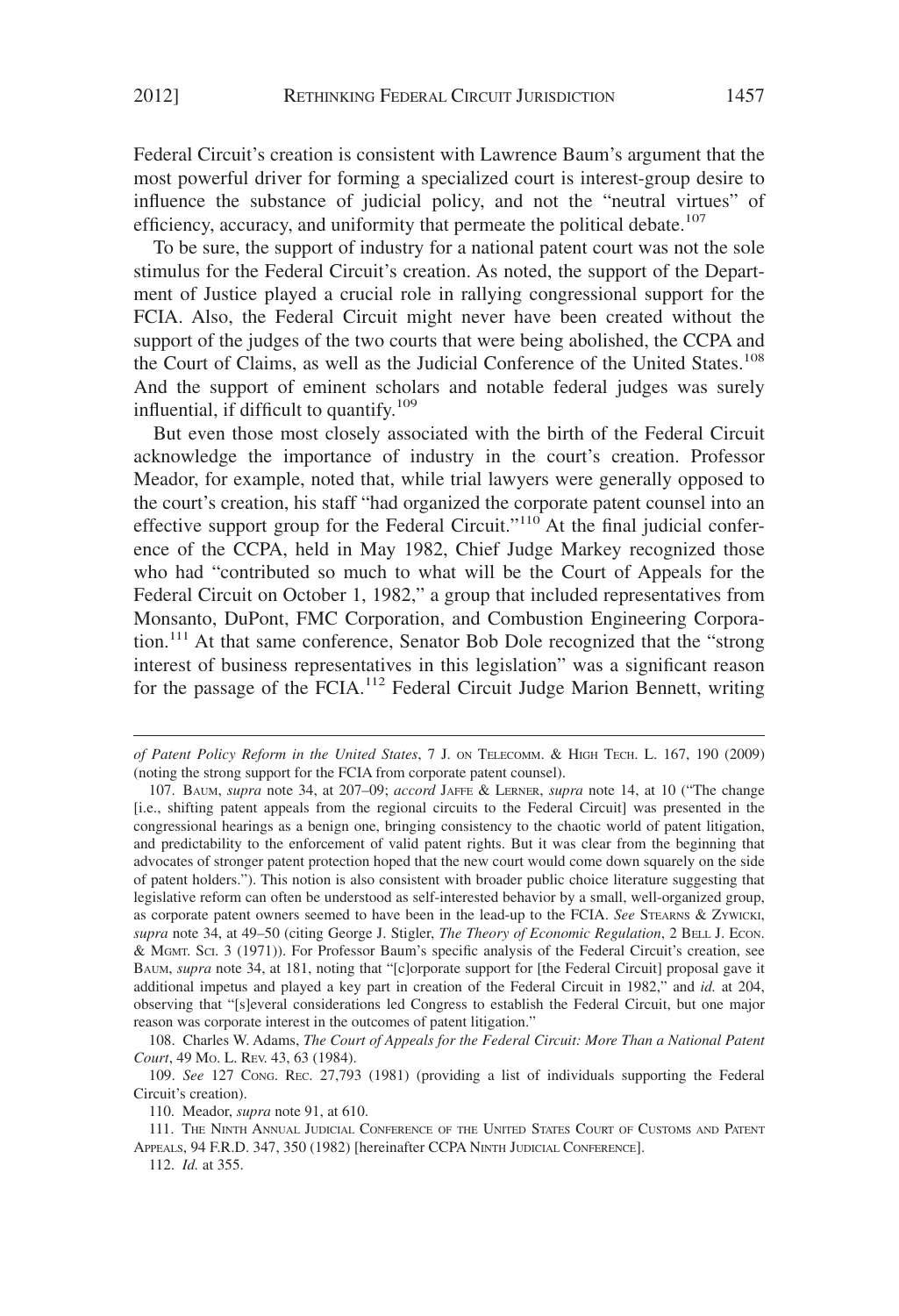Federal Circuit's creation is consistent with Lawrence Baum's argument that the most powerful driver for forming a specialized court is interest-group desire to influence the substance of judicial policy, and not the "neutral virtues" of efficiency, accuracy, and uniformity that permeate the political debate.[107]

To be sure, the support of industry for a national patent court was not the sole stimulus for the Federal Circuit's creation. As noted, the support of the Department of Justice played a crucial role in rallying congressional support for the FCIA. Also, the Federal Circuit might never have been created without the support of the judges of the two courts that were being abolished, the CCPA and the Court of Claims, as well as the Judicial Conference of the United States.[108] And the support of eminent scholars and notable federal judges was surely influential, if difficult to quantify.[109]

But even those most closely associated with the birth of the Federal Circuit acknowledge the importance of industry in the court's creation. Professor Meador, for example, noted that, while trial lawyers were generally opposed to the court's creation, his staff "had organized the corporate patent counsel into an effective support group for the Federal Circuit."[110] At the final judicial conference of the CCPA, held in May 1982, Chief Judge Markey recognized those who had "contributed so much to what will be the Court of Appeals for the Federal Circuit on October 1, 1982," a group that included representatives from Monsanto, DuPont, FMC Corporation, and Combustion Engineering Corporation.[111] At that same conference, Senator Bob Dole recognized that the "strong interest of business representatives in this legislation" was a significant reason for the passage of the FCIA.[112] Federal Circuit Judge Marion Bennett, writing

---

*of Patent Policy Reform in the United States*, 7 J. ON TELECOMM. & HIGH TECH. L. 167, 190 (2009) (noting the strong support for the FCIA from corporate patent counsel).

107. BAUM, *supra* note 34, at 207–09; *accord* JAFFE & LERNER, *supra* note 14, at 10 ("The change [i.e., shifting patent appeals from the regional circuits to the Federal Circuit] was presented in the congressional hearings as a benign one, bringing consistency to the chaotic world of patent litigation, and predictability to the enforcement of valid patent rights. But it was clear from the beginning that advocates of stronger patent protection hoped that the new court would come down squarely on the side of patent holders."). This notion is also consistent with broader public choice literature suggesting that legislative reform can often be understood as self-interested behavior by a small, well-organized group, as corporate patent owners seemed to have been in the lead-up to the FCIA. *See* STEARNS & ZYWICKI, *supra* note 34, at 49–50 (citing George J. Stigler, *The Theory of Economic Regulation*, 2 BELL J. ECON. & MGMT. SCI. 3 (1971)). For Professor Baum's specific analysis of the Federal Circuit's creation, see BAUM, *supra* note 34, at 181, noting that "[c]orporate support for [the Federal Circuit] proposal gave it additional impetus and played a key part in creation of the Federal Circuit in 1982," and *id.* at 204, observing that "[s]everal considerations led Congress to establish the Federal Circuit, but one major reason was corporate interest in the outcomes of patent litigation."

108. Charles W. Adams, *The Court of Appeals for the Federal Circuit: More Than a National Patent Court*, 49 MO. L. REV. 43, 63 (1984).

109. *See* 127 CONG. REC. 27,793 (1981) (providing a list of individuals supporting the Federal Circuit's creation).

110. Meador, *supra* note 91, at 610.

111. THE NINTH ANNUAL JUDICIAL CONFERENCE OF THE UNITED STATES COURT OF CUSTOMS AND PATENT APPEALS, 94 F.R.D. 347, 350 (1982) [hereinafter CCPA NINTH JUDICIAL CONFERENCE].

112. *Id.* at 355.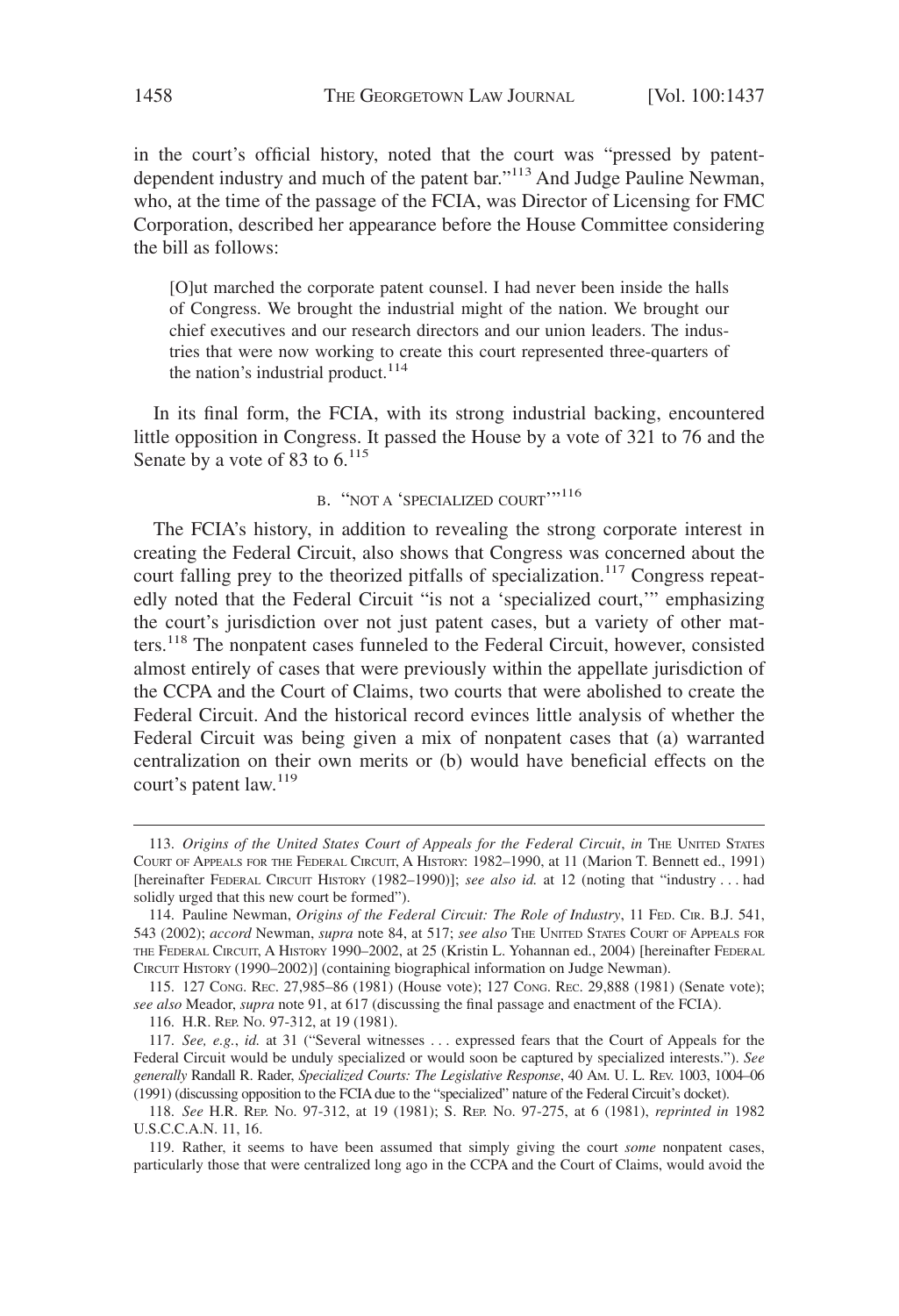in the court's official history, noted that the court was "pressed by patent-dependent industry and much of the patent bar."[113] And Judge Pauline Newman, who, at the time of the passage of the FCIA, was Director of Licensing for FMC Corporation, described her appearance before the House Committee considering the bill as follows:

> [O]ut marched the corporate patent counsel. I had never been inside the halls of Congress. We brought the industrial might of the nation. We brought our chief executives and our research directors and our union leaders. The industries that were now working to create this court represented three-quarters of the nation's industrial product.[114]

In its final form, the FCIA, with its strong industrial backing, encountered little opposition in Congress. It passed the House by a vote of 321 to 76 and the Senate by a vote of 83 to 6.[115]

### B. "NOT A 'SPECIALIZED COURT'"[116]

The FCIA's history, in addition to revealing the strong corporate interest in creating the Federal Circuit, also shows that Congress was concerned about the court falling prey to the theorized pitfalls of specialization.[117] Congress repeatedly noted that the Federal Circuit "is not a 'specialized court,'" emphasizing the court's jurisdiction over not just patent cases, but a variety of other matters.[118] The nonpatent cases funneled to the Federal Circuit, however, consisted almost entirely of cases that were previously within the appellate jurisdiction of the CCPA and the Court of Claims, two courts that were abolished to create the Federal Circuit. And the historical record evinces little analysis of whether the Federal Circuit was being given a mix of nonpatent cases that (a) warranted centralization on their own merits or (b) would have beneficial effects on the court's patent law.[119]

---

113. *Origins of the United States Court of Appeals for the Federal Circuit*, *in* THE UNITED STATES COURT OF APPEALS FOR THE FEDERAL CIRCUIT, A HISTORY: 1982–1990, at 11 (Marion T. Bennett ed., 1991) [hereinafter FEDERAL CIRCUIT HISTORY (1982–1990)]; *see also id.* at 12 (noting that "industry . . . had solidly urged that this new court be formed").

114. Pauline Newman, *Origins of the Federal Circuit: The Role of Industry*, 11 FED. CIR. B.J. 541, 543 (2002); *accord* Newman, *supra* note 84, at 517; *see also* THE UNITED STATES COURT OF APPEALS FOR THE FEDERAL CIRCUIT, A HISTORY 1990–2002, at 25 (Kristin L. Yohannan ed., 2004) [hereinafter FEDERAL CIRCUIT HISTORY (1990–2002)] (containing biographical information on Judge Newman).

115. 127 CONG. REC. 27,985–86 (1981) (House vote); 127 CONG. REC. 29,888 (1981) (Senate vote); *see also* Meador, *supra* note 91, at 617 (discussing the final passage and enactment of the FCIA).

116. H.R. REP. NO. 97-312, at 19 (1981).

117. *See, e.g.*, *id.* at 31 ("Several witnesses . . . expressed fears that the Court of Appeals for the Federal Circuit would be unduly specialized or would soon be captured by specialized interests."). *See generally* Randall R. Rader, *Specialized Courts: The Legislative Response*, 40 AM. U. L. REV. 1003, 1004–06 (1991) (discussing opposition to the FCIA due to the "specialized" nature of the Federal Circuit's docket).

118. *See* H.R. REP. NO. 97-312, at 19 (1981); S. REP. NO. 97-275, at 6 (1981), *reprinted in* 1982 U.S.C.C.A.N. 11, 16.

119. Rather, it seems to have been assumed that simply giving the court *some* nonpatent cases, particularly those that were centralized long ago in the CCPA and the Court of Claims, would avoid the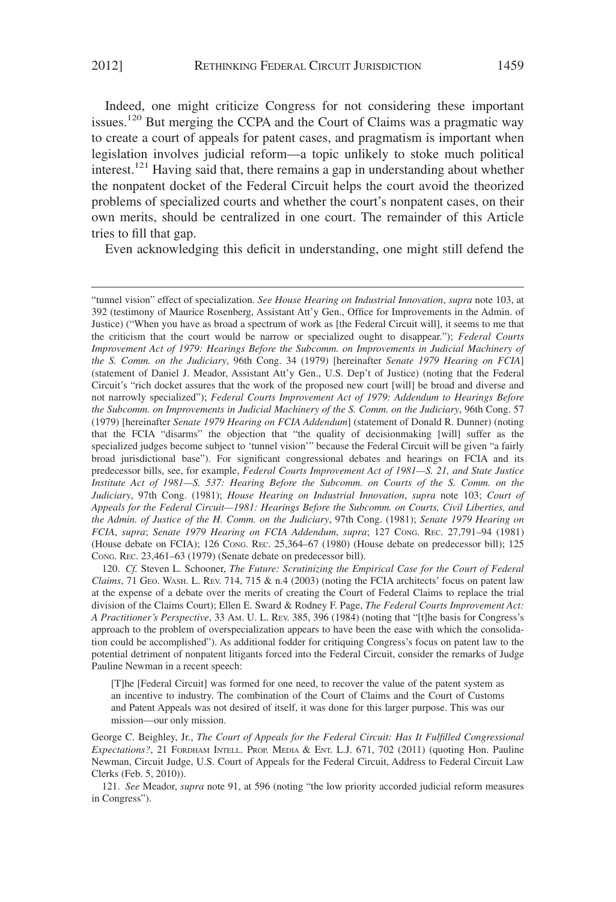Indeed, one might criticize Congress for not considering these important issues.[120] But merging the CCPA and the Court of Claims was a pragmatic way to create a court of appeals for patent cases, and pragmatism is important when legislation involves judicial reform—a topic unlikely to stoke much political interest.[121] Having said that, there remains a gap in understanding about whether the nonpatent docket of the Federal Circuit helps the court avoid the theorized problems of specialized courts and whether the court's nonpatent cases, on their own merits, should be centralized in one court. The remainder of this Article tries to fill that gap.

Even acknowledging this deficit in understanding, one might still defend the

---

"tunnel vision" effect of specialization. *See House Hearing on Industrial Innovation*, *supra* note 103, at 392 (testimony of Maurice Rosenberg, Assistant Att'y Gen., Office for Improvements in the Admin. of Justice) ("When you have as broad a spectrum of work as [the Federal Circuit will], it seems to me that the criticism that the court would be narrow or specialized ought to disappear."); *Federal Courts Improvement Act of 1979: Hearings Before the Subcomm. on Improvements in Judicial Machinery of the S. Comm. on the Judiciary*, 96th Cong. 34 (1979) [hereinafter *Senate 1979 Hearing on FCIA*] (statement of Daniel J. Meador, Assistant Att'y Gen., U.S. Dep't of Justice) (noting that the Federal Circuit's "rich docket assures that the work of the proposed new court [will] be broad and diverse and not narrowly specialized"); *Federal Courts Improvement Act of 1979: Addendum to Hearings Before the Subcomm. on Improvements in Judicial Machinery of the S. Comm. on the Judiciary*, 96th Cong. 57 (1979) [hereinafter *Senate 1979 Hearing on FCIA Addendum*] (statement of Donald R. Dunner) (noting that the FCIA "disarms" the objection that "the quality of decisionmaking [will] suffer as the specialized judges become subject to 'tunnel vision'" because the Federal Circuit will be given "a fairly broad jurisdictional base"). For significant congressional debates and hearings on FCIA and its predecessor bills, see, for example, *Federal Courts Improvement Act of 1981—S. 21, and State Justice Institute Act of 1981—S. 537: Hearing Before the Subcomm. on Courts of the S. Comm. on the Judiciary*, 97th Cong. (1981); *House Hearing on Industrial Innovation*, *supra* note 103; *Court of Appeals for the Federal Circuit—1981: Hearings Before the Subcomm. on Courts, Civil Liberties, and the Admin. of Justice of the H. Comm. on the Judiciary*, 97th Cong. (1981); *Senate 1979 Hearing on FCIA*, *supra*; *Senate 1979 Hearing on FCIA Addendum*, *supra*; 127 CONG. REC. 27,791–94 (1981) (House debate on FCIA); 126 CONG. REC. 25,364–67 (1980) (House debate on predecessor bill); 125 CONG. REC. 23,461–63 (1979) (Senate debate on predecessor bill).

120. *Cf.* Steven L. Schooner, *The Future: Scrutinizing the Empirical Case for the Court of Federal Claims*, 71 GEO. WASH. L. REV. 714, 715 & n.4 (2003) (noting the FCIA architects' focus on patent law at the expense of a debate over the merits of creating the Court of Federal Claims to replace the trial division of the Claims Court); Ellen E. Sward & Rodney F. Page, *The Federal Courts Improvement Act: A Practitioner's Perspective*, 33 AM. U. L. REV. 385, 396 (1984) (noting that "[t]he basis for Congress's approach to the problem of overspecialization appears to have been the ease with which the consolidation could be accomplished"). As additional fodder for critiquing Congress's focus on patent law to the potential detriment of nonpatent litigants forced into the Federal Circuit, consider the remarks of Judge Pauline Newman in a recent speech:

> [T]he [Federal Circuit] was formed for one need, to recover the value of the patent system as an incentive to industry. The combination of the Court of Claims and the Court of Customs and Patent Appeals was not desired of itself, it was done for this larger purpose. This was our mission—our only mission.

George C. Beighley, Jr., *The Court of Appeals for the Federal Circuit: Has It Fulfilled Congressional Expectations?*, 21 FORDHAM INTELL. PROP. MEDIA & ENT. L.J. 671, 702 (2011) (quoting Hon. Pauline Newman, Circuit Judge, U.S. Court of Appeals for the Federal Circuit, Address to Federal Circuit Law Clerks (Feb. 5, 2010)).

121. *See* Meador, *supra* note 91, at 596 (noting "the low priority accorded judicial reform measures in Congress").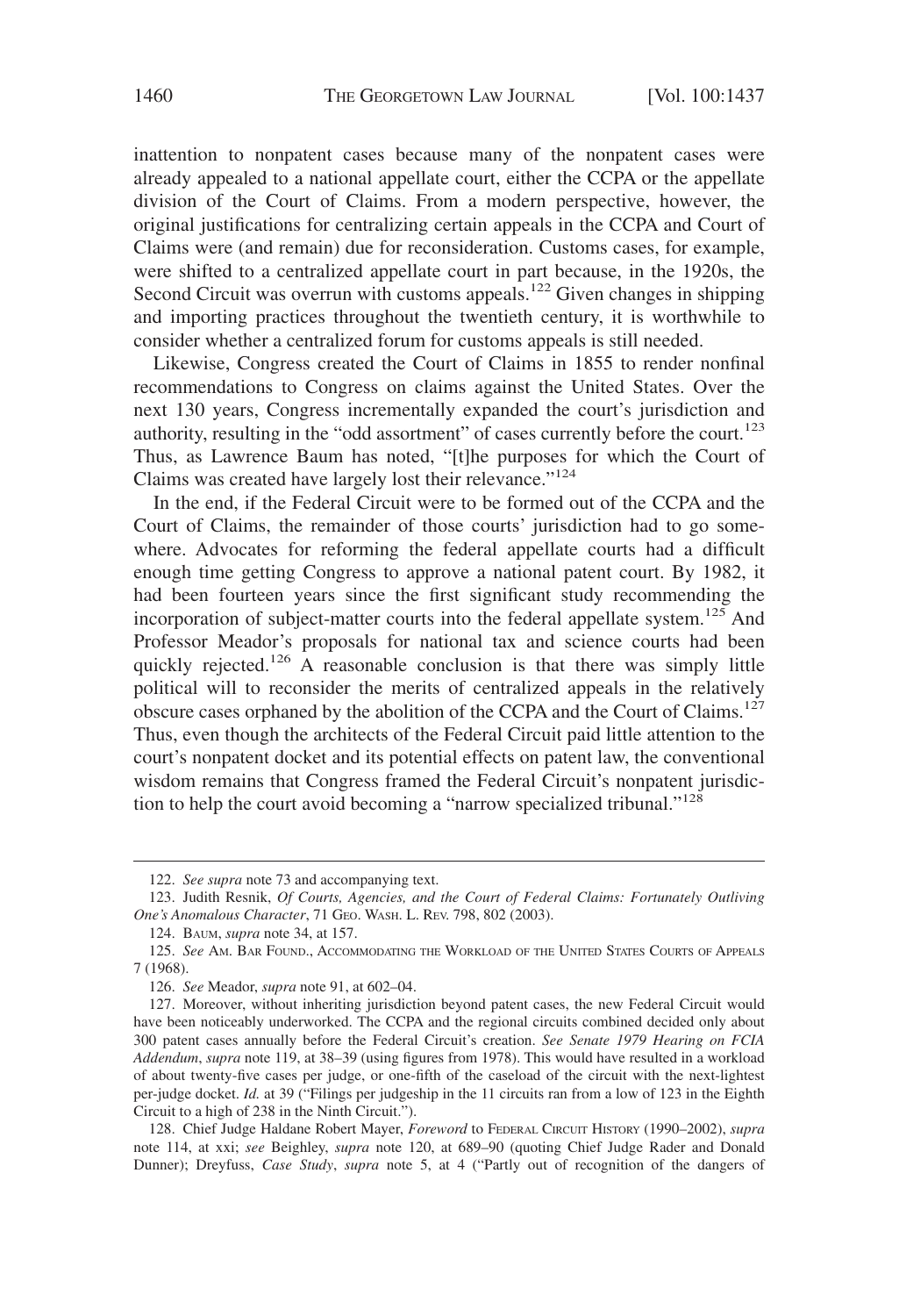inattention to nonpatent cases because many of the nonpatent cases were already appealed to a national appellate court, either the CCPA or the appellate division of the Court of Claims. From a modern perspective, however, the original justifications for centralizing certain appeals in the CCPA and Court of Claims were (and remain) due for reconsideration. Customs cases, for example, were shifted to a centralized appellate court in part because, in the 1920s, the Second Circuit was overrun with customs appeals.[122] Given changes in shipping and importing practices throughout the twentieth century, it is worthwhile to consider whether a centralized forum for customs appeals is still needed.

Likewise, Congress created the Court of Claims in 1855 to render nonfinal recommendations to Congress on claims against the United States. Over the next 130 years, Congress incrementally expanded the court's jurisdiction and authority, resulting in the "odd assortment" of cases currently before the court.[123] Thus, as Lawrence Baum has noted, "[t]he purposes for which the Court of Claims was created have largely lost their relevance."[124]

In the end, if the Federal Circuit were to be formed out of the CCPA and the Court of Claims, the remainder of those courts' jurisdiction had to go somewhere. Advocates for reforming the federal appellate courts had a difficult enough time getting Congress to approve a national patent court. By 1982, it had been fourteen years since the first significant study recommending the incorporation of subject-matter courts into the federal appellate system.[125] And Professor Meador's proposals for national tax and science courts had been quickly rejected.[126] A reasonable conclusion is that there was simply little political will to reconsider the merits of centralized appeals in the relatively obscure cases orphaned by the abolition of the CCPA and the Court of Claims.[127] Thus, even though the architects of the Federal Circuit paid little attention to the court's nonpatent docket and its potential effects on patent law, the conventional wisdom remains that Congress framed the Federal Circuit's nonpatent jurisdiction to help the court avoid becoming a "narrow specialized tribunal."[128]

---

122. *See supra* note 73 and accompanying text.

123. Judith Resnik, *Of Courts, Agencies, and the Court of Federal Claims: Fortunately Outliving One's Anomalous Character*, 71 Geo. Wash. L. Rev. 798, 802 (2003).

124. Baum, *supra* note 34, at 157.

125. *See* Am. Bar Found., Accommodating the Workload of the United States Courts of Appeals 7 (1968).

126. *See* Meador, *supra* note 91, at 602–04.

127. Moreover, without inheriting jurisdiction beyond patent cases, the new Federal Circuit would have been noticeably underworked. The CCPA and the regional circuits combined decided only about 300 patent cases annually before the Federal Circuit's creation. *See Senate 1979 Hearing on FCIA Addendum*, *supra* note 119, at 38–39 (using figures from 1978). This would have resulted in a workload of about twenty-five cases per judge, or one-fifth of the caseload of the circuit with the next-lightest per-judge docket. *Id.* at 39 ("Filings per judgeship in the 11 circuits ran from a low of 123 in the Eighth Circuit to a high of 238 in the Ninth Circuit.").

128. Chief Judge Haldane Robert Mayer, *Foreword* to Federal Circuit History (1990–2002), *supra* note 114, at xxi; *see* Beighley, *supra* note 120, at 689–90 (quoting Chief Judge Rader and Donald Dunner); Dreyfuss, *Case Study*, *supra* note 5, at 4 ("Partly out of recognition of the dangers of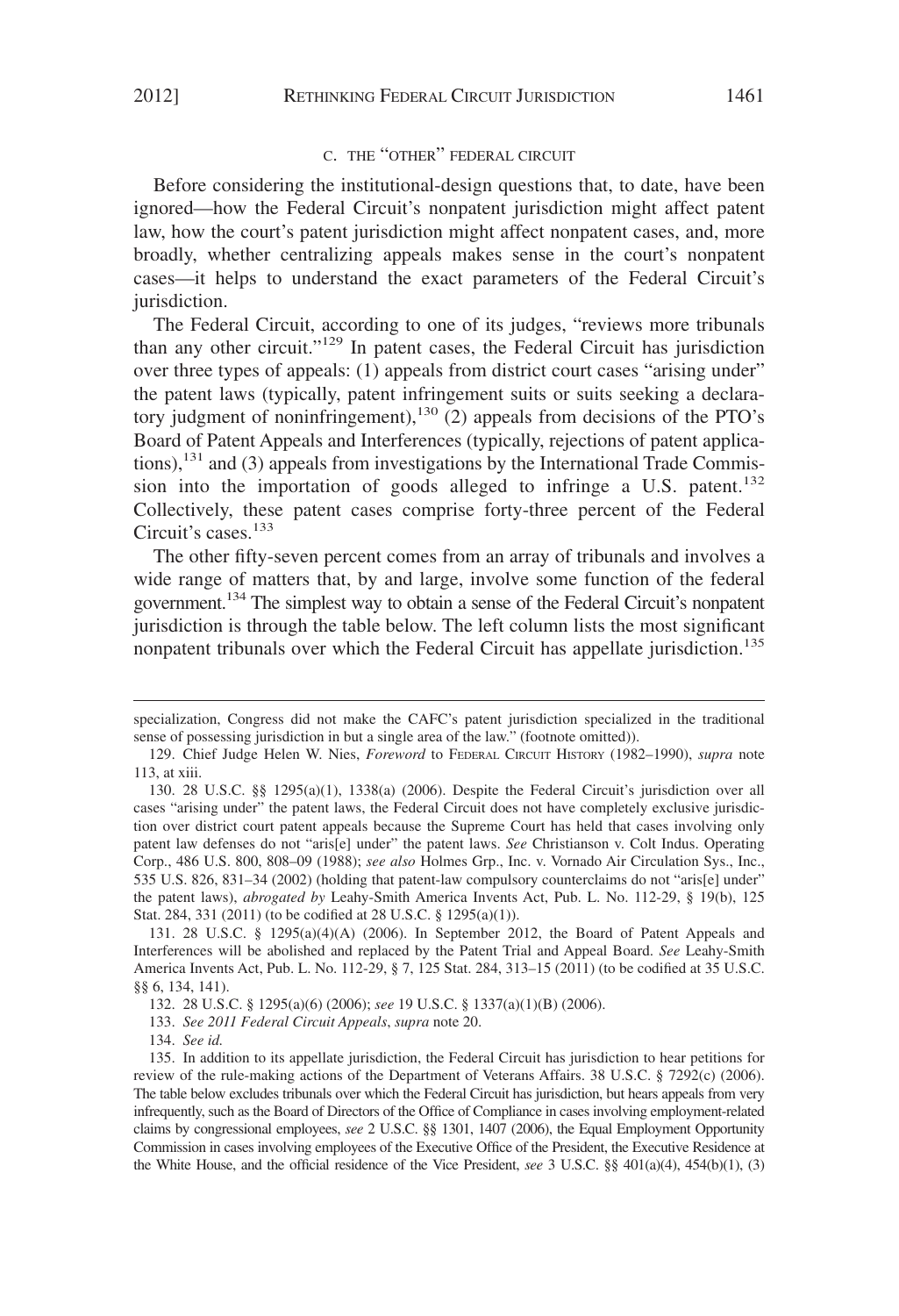### C. THE "OTHER" FEDERAL CIRCUIT

Before considering the institutional-design questions that, to date, have been ignored—how the Federal Circuit's nonpatent jurisdiction might affect patent law, how the court's patent jurisdiction might affect nonpatent cases, and, more broadly, whether centralizing appeals makes sense in the court's nonpatent cases—it helps to understand the exact parameters of the Federal Circuit's jurisdiction.

The Federal Circuit, according to one of its judges, "reviews more tribunals than any other circuit."[129] In patent cases, the Federal Circuit has jurisdiction over three types of appeals: (1) appeals from district court cases "arising under" the patent laws (typically, patent infringement suits or suits seeking a declaratory judgment of noninfringement),[130] (2) appeals from decisions of the PTO's Board of Patent Appeals and Interferences (typically, rejections of patent applications),[131] and (3) appeals from investigations by the International Trade Commission into the importation of goods alleged to infringe a U.S. patent.[132] Collectively, these patent cases comprise forty-three percent of the Federal Circuit's cases.[133]

The other fifty-seven percent comes from an array of tribunals and involves a wide range of matters that, by and large, involve some function of the federal government.[134] The simplest way to obtain a sense of the Federal Circuit's nonpatent jurisdiction is through the table below. The left column lists the most significant nonpatent tribunals over which the Federal Circuit has appellate jurisdiction.[135]

---

specialization, Congress did not make the CAFC's patent jurisdiction specialized in the traditional sense of possessing jurisdiction in but a single area of the law." (footnote omitted)).

129. Chief Judge Helen W. Nies, *Foreword* to FEDERAL CIRCUIT HISTORY (1982–1990), *supra* note 113, at xiii.

130. 28 U.S.C. §§ 1295(a)(1), 1338(a) (2006). Despite the Federal Circuit's jurisdiction over all cases "arising under" the patent laws, the Federal Circuit does not have completely exclusive jurisdiction over district court patent appeals because the Supreme Court has held that cases involving only patent law defenses do not "aris[e] under" the patent laws. *See* Christianson v. Colt Indus. Operating Corp., 486 U.S. 800, 808–09 (1988); *see also* Holmes Grp., Inc. v. Vornado Air Circulation Sys., Inc., 535 U.S. 826, 831–34 (2002) (holding that patent-law compulsory counterclaims do not "aris[e] under" the patent laws), *abrogated by* Leahy-Smith America Invents Act, Pub. L. No. 112-29, § 19(b), 125 Stat. 284, 331 (2011) (to be codified at 28 U.S.C. § 1295(a)(1)).

131. 28 U.S.C. § 1295(a)(4)(A) (2006). In September 2012, the Board of Patent Appeals and Interferences will be abolished and replaced by the Patent Trial and Appeal Board. *See* Leahy-Smith America Invents Act, Pub. L. No. 112-29, § 7, 125 Stat. 284, 313–15 (2011) (to be codified at 35 U.S.C. §§ 6, 134, 141).

132. 28 U.S.C. § 1295(a)(6) (2006); *see* 19 U.S.C. § 1337(a)(1)(B) (2006).

133. *See 2011 Federal Circuit Appeals*, *supra* note 20.

134. *See id.*

135. In addition to its appellate jurisdiction, the Federal Circuit has jurisdiction to hear petitions for review of the rule-making actions of the Department of Veterans Affairs. 38 U.S.C. § 7292(c) (2006). The table below excludes tribunals over which the Federal Circuit has jurisdiction, but hears appeals from very infrequently, such as the Board of Directors of the Office of Compliance in cases involving employment-related claims by congressional employees, *see* 2 U.S.C. §§ 1301, 1407 (2006), the Equal Employment Opportunity Commission in cases involving employees of the Executive Office of the President, the Executive Residence at the White House, and the official residence of the Vice President, *see* 3 U.S.C. §§ 401(a)(4), 454(b)(1), (3)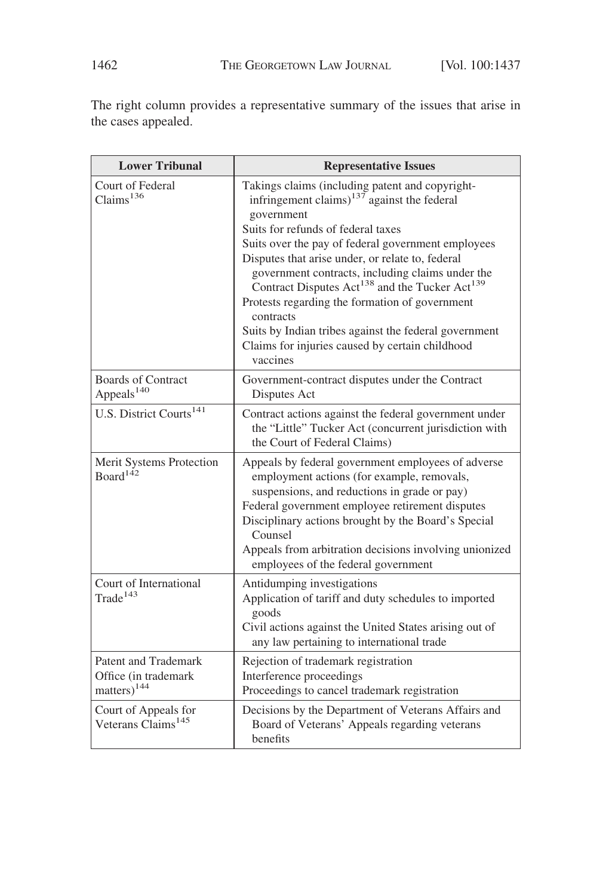The right column provides a representative summary of the issues that arise in the cases appealed.

| Lower Tribunal | Representative Issues |
| --- | --- |
| Court of Federal Claims[136] | Takings claims (including patent and copyright-infringement claims)[137] against the federal government<br>Suits for refunds of federal taxes<br>Suits over the pay of federal government employees<br>Disputes that arise under, or relate to, federal government contracts, including claims under the Contract Disputes Act[138] and the Tucker Act[139]<br>Protests regarding the formation of government contracts<br>Suits by Indian tribes against the federal government<br>Claims for injuries caused by certain childhood vaccines |
| Boards of Contract Appeals[140] | Government-contract disputes under the Contract Disputes Act |
| U.S. District Courts[141] | Contract actions against the federal government under the "Little" Tucker Act (concurrent jurisdiction with the Court of Federal Claims) |
| Merit Systems Protection Board[142] | Appeals by federal government employees of adverse employment actions (for example, removals, suspensions, and reductions in grade or pay)<br>Federal government employee retirement disputes<br>Disciplinary actions brought by the Board's Special Counsel<br>Appeals from arbitration decisions involving unionized employees of the federal government |
| Court of International Trade[143] | Antidumping investigations<br>Application of tariff and duty schedules to imported goods<br>Civil actions against the United States arising out of any law pertaining to international trade |
| Patent and Trademark Office (in trademark matters)[144] | Rejection of trademark registration<br>Interference proceedings<br>Proceedings to cancel trademark registration |
| Court of Appeals for Veterans Claims[145] | Decisions by the Department of Veterans Affairs and Board of Veterans' Appeals regarding veterans benefits |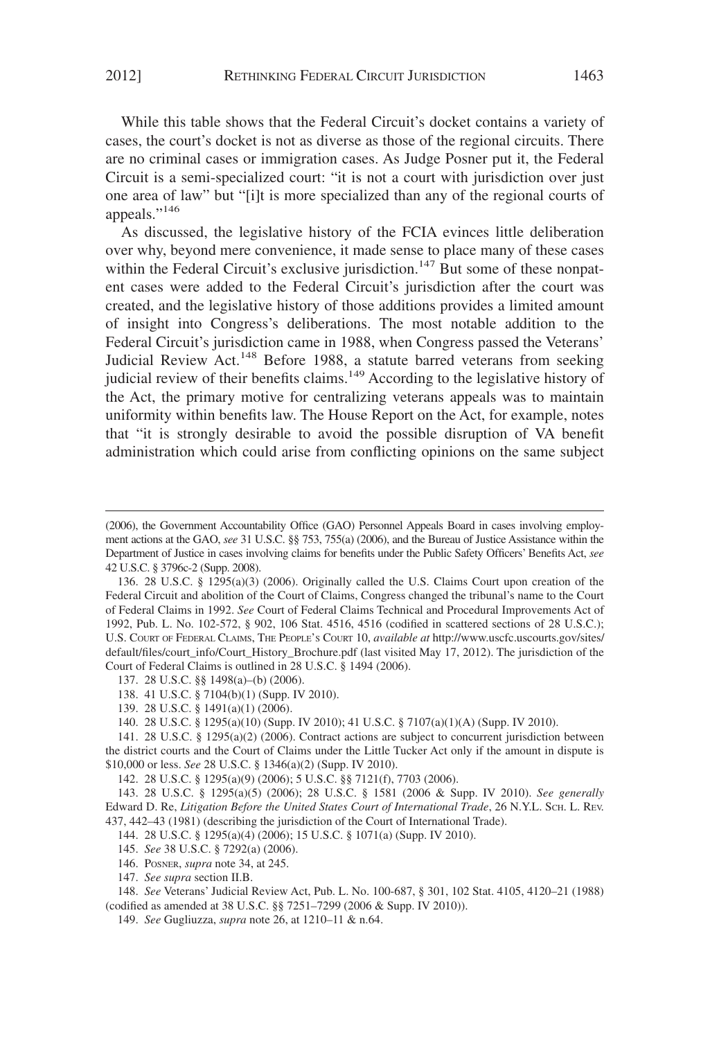While this table shows that the Federal Circuit's docket contains a variety of cases, the court's docket is not as diverse as those of the regional circuits. There are no criminal cases or immigration cases. As Judge Posner put it, the Federal Circuit is a semi-specialized court: "it is not a court with jurisdiction over just one area of law" but "[i]t is more specialized than any of the regional courts of appeals."[146]

As discussed, the legislative history of the FCIA evinces little deliberation over why, beyond mere convenience, it made sense to place many of these cases within the Federal Circuit's exclusive jurisdiction.[147] But some of these nonpatent cases were added to the Federal Circuit's jurisdiction after the court was created, and the legislative history of those additions provides a limited amount of insight into Congress's deliberations. The most notable addition to the Federal Circuit's jurisdiction came in 1988, when Congress passed the Veterans' Judicial Review Act.[148] Before 1988, a statute barred veterans from seeking judicial review of their benefits claims.[149] According to the legislative history of the Act, the primary motive for centralizing veterans appeals was to maintain uniformity within benefits law. The House Report on the Act, for example, notes that "it is strongly desirable to avoid the possible disruption of VA benefit administration which could arise from conflicting opinions on the same subject

---

(2006), the Government Accountability Office (GAO) Personnel Appeals Board in cases involving employment actions at the GAO, *see* 31 U.S.C. §§ 753, 755(a) (2006), and the Bureau of Justice Assistance within the Department of Justice in cases involving claims for benefits under the Public Safety Officers' Benefits Act, *see* 42 U.S.C. § 3796c-2 (Supp. 2008).

136. 28 U.S.C. § 1295(a)(3) (2006). Originally called the U.S. Claims Court upon creation of the Federal Circuit and abolition of the Court of Claims, Congress changed the tribunal's name to the Court of Federal Claims in 1992. *See* Court of Federal Claims Technical and Procedural Improvements Act of 1992, Pub. L. No. 102-572, § 902, 106 Stat. 4516, 4516 (codified in scattered sections of 28 U.S.C.); U.S. Court of Federal Claims, The People's Court 10, *available at* http://www.uscfc.uscourts.gov/sites/default/files/court_info/Court_History_Brochure.pdf (last visited May 17, 2012). The jurisdiction of the Court of Federal Claims is outlined in 28 U.S.C. § 1494 (2006).

137. 28 U.S.C. §§ 1498(a)–(b) (2006).

138. 41 U.S.C. § 7104(b)(1) (Supp. IV 2010).

139. 28 U.S.C. § 1491(a)(1) (2006).

140. 28 U.S.C. § 1295(a)(10) (Supp. IV 2010); 41 U.S.C. § 7107(a)(1)(A) (Supp. IV 2010).

141. 28 U.S.C. § 1295(a)(2) (2006). Contract actions are subject to concurrent jurisdiction between the district courts and the Court of Claims under the Little Tucker Act only if the amount in dispute is $10,000 or less. *See* 28 U.S.C. § 1346(a)(2) (Supp. IV 2010).

142. 28 U.S.C. § 1295(a)(9) (2006); 5 U.S.C. §§ 7121(f), 7703 (2006).

143. 28 U.S.C. § 1295(a)(5) (2006); 28 U.S.C. § 1581 (2006 & Supp. IV 2010). *See generally* Edward D. Re, *Litigation Before the United States Court of International Trade*, 26 N.Y.L. Sch. L. Rev. 437, 442–43 (1981) (describing the jurisdiction of the Court of International Trade).

144. 28 U.S.C. § 1295(a)(4) (2006); 15 U.S.C. § 1071(a) (Supp. IV 2010).

145. *See* 38 U.S.C. § 7292(a) (2006).

146. Posner, *supra* note 34, at 245.

147. *See supra* section II.B.

148. *See* Veterans' Judicial Review Act, Pub. L. No. 100-687, § 301, 102 Stat. 4105, 4120–21 (1988) (codified as amended at 38 U.S.C. §§ 7251–7299 (2006 & Supp. IV 2010)).

149. *See* Gugliuzza, *supra* note 26, at 1210–11 & n.64.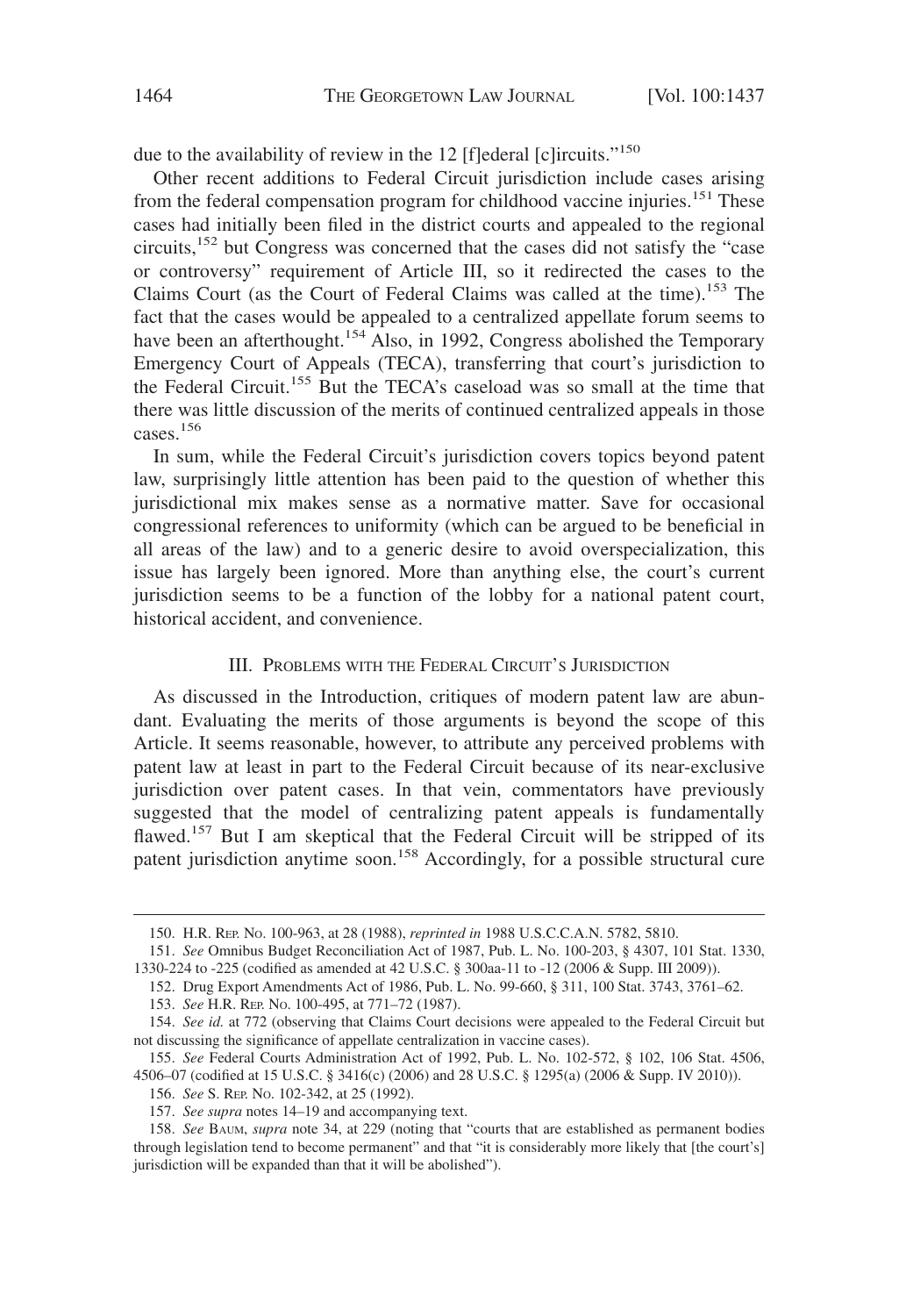due to the availability of review in the 12 [f]ederal [c]ircuits."[150]

Other recent additions to Federal Circuit jurisdiction include cases arising from the federal compensation program for childhood vaccine injuries.[151] These cases had initially been filed in the district courts and appealed to the regional circuits,[152] but Congress was concerned that the cases did not satisfy the "case or controversy" requirement of Article III, so it redirected the cases to the Claims Court (as the Court of Federal Claims was called at the time).[153] The fact that the cases would be appealed to a centralized appellate forum seems to have been an afterthought.[154] Also, in 1992, Congress abolished the Temporary Emergency Court of Appeals (TECA), transferring that court's jurisdiction to the Federal Circuit.[155] But the TECA's caseload was so small at the time that there was little discussion of the merits of continued centralized appeals in those cases.[156]

In sum, while the Federal Circuit's jurisdiction covers topics beyond patent law, surprisingly little attention has been paid to the question of whether this jurisdictional mix makes sense as a normative matter. Save for occasional congressional references to uniformity (which can be argued to be beneficial in all areas of the law) and to a generic desire to avoid overspecialization, this issue has largely been ignored. More than anything else, the court's current jurisdiction seems to be a function of the lobby for a national patent court, historical accident, and convenience.

## III. Problems with the Federal Circuit's Jurisdiction

As discussed in the Introduction, critiques of modern patent law are abundant. Evaluating the merits of those arguments is beyond the scope of this Article. It seems reasonable, however, to attribute any perceived problems with patent law at least in part to the Federal Circuit because of its near-exclusive jurisdiction over patent cases. In that vein, commentators have previously suggested that the model of centralizing patent appeals is fundamentally flawed.[157] But I am skeptical that the Federal Circuit will be stripped of its patent jurisdiction anytime soon.[158] Accordingly, for a possible structural cure

---

150. H.R. Rep. No. 100-963, at 28 (1988), *reprinted in* 1988 U.S.C.C.A.N. 5782, 5810.

151. *See* Omnibus Budget Reconciliation Act of 1987, Pub. L. No. 100-203, § 4307, 101 Stat. 1330, 1330-224 to -225 (codified as amended at 42 U.S.C. § 300aa-11 to -12 (2006 & Supp. III 2009)).

152. Drug Export Amendments Act of 1986, Pub. L. No. 99-660, § 311, 100 Stat. 3743, 3761–62.

153. *See* H.R. Rep. No. 100-495, at 771–72 (1987).

154. *See id.* at 772 (observing that Claims Court decisions were appealed to the Federal Circuit but not discussing the significance of appellate centralization in vaccine cases).

155. *See* Federal Courts Administration Act of 1992, Pub. L. No. 102-572, § 102, 106 Stat. 4506, 4506–07 (codified at 15 U.S.C. § 3416(c) (2006) and 28 U.S.C. § 1295(a) (2006 & Supp. IV 2010)).

156. *See* S. Rep. No. 102-342, at 25 (1992).

157. *See supra* notes 14–19 and accompanying text.

158. *See* Baum, *supra* note 34, at 229 (noting that "courts that are established as permanent bodies through legislation tend to become permanent" and that "it is considerably more likely that [the court's] jurisdiction will be expanded than that it will be abolished").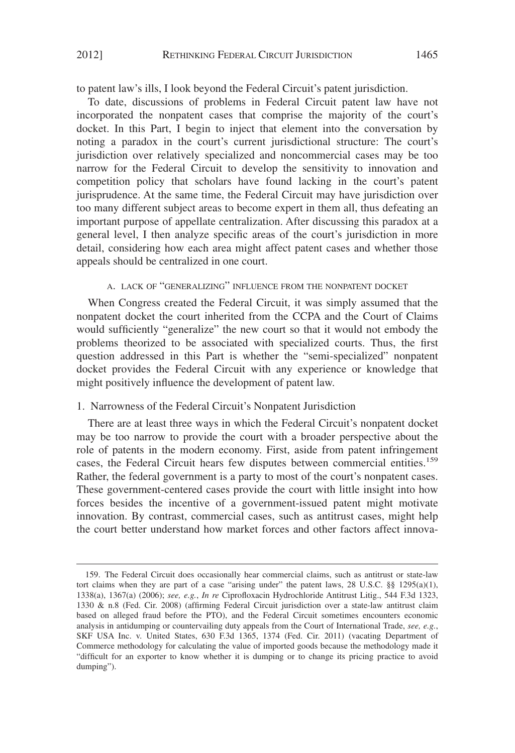to patent law's ills, I look beyond the Federal Circuit's patent jurisdiction.

To date, discussions of problems in Federal Circuit patent law have not incorporated the nonpatent cases that comprise the majority of the court's docket. In this Part, I begin to inject that element into the conversation by noting a paradox in the court's current jurisdictional structure: The court's jurisdiction over relatively specialized and noncommercial cases may be too narrow for the Federal Circuit to develop the sensitivity to innovation and competition policy that scholars have found lacking in the court's patent jurisprudence. At the same time, the Federal Circuit may have jurisdiction over too many different subject areas to become expert in them all, thus defeating an important purpose of appellate centralization. After discussing this paradox at a general level, I then analyze specific areas of the court's jurisdiction in more detail, considering how each area might affect patent cases and whether those appeals should be centralized in one court.

### A. Lack of "Generalizing" Influence from the Nonpatent Docket

When Congress created the Federal Circuit, it was simply assumed that the nonpatent docket the court inherited from the CCPA and the Court of Claims would sufficiently "generalize" the new court so that it would not embody the problems theorized to be associated with specialized courts. Thus, the first question addressed in this Part is whether the "semi-specialized" nonpatent docket provides the Federal Circuit with any experience or knowledge that might positively influence the development of patent law.

#### 1. Narrowness of the Federal Circuit's Nonpatent Jurisdiction

There are at least three ways in which the Federal Circuit's nonpatent docket may be too narrow to provide the court with a broader perspective about the role of patents in the modern economy. First, aside from patent infringement cases, the Federal Circuit hears few disputes between commercial entities.[159] Rather, the federal government is a party to most of the court's nonpatent cases. These government-centered cases provide the court with little insight into how forces besides the incentive of a government-issued patent might motivate innovation. By contrast, commercial cases, such as antitrust cases, might help the court better understand how market forces and other factors affect innova-

---

159. The Federal Circuit does occasionally hear commercial claims, such as antitrust or state-law tort claims when they are part of a case "arising under" the patent laws, 28 U.S.C. §§ 1295(a)(1), 1338(a), 1367(a) (2006); *see, e.g.*, *In re* Ciprofloxacin Hydrochloride Antitrust Litig., 544 F.3d 1323, 1330 & n.8 (Fed. Cir. 2008) (affirming Federal Circuit jurisdiction over a state-law antitrust claim based on alleged fraud before the PTO), and the Federal Circuit sometimes encounters economic analysis in antidumping or countervailing duty appeals from the Court of International Trade, *see, e.g.*, SKF USA Inc. v. United States, 630 F.3d 1365, 1374 (Fed. Cir. 2011) (vacating Department of Commerce methodology for calculating the value of imported goods because the methodology made it "difficult for an exporter to know whether it is dumping or to change its pricing practice to avoid dumping").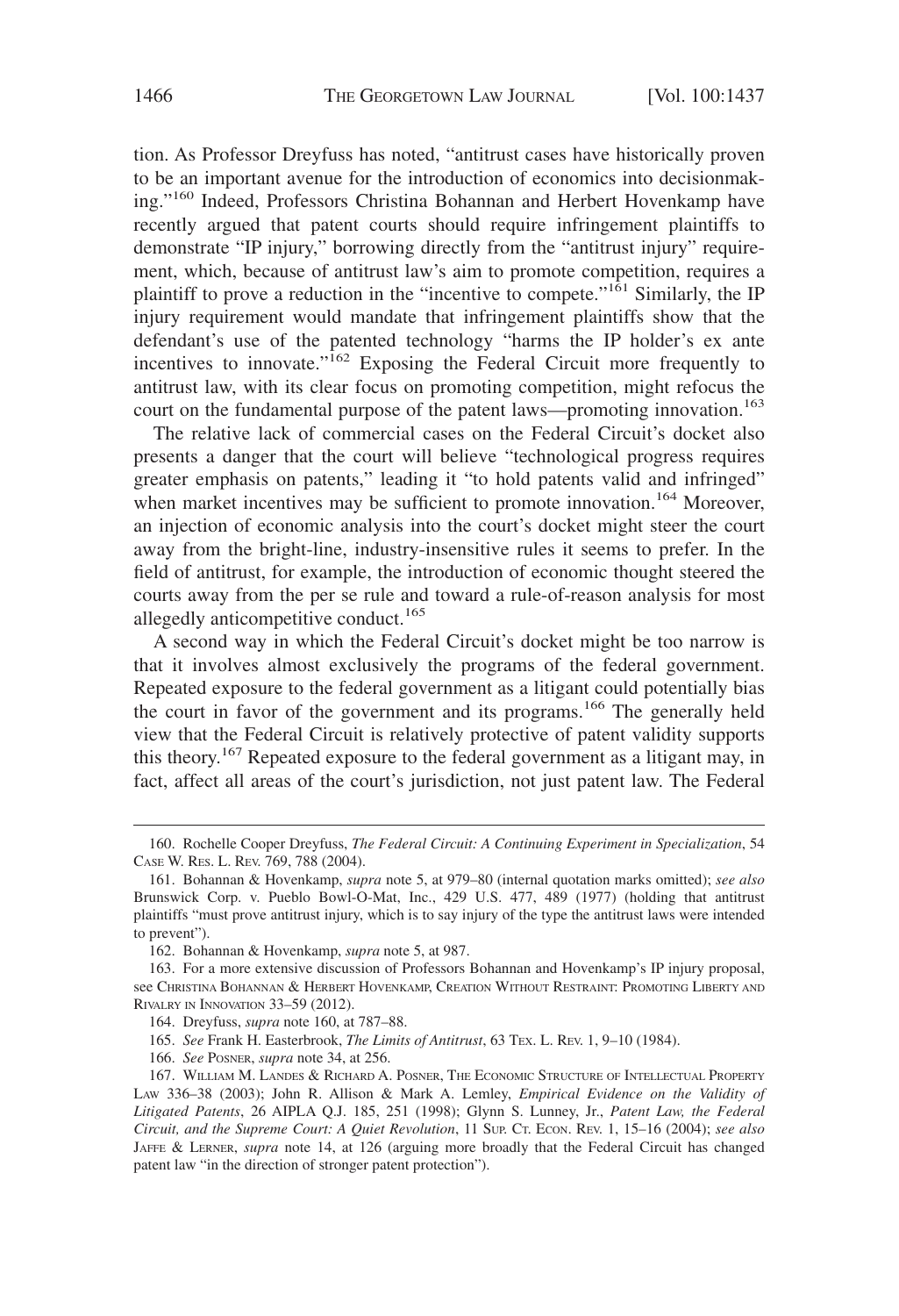tion. As Professor Dreyfuss has noted, "antitrust cases have historically proven to be an important avenue for the introduction of economics into decisionmaking."[160] Indeed, Professors Christina Bohannan and Herbert Hovenkamp have recently argued that patent courts should require infringement plaintiffs to demonstrate "IP injury," borrowing directly from the "antitrust injury" requirement, which, because of antitrust law's aim to promote competition, requires a plaintiff to prove a reduction in the "incentive to compete."[161] Similarly, the IP injury requirement would mandate that infringement plaintiffs show that the defendant's use of the patented technology "harms the IP holder's ex ante incentives to innovate."[162] Exposing the Federal Circuit more frequently to antitrust law, with its clear focus on promoting competition, might refocus the court on the fundamental purpose of the patent laws—promoting innovation.[163]

The relative lack of commercial cases on the Federal Circuit's docket also presents a danger that the court will believe "technological progress requires greater emphasis on patents," leading it "to hold patents valid and infringed" when market incentives may be sufficient to promote innovation.[164] Moreover, an injection of economic analysis into the court's docket might steer the court away from the bright-line, industry-insensitive rules it seems to prefer. In the field of antitrust, for example, the introduction of economic thought steered the courts away from the per se rule and toward a rule-of-reason analysis for most allegedly anticompetitive conduct.[165]

A second way in which the Federal Circuit's docket might be too narrow is that it involves almost exclusively the programs of the federal government. Repeated exposure to the federal government as a litigant could potentially bias the court in favor of the government and its programs.[166] The generally held view that the Federal Circuit is relatively protective of patent validity supports this theory.[167] Repeated exposure to the federal government as a litigant may, in fact, affect all areas of the court's jurisdiction, not just patent law. The Federal

---

160. Rochelle Cooper Dreyfuss, *The Federal Circuit: A Continuing Experiment in Specialization*, 54 CASE W. RES. L. REV. 769, 788 (2004).

161. Bohannan & Hovenkamp, *supra* note 5, at 979–80 (internal quotation marks omitted); *see also* Brunswick Corp. v. Pueblo Bowl-O-Mat, Inc., 429 U.S. 477, 489 (1977) (holding that antitrust plaintiffs "must prove antitrust injury, which is to say injury of the type the antitrust laws were intended to prevent").

162. Bohannan & Hovenkamp, *supra* note 5, at 987.

163. For a more extensive discussion of Professors Bohannan and Hovenkamp's IP injury proposal, see CHRISTINA BOHANNAN & HERBERT HOVENKAMP, CREATION WITHOUT RESTRAINT: PROMOTING LIBERTY AND RIVALRY IN INNOVATION 33–59 (2012).

164. Dreyfuss, *supra* note 160, at 787–88.

165. *See* Frank H. Easterbrook, *The Limits of Antitrust*, 63 TEX. L. REV. 1, 9–10 (1984).

166. *See* POSNER, *supra* note 34, at 256.

167. WILLIAM M. LANDES & RICHARD A. POSNER, THE ECONOMIC STRUCTURE OF INTELLECTUAL PROPERTY LAW 336–38 (2003); John R. Allison & Mark A. Lemley, *Empirical Evidence on the Validity of Litigated Patents*, 26 AIPLA Q.J. 185, 251 (1998); Glynn S. Lunney, Jr., *Patent Law, the Federal Circuit, and the Supreme Court: A Quiet Revolution*, 11 SUP. CT. ECON. REV. 1, 15–16 (2004); *see also* JAFFE & LERNER, *supra* note 14, at 126 (arguing more broadly that the Federal Circuit has changed patent law "in the direction of stronger patent protection").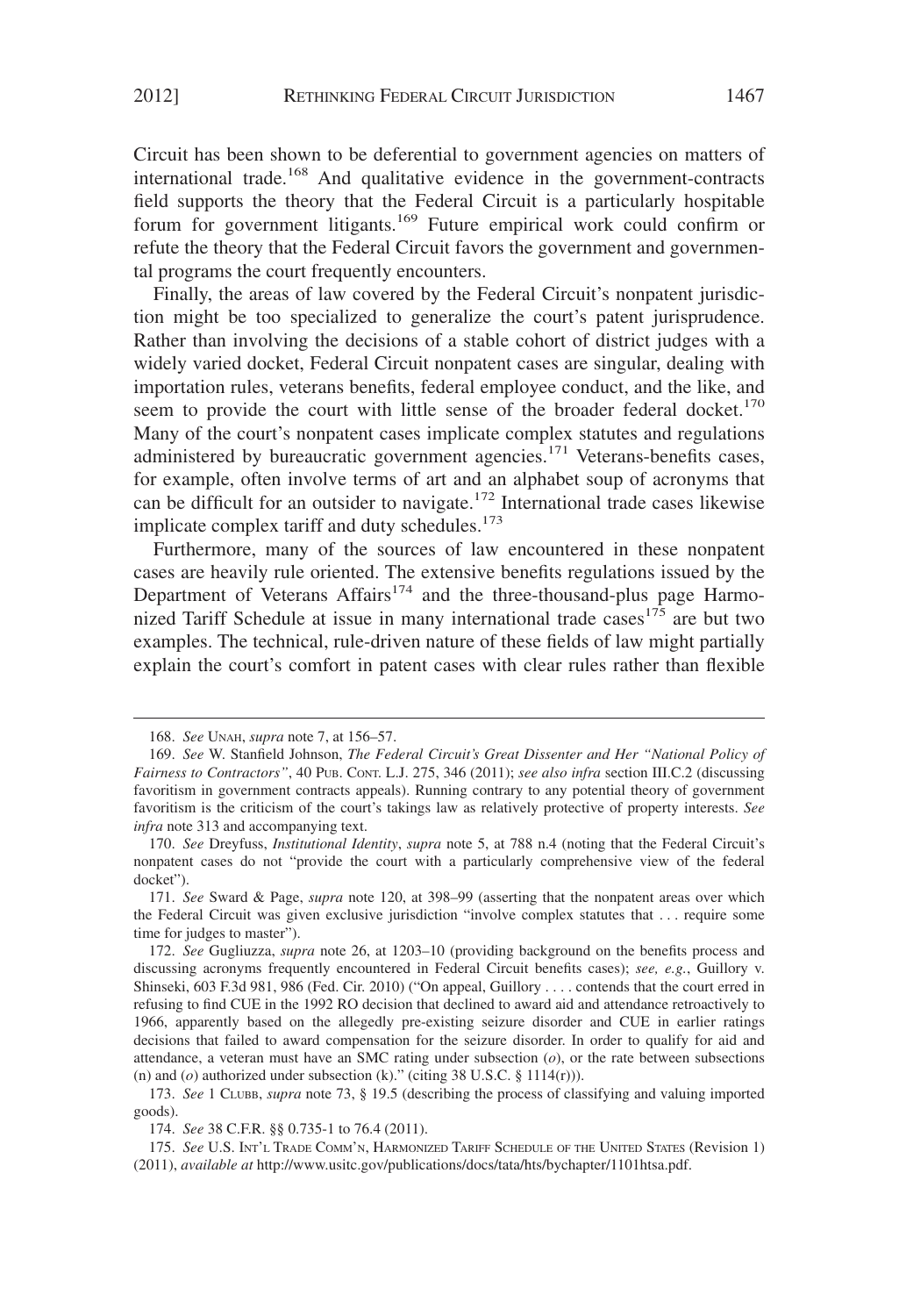Circuit has been shown to be deferential to government agencies on matters of international trade.[168] And qualitative evidence in the government-contracts field supports the theory that the Federal Circuit is a particularly hospitable forum for government litigants.[169] Future empirical work could confirm or refute the theory that the Federal Circuit favors the government and governmental programs the court frequently encounters.

Finally, the areas of law covered by the Federal Circuit's nonpatent jurisdiction might be too specialized to generalize the court's patent jurisprudence. Rather than involving the decisions of a stable cohort of district judges with a widely varied docket, Federal Circuit nonpatent cases are singular, dealing with importation rules, veterans benefits, federal employee conduct, and the like, and seem to provide the court with little sense of the broader federal docket.[170] Many of the court's nonpatent cases implicate complex statutes and regulations administered by bureaucratic government agencies.[171] Veterans-benefits cases, for example, often involve terms of art and an alphabet soup of acronyms that can be difficult for an outsider to navigate.[172] International trade cases likewise implicate complex tariff and duty schedules.[173]

Furthermore, many of the sources of law encountered in these nonpatent cases are heavily rule oriented. The extensive benefits regulations issued by the Department of Veterans Affairs[174] and the three-thousand-plus page Harmonized Tariff Schedule at issue in many international trade cases[175] are but two examples. The technical, rule-driven nature of these fields of law might partially explain the court's comfort in patent cases with clear rules rather than flexible

---

168. *See* UNAH, *supra* note 7, at 156–57.

169. *See* W. Stanfield Johnson, *The Federal Circuit's Great Dissenter and Her "National Policy of Fairness to Contractors"*, 40 PUB. CONT. L.J. 275, 346 (2011); *see also infra* section III.C.2 (discussing favoritism in government contracts appeals). Running contrary to any potential theory of government favoritism is the criticism of the court's takings law as relatively protective of property interests. *See infra* note 313 and accompanying text.

170. *See* Dreyfuss, *Institutional Identity*, *supra* note 5, at 788 n.4 (noting that the Federal Circuit's nonpatent cases do not "provide the court with a particularly comprehensive view of the federal docket").

171. *See* Sward & Page, *supra* note 120, at 398–99 (asserting that the nonpatent areas over which the Federal Circuit was given exclusive jurisdiction "involve complex statutes that . . . require some time for judges to master").

172. *See* Gugliuzza, *supra* note 26, at 1203–10 (providing background on the benefits process and discussing acronyms frequently encountered in Federal Circuit benefits cases); *see, e.g.*, Guillory v. Shinseki, 603 F.3d 981, 986 (Fed. Cir. 2010) ("On appeal, Guillory . . . . contends that the court erred in refusing to find CUE in the 1992 RO decision that declined to award aid and attendance retroactively to 1966, apparently based on the allegedly pre-existing seizure disorder and CUE in earlier ratings decisions that failed to award compensation for the seizure disorder. In order to qualify for aid and attendance, a veteran must have an SMC rating under subsection (*o*), or the rate between subsections (n) and (*o*) authorized under subsection (k)." (citing 38 U.S.C. § 1114(r))).

173. *See* 1 CLUBB, *supra* note 73, § 19.5 (describing the process of classifying and valuing imported goods).

174. *See* 38 C.F.R. §§ 0.735-1 to 76.4 (2011).

175. *See* U.S. INT'L TRADE COMM'N, HARMONIZED TARIFF SCHEDULE OF THE UNITED STATES (Revision 1) (2011), *available at* http://www.usitc.gov/publications/docs/tata/hts/bychapter/1101htsa.pdf.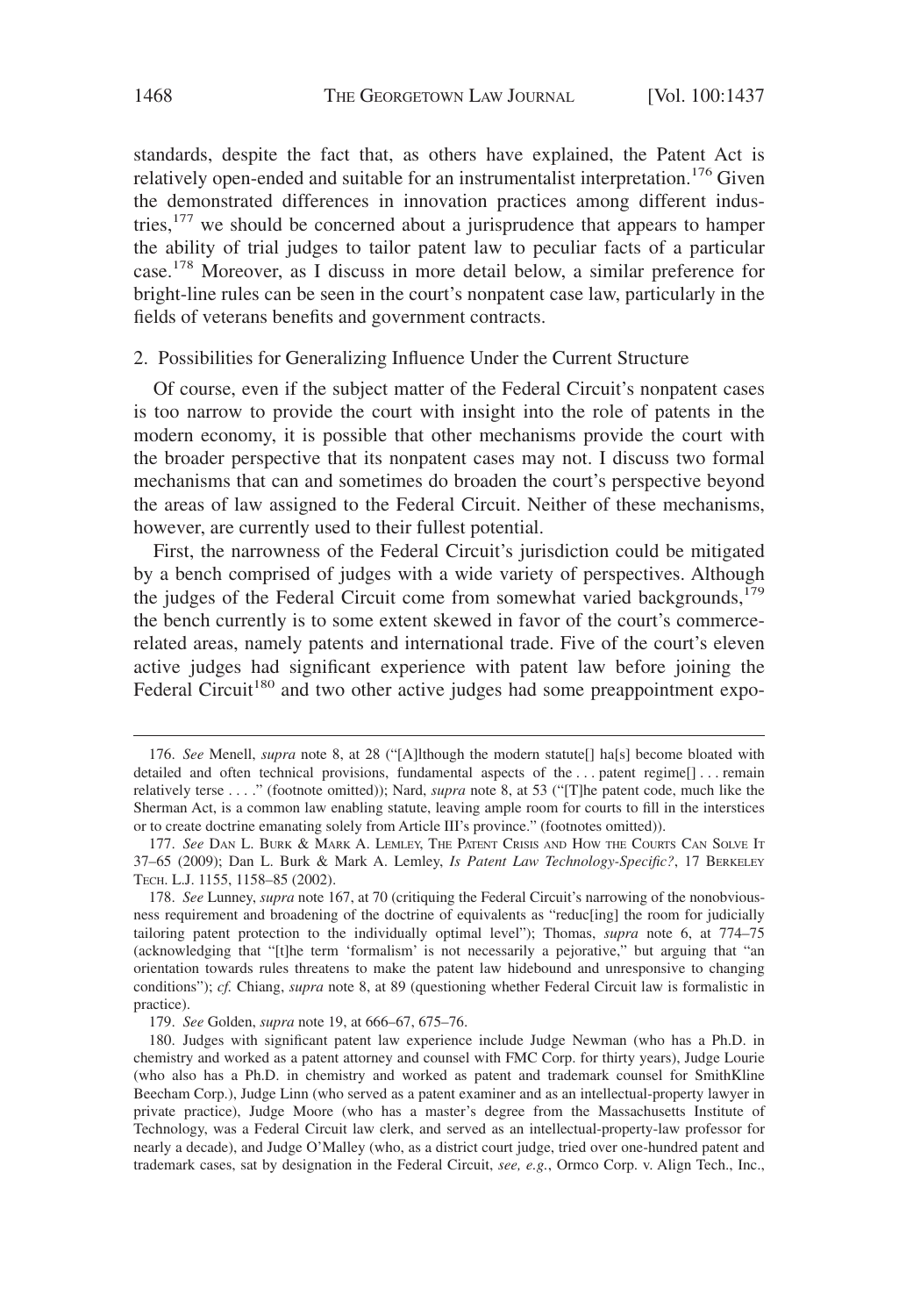standards, despite the fact that, as others have explained, the Patent Act is relatively open-ended and suitable for an instrumentalist interpretation.[176] Given the demonstrated differences in innovation practices among different industries,[177] we should be concerned about a jurisprudence that appears to hamper the ability of trial judges to tailor patent law to peculiar facts of a particular case.[178] Moreover, as I discuss in more detail below, a similar preference for bright-line rules can be seen in the court's nonpatent case law, particularly in the fields of veterans benefits and government contracts.

### 2. Possibilities for Generalizing Influence Under the Current Structure

Of course, even if the subject matter of the Federal Circuit's nonpatent cases is too narrow to provide the court with insight into the role of patents in the modern economy, it is possible that other mechanisms provide the court with the broader perspective that its nonpatent cases may not. I discuss two formal mechanisms that can and sometimes do broaden the court's perspective beyond the areas of law assigned to the Federal Circuit. Neither of these mechanisms, however, are currently used to their fullest potential.

First, the narrowness of the Federal Circuit's jurisdiction could be mitigated by a bench comprised of judges with a wide variety of perspectives. Although the judges of the Federal Circuit come from somewhat varied backgrounds,[179] the bench currently is to some extent skewed in favor of the court's commerce-related areas, namely patents and international trade. Five of the court's eleven active judges had significant experience with patent law before joining the Federal Circuit[180] and two other active judges had some preappointment expo-

---

176. *See* Menell, *supra* note 8, at 28 ("[A]lthough the modern statute[] ha[s] become bloated with detailed and often technical provisions, fundamental aspects of the . . . patent regime[] . . . remain relatively terse . . . ." (footnote omitted)); Nard, *supra* note 8, at 53 ("[T]he patent code, much like the Sherman Act, is a common law enabling statute, leaving ample room for courts to fill in the interstices or to create doctrine emanating solely from Article III's province." (footnotes omitted)).

177. *See* Dan L. Burk & Mark A. Lemley, The Patent Crisis and How the Courts Can Solve It 37–65 (2009); Dan L. Burk & Mark A. Lemley, *Is Patent Law Technology-Specific?*, 17 Berkeley Tech. L.J. 1155, 1158–85 (2002).

178. *See* Lunney, *supra* note 167, at 70 (critiquing the Federal Circuit's narrowing of the nonobviousness requirement and broadening of the doctrine of equivalents as "reduc[ing] the room for judicially tailoring patent protection to the individually optimal level"); Thomas, *supra* note 6, at 774–75 (acknowledging that "[t]he term 'formalism' is not necessarily a pejorative," but arguing that "an orientation towards rules threatens to make the patent law hidebound and unresponsive to changing conditions"); *cf.* Chiang, *supra* note 8, at 89 (questioning whether Federal Circuit law is formalistic in practice).

179. *See* Golden, *supra* note 19, at 666–67, 675–76.

180. Judges with significant patent law experience include Judge Newman (who has a Ph.D. in chemistry and worked as a patent attorney and counsel with FMC Corp. for thirty years), Judge Lourie (who also has a Ph.D. in chemistry and worked as patent and trademark counsel for SmithKline Beecham Corp.), Judge Linn (who served as a patent examiner and as an intellectual-property lawyer in private practice), Judge Moore (who has a master's degree from the Massachusetts Institute of Technology, was a Federal Circuit law clerk, and served as an intellectual-property-law professor for nearly a decade), and Judge O'Malley (who, as a district court judge, tried over one-hundred patent and trademark cases, sat by designation in the Federal Circuit, *see, e.g.*, Ormco Corp. v. Align Tech., Inc.,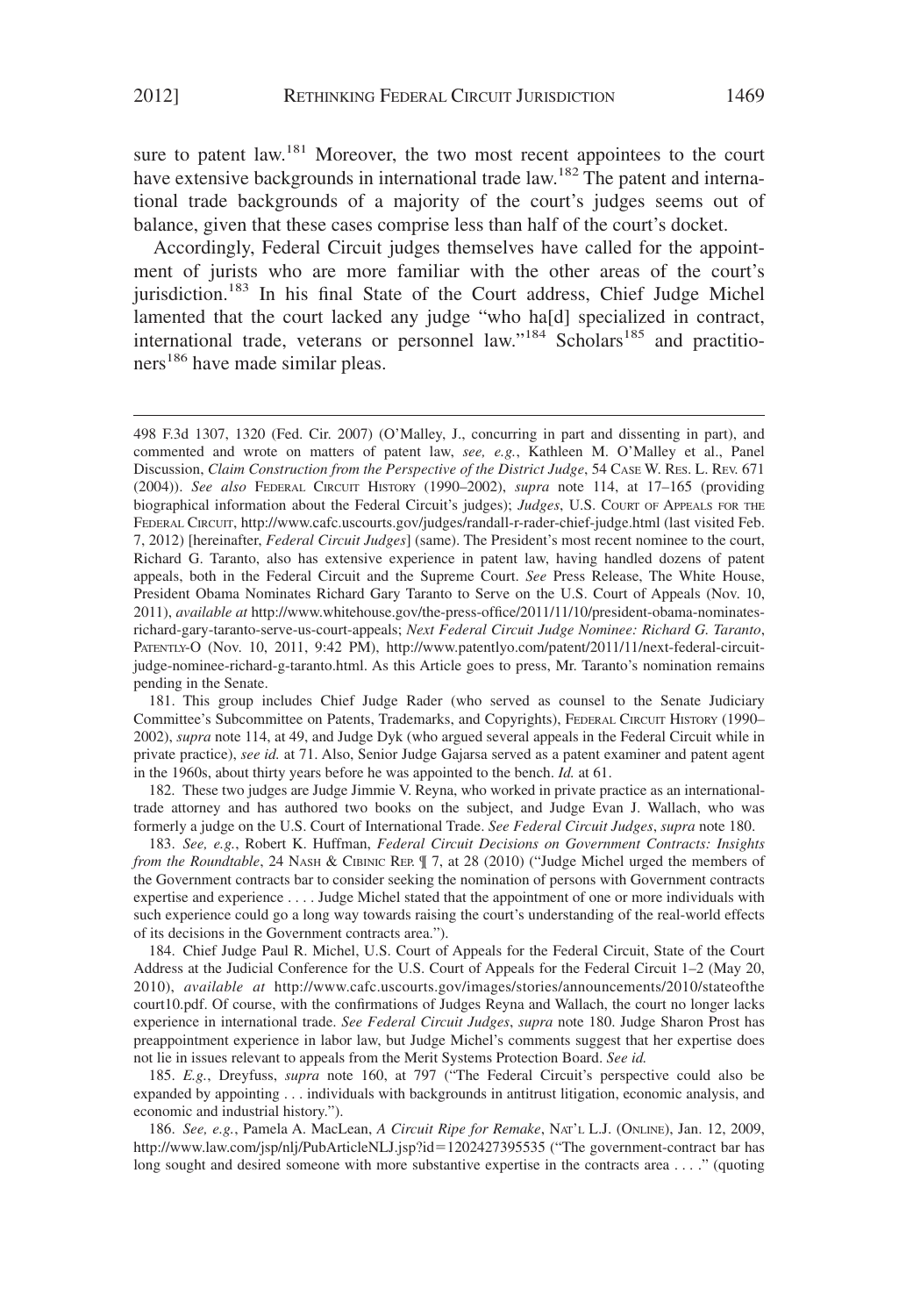sure to patent law.[181] Moreover, the two most recent appointees to the court have extensive backgrounds in international trade law.[182] The patent and international trade backgrounds of a majority of the court's judges seems out of balance, given that these cases comprise less than half of the court's docket.

Accordingly, Federal Circuit judges themselves have called for the appointment of jurists who are more familiar with the other areas of the court's jurisdiction.[183] In his final State of the Court address, Chief Judge Michel lamented that the court lacked any judge "who ha[d] specialized in contract, international trade, veterans or personnel law."[184] Scholars[185] and practitioners[186] have made similar pleas.

---

498 F.3d 1307, 1320 (Fed. Cir. 2007) (O'Malley, J., concurring in part and dissenting in part), and commented and wrote on matters of patent law, *see, e.g.*, Kathleen M. O'Malley et al., Panel Discussion, *Claim Construction from the Perspective of the District Judge*, 54 CASE W. RES. L. REV. 671 (2004)). *See also* FEDERAL CIRCUIT HISTORY (1990–2002), *supra* note 114, at 17–165 (providing biographical information about the Federal Circuit's judges); *Judges*, U.S. COURT OF APPEALS FOR THE FEDERAL CIRCUIT, http://www.cafc.uscourts.gov/judges/randall-r-rader-chief-judge.html (last visited Feb. 7, 2012) [hereinafter, *Federal Circuit Judges*] (same). The President's most recent nominee to the court, Richard G. Taranto, also has extensive experience in patent law, having handled dozens of patent appeals, both in the Federal Circuit and the Supreme Court. *See* Press Release, The White House, President Obama Nominates Richard Gary Taranto to Serve on the U.S. Court of Appeals (Nov. 10, 2011), *available at* http://www.whitehouse.gov/the-press-office/2011/11/10/president-obama-nominates-richard-gary-taranto-serve-us-court-appeals; *Next Federal Circuit Judge Nominee: Richard G. Taranto*, PATENTLY-O (Nov. 10, 2011, 9:42 PM), http://www.patentlyo.com/patent/2011/11/next-federal-circuit-judge-nominee-richard-g-taranto.html. As this Article goes to press, Mr. Taranto's nomination remains pending in the Senate.

181. This group includes Chief Judge Rader (who served as counsel to the Senate Judiciary Committee's Subcommittee on Patents, Trademarks, and Copyrights), FEDERAL CIRCUIT HISTORY (1990–2002), *supra* note 114, at 49, and Judge Dyk (who argued several appeals in the Federal Circuit while in private practice), *see id.* at 71. Also, Senior Judge Gajarsa served as a patent examiner and patent agent in the 1960s, about thirty years before he was appointed to the bench. *Id.* at 61.

182. These two judges are Judge Jimmie V. Reyna, who worked in private practice as an international-trade attorney and has authored two books on the subject, and Judge Evan J. Wallach, who was formerly a judge on the U.S. Court of International Trade. *See Federal Circuit Judges*, *supra* note 180.

183. *See, e.g.*, Robert K. Huffman, *Federal Circuit Decisions on Government Contracts: Insights from the Roundtable*, 24 NASH & CIBINIC REP. ¶ 7, at 28 (2010) ("Judge Michel urged the members of the Government contracts bar to consider seeking the nomination of persons with Government contracts expertise and experience . . . . Judge Michel stated that the appointment of one or more individuals with such experience could go a long way towards raising the court's understanding of the real-world effects of its decisions in the Government contracts area.").

184. Chief Judge Paul R. Michel, U.S. Court of Appeals for the Federal Circuit, State of the Court Address at the Judicial Conference for the U.S. Court of Appeals for the Federal Circuit 1–2 (May 20, 2010), *available at* http://www.cafc.uscourts.gov/images/stories/announcements/2010/stateofthecourt10.pdf. Of course, with the confirmations of Judges Reyna and Wallach, the court no longer lacks experience in international trade. *See Federal Circuit Judges*, *supra* note 180. Judge Sharon Prost has preappointment experience in labor law, but Judge Michel's comments suggest that her expertise does not lie in issues relevant to appeals from the Merit Systems Protection Board. *See id.*

185. *E.g.*, Dreyfuss, *supra* note 160, at 797 ("The Federal Circuit's perspective could also be expanded by appointing . . . individuals with backgrounds in antitrust litigation, economic analysis, and economic and industrial history.").

186. *See, e.g.*, Pamela A. MacLean, *A Circuit Ripe for Remake*, NAT'L L.J. (ONLINE), Jan. 12, 2009, http://www.law.com/jsp/nlj/PubArticleNLJ.jsp?id=1202427395535 ("The government-contract bar has long sought and desired someone with more substantive expertise in the contracts area . . . ." (quoting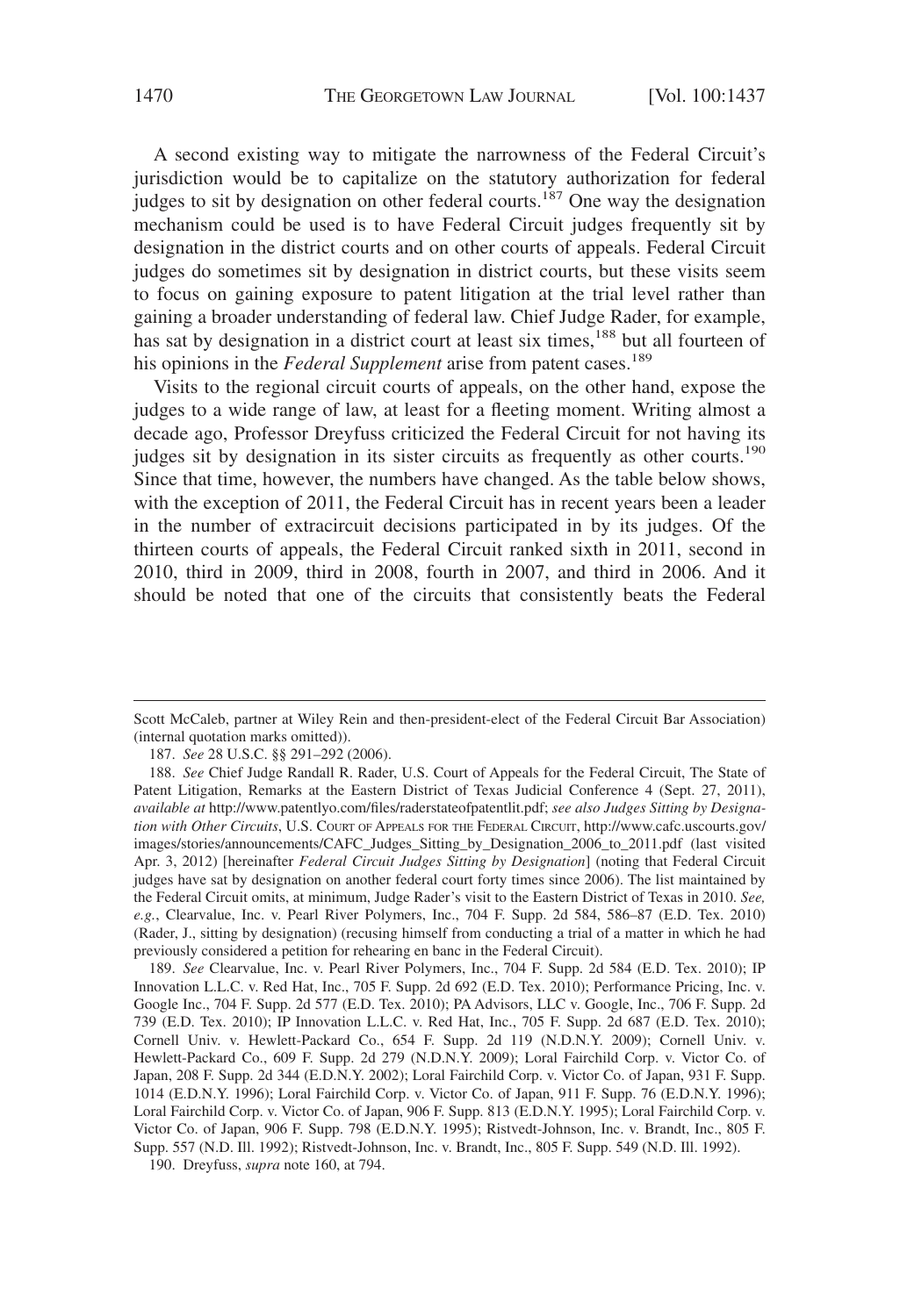A second existing way to mitigate the narrowness of the Federal Circuit's jurisdiction would be to capitalize on the statutory authorization for federal judges to sit by designation on other federal courts.[187] One way the designation mechanism could be used is to have Federal Circuit judges frequently sit by designation in the district courts and on other courts of appeals. Federal Circuit judges do sometimes sit by designation in district courts, but these visits seem to focus on gaining exposure to patent litigation at the trial level rather than gaining a broader understanding of federal law. Chief Judge Rader, for example, has sat by designation in a district court at least six times,[188] but all fourteen of his opinions in the *Federal Supplement* arise from patent cases.[189]

Visits to the regional circuit courts of appeals, on the other hand, expose the judges to a wide range of law, at least for a fleeting moment. Writing almost a decade ago, Professor Dreyfuss criticized the Federal Circuit for not having its judges sit by designation in its sister circuits as frequently as other courts.[190] Since that time, however, the numbers have changed. As the table below shows, with the exception of 2011, the Federal Circuit has in recent years been a leader in the number of extracircuit decisions participated in by its judges. Of the thirteen courts of appeals, the Federal Circuit ranked sixth in 2011, second in 2010, third in 2009, third in 2008, fourth in 2007, and third in 2006. And it should be noted that one of the circuits that consistently beats the Federal

---

Scott McCaleb, partner at Wiley Rein and then-president-elect of the Federal Circuit Bar Association) (internal quotation marks omitted)).

187. *See* 28 U.S.C. §§ 291–292 (2006).

188. *See* Chief Judge Randall R. Rader, U.S. Court of Appeals for the Federal Circuit, The State of Patent Litigation, Remarks at the Eastern District of Texas Judicial Conference 4 (Sept. 27, 2011), *available at* http://www.patentlyo.com/files/raderstateofpatentlit.pdf; *see also Judges Sitting by Designation with Other Circuits*, U.S. Court of Appeals for the Federal Circuit, http://www.cafc.uscourts.gov/images/stories/announcements/CAFC_Judges_Sitting_by_Designation_2006_to_2011.pdf (last visited Apr. 3, 2012) [hereinafter *Federal Circuit Judges Sitting by Designation*] (noting that Federal Circuit judges have sat by designation on another federal court forty times since 2006). The list maintained by the Federal Circuit omits, at minimum, Judge Rader's visit to the Eastern District of Texas in 2010. *See, e.g.*, Clearvalue, Inc. v. Pearl River Polymers, Inc., 704 F. Supp. 2d 584, 586–87 (E.D. Tex. 2010) (Rader, J., sitting by designation) (recusing himself from conducting a trial of a matter in which he had previously considered a petition for rehearing en banc in the Federal Circuit).

189. *See* Clearvalue, Inc. v. Pearl River Polymers, Inc., 704 F. Supp. 2d 584 (E.D. Tex. 2010); IP Innovation L.L.C. v. Red Hat, Inc., 705 F. Supp. 2d 692 (E.D. Tex. 2010); Performance Pricing, Inc. v. Google Inc., 704 F. Supp. 2d 577 (E.D. Tex. 2010); PA Advisors, LLC v. Google, Inc., 706 F. Supp. 2d 739 (E.D. Tex. 2010); IP Innovation L.L.C. v. Red Hat, Inc., 705 F. Supp. 2d 687 (E.D. Tex. 2010); Cornell Univ. v. Hewlett-Packard Co., 654 F. Supp. 2d 119 (N.D.N.Y. 2009); Cornell Univ. v. Hewlett-Packard Co., 609 F. Supp. 2d 279 (N.D.N.Y. 2009); Loral Fairchild Corp. v. Victor Co. of Japan, 208 F. Supp. 2d 344 (E.D.N.Y. 2002); Loral Fairchild Corp. v. Victor Co. of Japan, 931 F. Supp. 1014 (E.D.N.Y. 1996); Loral Fairchild Corp. v. Victor Co. of Japan, 911 F. Supp. 76 (E.D.N.Y. 1996); Loral Fairchild Corp. v. Victor Co. of Japan, 906 F. Supp. 813 (E.D.N.Y. 1995); Loral Fairchild Corp. v. Victor Co. of Japan, 906 F. Supp. 798 (E.D.N.Y. 1995); Ristvedt-Johnson, Inc. v. Brandt, Inc., 805 F. Supp. 557 (N.D. Ill. 1992); Ristvedt-Johnson, Inc. v. Brandt, Inc., 805 F. Supp. 549 (N.D. Ill. 1992).

190. Dreyfuss, *supra* note 160, at 794.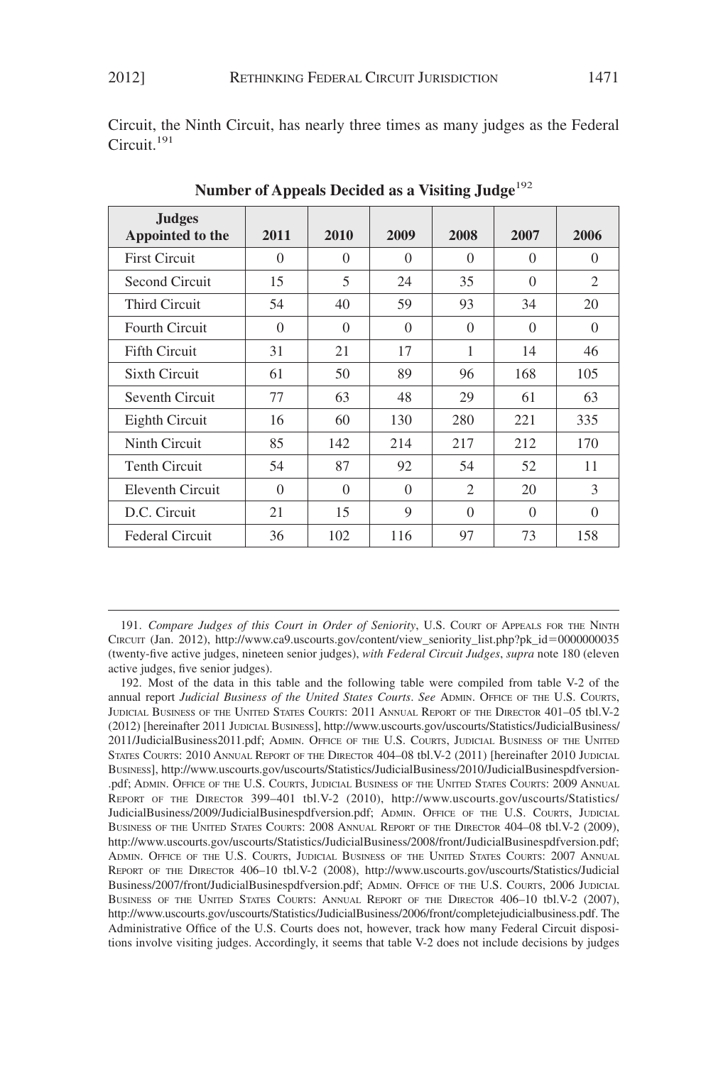Circuit, the Ninth Circuit, has nearly three times as many judges as the Federal Circuit.[191]

**Number of Appeals Decided as a Visiting Judge**[192]

| Judges Appointed to the | 2011 | 2010 | 2009 | 2008 | 2007 | 2006 |
|---|---|---|---|---|---|---|
| First Circuit | 0 | 0 | 0 | 0 | 0 | 0 |
| Second Circuit | 15 | 5 | 24 | 35 | 0 | 2 |
| Third Circuit | 54 | 40 | 59 | 93 | 34 | 20 |
| Fourth Circuit | 0 | 0 | 0 | 0 | 0 | 0 |
| Fifth Circuit | 31 | 21 | 17 | 1 | 14 | 46 |
| Sixth Circuit | 61 | 50 | 89 | 96 | 168 | 105 |
| Seventh Circuit | 77 | 63 | 48 | 29 | 61 | 63 |
| Eighth Circuit | 16 | 60 | 130 | 280 | 221 | 335 |
| Ninth Circuit | 85 | 142 | 214 | 217 | 212 | 170 |
| Tenth Circuit | 54 | 87 | 92 | 54 | 52 | 11 |
| Eleventh Circuit | 0 | 0 | 0 | 2 | 20 | 3 |
| D.C. Circuit | 21 | 15 | 9 | 0 | 0 | 0 |
| Federal Circuit | 36 | 102 | 116 | 97 | 73 | 158 |

191. *Compare Judges of this Court in Order of Seniority*, U.S. COURT OF APPEALS FOR THE NINTH CIRCUIT (Jan. 2012), http://www.ca9.uscourts.gov/content/view_seniority_list.php?pk_id=0000000035 (twenty-five active judges, nineteen senior judges), *with Federal Circuit Judges*, *supra* note 180 (eleven active judges, five senior judges).

192. Most of the data in this table and the following table were compiled from table V-2 of the annual report *Judicial Business of the United States Courts*. *See* ADMIN. OFFICE OF THE U.S. COURTS, JUDICIAL BUSINESS OF THE UNITED STATES COURTS: 2011 ANNUAL REPORT OF THE DIRECTOR 401–05 tbl.V-2 (2012) [hereinafter 2011 JUDICIAL BUSINESS], http://www.uscourts.gov/uscourts/Statistics/JudicialBusiness/2011/JudicialBusiness2011.pdf; ADMIN. OFFICE OF THE U.S. COURTS, JUDICIAL BUSINESS OF THE UNITED STATES COURTS: 2010 ANNUAL REPORT OF THE DIRECTOR 404–08 tbl.V-2 (2011) [hereinafter 2010 JUDICIAL BUSINESS], http://www.uscourts.gov/uscourts/Statistics/JudicialBusiness/2010/JudicialBusinespdfversion-.pdf; ADMIN. OFFICE OF THE U.S. COURTS, JUDICIAL BUSINESS OF THE UNITED STATES COURTS: 2009 ANNUAL REPORT OF THE DIRECTOR 399–401 tbl.V-2 (2010), http://www.uscourts.gov/uscourts/Statistics/JudicialBusiness/2009/JudicialBusinespdfversion.pdf; ADMIN. OFFICE OF THE U.S. COURTS, JUDICIAL BUSINESS OF THE UNITED STATES COURTS: 2008 ANNUAL REPORT OF THE DIRECTOR 404–08 tbl.V-2 (2009), http://www.uscourts.gov/uscourts/Statistics/JudicialBusiness/2008/front/JudicialBusinespdfversion.pdf; ADMIN. OFFICE OF THE U.S. COURTS, JUDICIAL BUSINESS OF THE UNITED STATES COURTS: 2007 ANNUAL REPORT OF THE DIRECTOR 406–10 tbl.V-2 (2008), http://www.uscourts.gov/uscourts/Statistics/Judicial Business/2007/front/JudicialBusinespdfversion.pdf; ADMIN. OFFICE OF THE U.S. COURTS, 2006 JUDICIAL BUSINESS OF THE UNITED STATES COURTS: ANNUAL REPORT OF THE DIRECTOR 406–10 tbl.V-2 (2007), http://www.uscourts.gov/uscourts/Statistics/JudicialBusiness/2006/front/completejudicialbusiness.pdf. The Administrative Office of the U.S. Courts does not, however, track how many Federal Circuit dispositions involve visiting judges. Accordingly, it seems that table V-2 does not include decisions by judges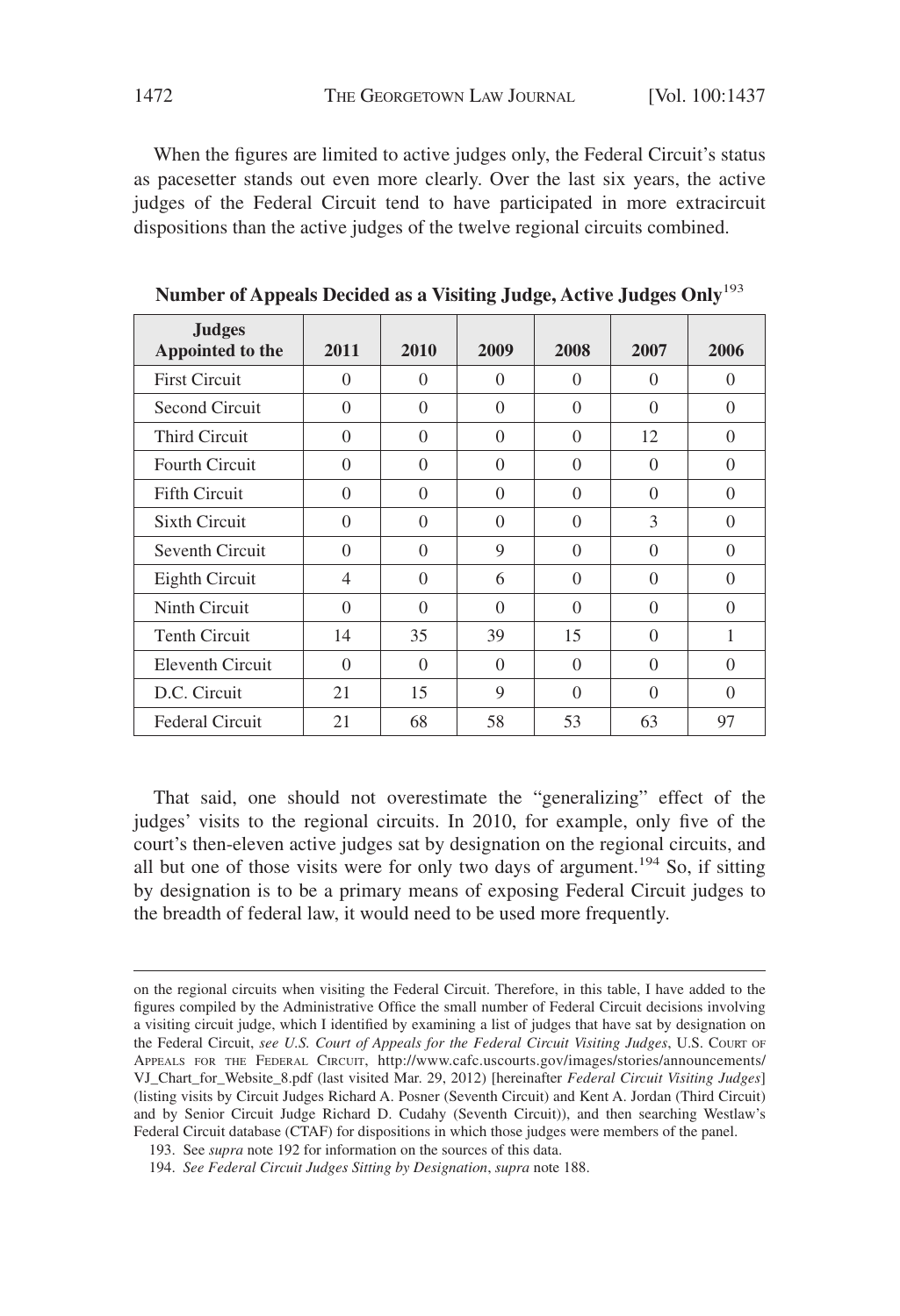When the figures are limited to active judges only, the Federal Circuit's status as pacesetter stands out even more clearly. Over the last six years, the active judges of the Federal Circuit tend to have participated in more extracircuit dispositions than the active judges of the twelve regional circuits combined.

**Number of Appeals Decided as a Visiting Judge, Active Judges Only**[193]

| Judges Appointed to the | 2011 | 2010 | 2009 | 2008 | 2007 | 2006 |
|---|---|---|---|---|---|---|
| First Circuit | 0 | 0 | 0 | 0 | 0 | 0 |
| Second Circuit | 0 | 0 | 0 | 0 | 0 | 0 |
| Third Circuit | 0 | 0 | 0 | 0 | 12 | 0 |
| Fourth Circuit | 0 | 0 | 0 | 0 | 0 | 0 |
| Fifth Circuit | 0 | 0 | 0 | 0 | 0 | 0 |
| Sixth Circuit | 0 | 0 | 0 | 0 | 3 | 0 |
| Seventh Circuit | 0 | 0 | 9 | 0 | 0 | 0 |
| Eighth Circuit | 4 | 0 | 6 | 0 | 0 | 0 |
| Ninth Circuit | 0 | 0 | 0 | 0 | 0 | 0 |
| Tenth Circuit | 14 | 35 | 39 | 15 | 0 | 1 |
| Eleventh Circuit | 0 | 0 | 0 | 0 | 0 | 0 |
| D.C. Circuit | 21 | 15 | 9 | 0 | 0 | 0 |
| Federal Circuit | 21 | 68 | 58 | 53 | 63 | 97 |

That said, one should not overestimate the "generalizing" effect of the judges' visits to the regional circuits. In 2010, for example, only five of the court's then-eleven active judges sat by designation on the regional circuits, and all but one of those visits were for only two days of argument.[194] So, if sitting by designation is to be a primary means of exposing Federal Circuit judges to the breadth of federal law, it would need to be used more frequently.

---

on the regional circuits when visiting the Federal Circuit. Therefore, in this table, I have added to the figures compiled by the Administrative Office the small number of Federal Circuit decisions involving a visiting circuit judge, which I identified by examining a list of judges that have sat by designation on the Federal Circuit, *see U.S. Court of Appeals for the Federal Circuit Visiting Judges*, U.S. COURT OF APPEALS FOR THE FEDERAL CIRCUIT, http://www.cafc.uscourts.gov/images/stories/announcements/VJ_Chart_for_Website_8.pdf (last visited Mar. 29, 2012) [hereinafter *Federal Circuit Visiting Judges*] (listing visits by Circuit Judges Richard A. Posner (Seventh Circuit) and Kent A. Jordan (Third Circuit) and by Senior Circuit Judge Richard D. Cudahy (Seventh Circuit)), and then searching Westlaw's Federal Circuit database (CTAF) for dispositions in which those judges were members of the panel.

193. See *supra* note 192 for information on the sources of this data.

194. *See Federal Circuit Judges Sitting by Designation*, *supra* note 188.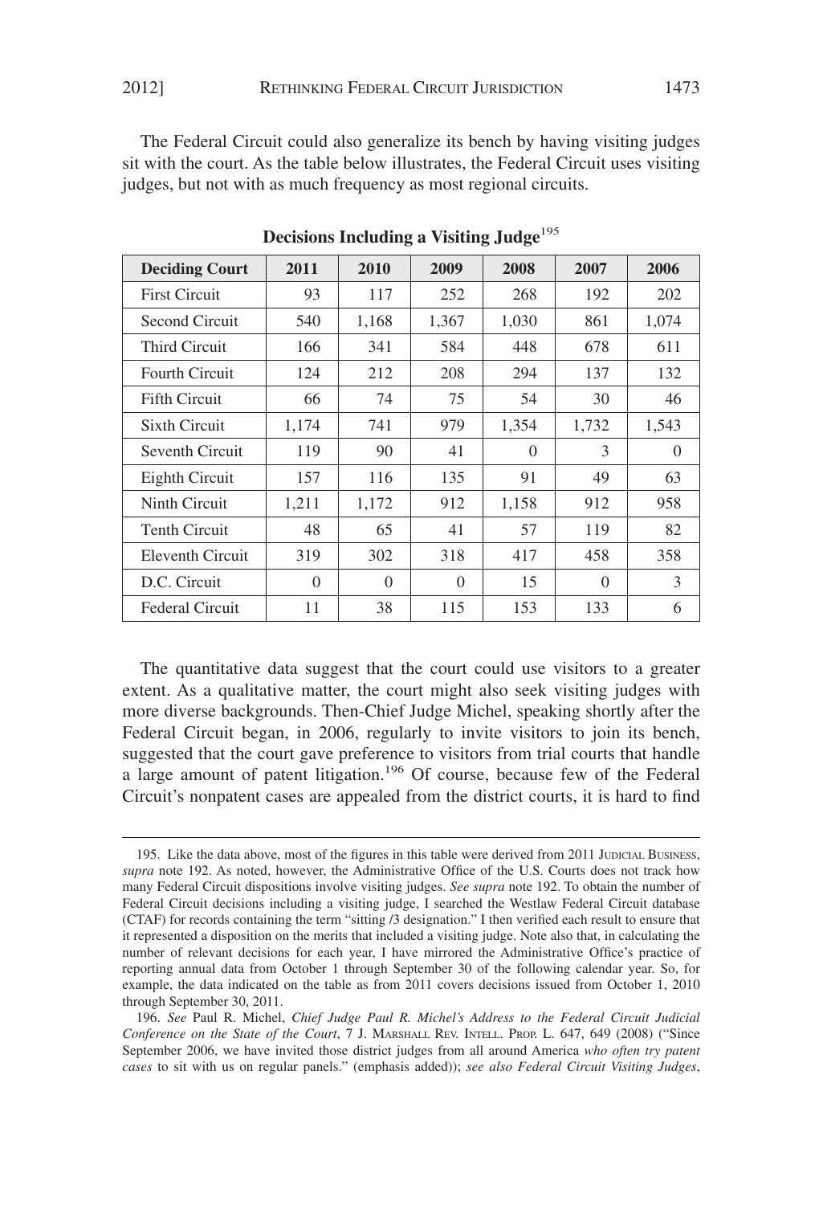The Federal Circuit could also generalize its bench by having visiting judges sit with the court. As the table below illustrates, the Federal Circuit uses visiting judges, but not with as much frequency as most regional circuits.

**Decisions Including a Visiting Judge**[195]

| Deciding Court | 2011 | 2010 | 2009 | 2008 | 2007 | 2006 |
|---|---|---|---|---|---|---|
| First Circuit | 93 | 117 | 252 | 268 | 192 | 202 |
| Second Circuit | 540 | 1,168 | 1,367 | 1,030 | 861 | 1,074 |
| Third Circuit | 166 | 341 | 584 | 448 | 678 | 611 |
| Fourth Circuit | 124 | 212 | 208 | 294 | 137 | 132 |
| Fifth Circuit | 66 | 74 | 75 | 54 | 30 | 46 |
| Sixth Circuit | 1,174 | 741 | 979 | 1,354 | 1,732 | 1,543 |
| Seventh Circuit | 119 | 90 | 41 | 0 | 3 | 0 |
| Eighth Circuit | 157 | 116 | 135 | 91 | 49 | 63 |
| Ninth Circuit | 1,211 | 1,172 | 912 | 1,158 | 912 | 958 |
| Tenth Circuit | 48 | 65 | 41 | 57 | 119 | 82 |
| Eleventh Circuit | 319 | 302 | 318 | 417 | 458 | 358 |
| D.C. Circuit | 0 | 0 | 0 | 15 | 0 | 3 |
| Federal Circuit | 11 | 38 | 115 | 153 | 133 | 6 |

The quantitative data suggest that the court could use visitors to a greater extent. As a qualitative matter, the court might also seek visiting judges with more diverse backgrounds. Then-Chief Judge Michel, speaking shortly after the Federal Circuit began, in 2006, regularly to invite visitors to join its bench, suggested that the court gave preference to visitors from trial courts that handle a large amount of patent litigation.[196] Of course, because few of the Federal Circuit's nonpatent cases are appealed from the district courts, it is hard to find

---

195. Like the data above, most of the figures in this table were derived from 2011 JUDICIAL BUSINESS, *supra* note 192. As noted, however, the Administrative Office of the U.S. Courts does not track how many Federal Circuit dispositions involve visiting judges. *See supra* note 192. To obtain the number of Federal Circuit decisions including a visiting judge, I searched the Westlaw Federal Circuit database (CTAF) for records containing the term "sitting /3 designation." I then verified each result to ensure that it represented a disposition on the merits that included a visiting judge. Note also that, in calculating the number of relevant decisions for each year, I have mirrored the Administrative Office's practice of reporting annual data from October 1 through September 30 of the following calendar year. So, for example, the data indicated on the table as from 2011 covers decisions issued from October 1, 2010 through September 30, 2011.

196. *See* Paul R. Michel, *Chief Judge Paul R. Michel's Address to the Federal Circuit Judicial Conference on the State of the Court*, 7 J. MARSHALL REV. INTELL. PROP. L. 647, 649 (2008) ("Since September 2006, we have invited those district judges from all around America *who often try patent cases* to sit with us on regular panels." (emphasis added)); *see also Federal Circuit Visiting Judges*,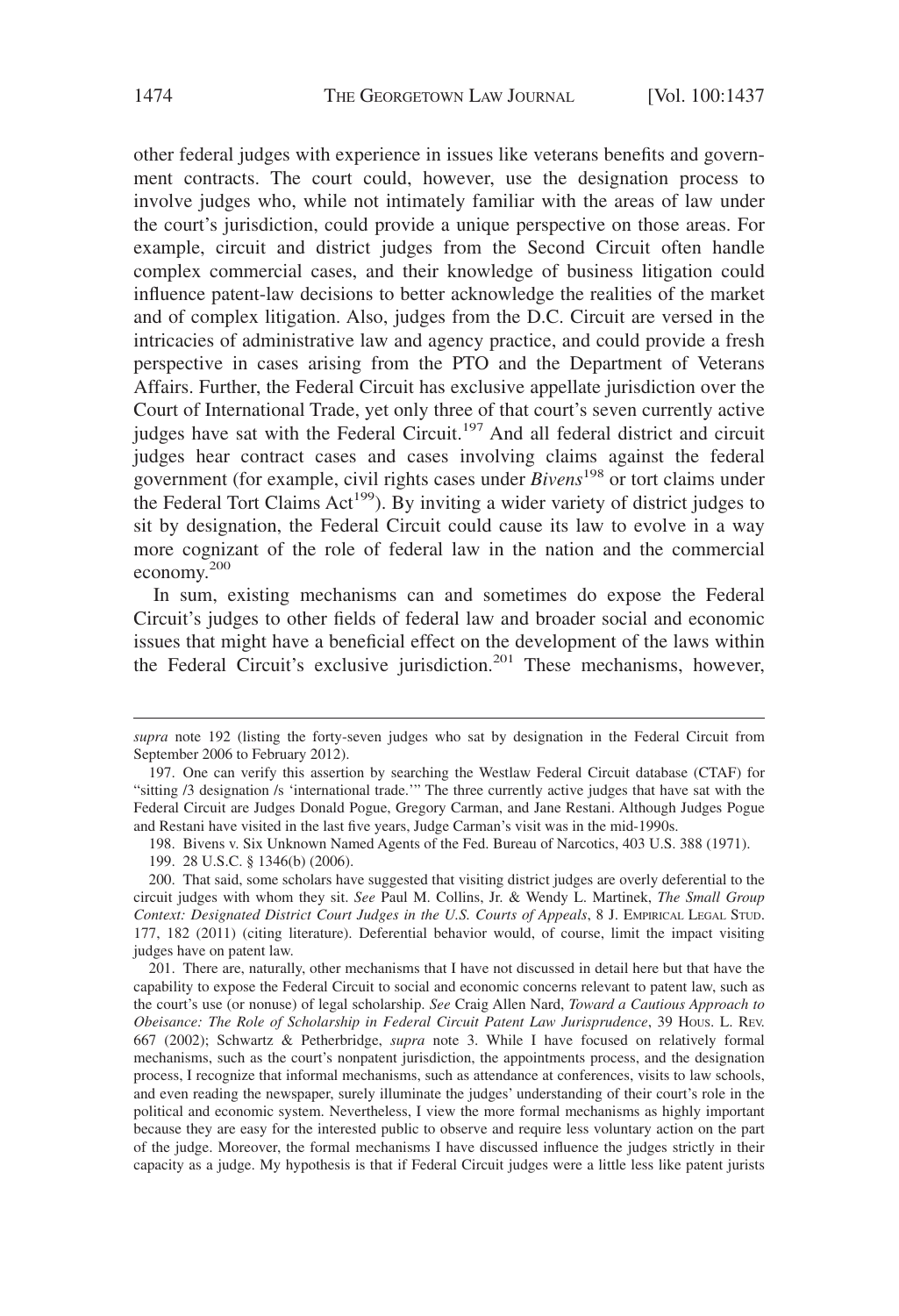other federal judges with experience in issues like veterans benefits and government contracts. The court could, however, use the designation process to involve judges who, while not intimately familiar with the areas of law under the court's jurisdiction, could provide a unique perspective on those areas. For example, circuit and district judges from the Second Circuit often handle complex commercial cases, and their knowledge of business litigation could influence patent-law decisions to better acknowledge the realities of the market and of complex litigation. Also, judges from the D.C. Circuit are versed in the intricacies of administrative law and agency practice, and could provide a fresh perspective in cases arising from the PTO and the Department of Veterans Affairs. Further, the Federal Circuit has exclusive appellate jurisdiction over the Court of International Trade, yet only three of that court's seven currently active judges have sat with the Federal Circuit.[197] And all federal district and circuit judges hear contract cases and cases involving claims against the federal government (for example, civil rights cases under *Bivens*[198] or tort claims under the Federal Tort Claims Act[199]). By inviting a wider variety of district judges to sit by designation, the Federal Circuit could cause its law to evolve in a way more cognizant of the role of federal law in the nation and the commercial economy.[200]

In sum, existing mechanisms can and sometimes do expose the Federal Circuit's judges to other fields of federal law and broader social and economic issues that might have a beneficial effect on the development of the laws within the Federal Circuit's exclusive jurisdiction.[201] These mechanisms, however,

---

*supra* note 192 (listing the forty-seven judges who sat by designation in the Federal Circuit from September 2006 to February 2012).

197. One can verify this assertion by searching the Westlaw Federal Circuit database (CTAF) for "sitting /3 designation /s 'international trade.'" The three currently active judges that have sat with the Federal Circuit are Judges Donald Pogue, Gregory Carman, and Jane Restani. Although Judges Pogue and Restani have visited in the last five years, Judge Carman's visit was in the mid-1990s.

198. Bivens v. Six Unknown Named Agents of the Fed. Bureau of Narcotics, 403 U.S. 388 (1971).

199. 28 U.S.C. § 1346(b) (2006).

200. That said, some scholars have suggested that visiting district judges are overly deferential to the circuit judges with whom they sit. *See* Paul M. Collins, Jr. & Wendy L. Martinek, *The Small Group Context: Designated District Court Judges in the U.S. Courts of Appeals*, 8 J. Empirical Legal Stud. 177, 182 (2011) (citing literature). Deferential behavior would, of course, limit the impact visiting judges have on patent law.

201. There are, naturally, other mechanisms that I have not discussed in detail here but that have the capability to expose the Federal Circuit to social and economic concerns relevant to patent law, such as the court's use (or nonuse) of legal scholarship. *See* Craig Allen Nard, *Toward a Cautious Approach to Obeisance: The Role of Scholarship in Federal Circuit Patent Law Jurisprudence*, 39 Hous. L. Rev. 667 (2002); Schwartz & Petherbridge, *supra* note 3. While I have focused on relatively formal mechanisms, such as the court's nonpatent jurisdiction, the appointments process, and the designation process, I recognize that informal mechanisms, such as attendance at conferences, visits to law schools, and even reading the newspaper, surely illuminate the judges' understanding of their court's role in the political and economic system. Nevertheless, I view the more formal mechanisms as highly important because they are easy for the interested public to observe and require less voluntary action on the part of the judge. Moreover, the formal mechanisms I have discussed influence the judges strictly in their capacity as a judge. My hypothesis is that if Federal Circuit judges were a little less like patent jurists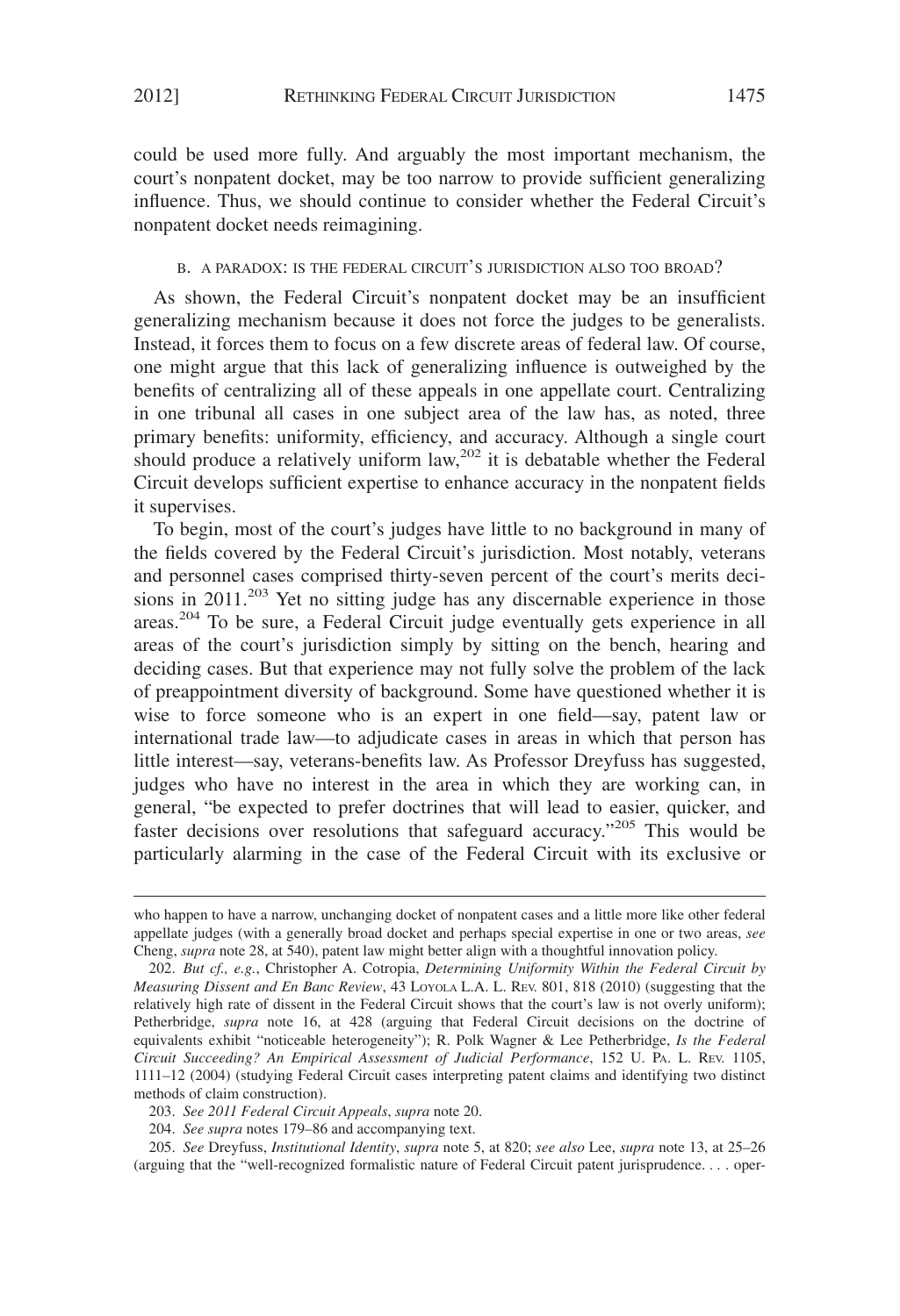could be used more fully. And arguably the most important mechanism, the court's nonpatent docket, may be too narrow to provide sufficient generalizing influence. Thus, we should continue to consider whether the Federal Circuit's nonpatent docket needs reimagining.

### B. A PARADOX: IS THE FEDERAL CIRCUIT'S JURISDICTION ALSO TOO BROAD?

As shown, the Federal Circuit's nonpatent docket may be an insufficient generalizing mechanism because it does not force the judges to be generalists. Instead, it forces them to focus on a few discrete areas of federal law. Of course, one might argue that this lack of generalizing influence is outweighed by the benefits of centralizing all of these appeals in one appellate court. Centralizing in one tribunal all cases in one subject area of the law has, as noted, three primary benefits: uniformity, efficiency, and accuracy. Although a single court should produce a relatively uniform law,[202] it is debatable whether the Federal Circuit develops sufficient expertise to enhance accuracy in the nonpatent fields it supervises.

To begin, most of the court's judges have little to no background in many of the fields covered by the Federal Circuit's jurisdiction. Most notably, veterans and personnel cases comprised thirty-seven percent of the court's merits decisions in 2011.[203] Yet no sitting judge has any discernable experience in those areas.[204] To be sure, a Federal Circuit judge eventually gets experience in all areas of the court's jurisdiction simply by sitting on the bench, hearing and deciding cases. But that experience may not fully solve the problem of the lack of preappointment diversity of background. Some have questioned whether it is wise to force someone who is an expert in one field—say, patent law or international trade law—to adjudicate cases in areas in which that person has little interest—say, veterans-benefits law. As Professor Dreyfuss has suggested, judges who have no interest in the area in which they are working can, in general, "be expected to prefer doctrines that will lead to easier, quicker, and faster decisions over resolutions that safeguard accuracy."[205] This would be particularly alarming in the case of the Federal Circuit with its exclusive or

---

who happen to have a narrow, unchanging docket of nonpatent cases and a little more like other federal appellate judges (with a generally broad docket and perhaps special expertise in one or two areas, *see* Cheng, *supra* note 28, at 540), patent law might better align with a thoughtful innovation policy.

202. *But cf., e.g.*, Christopher A. Cotropia, *Determining Uniformity Within the Federal Circuit by Measuring Dissent and En Banc Review*, 43 LOYOLA L.A. L. REV. 801, 818 (2010) (suggesting that the relatively high rate of dissent in the Federal Circuit shows that the court's law is not overly uniform); Petherbridge, *supra* note 16, at 428 (arguing that Federal Circuit decisions on the doctrine of equivalents exhibit "noticeable heterogeneity"); R. Polk Wagner & Lee Petherbridge, *Is the Federal Circuit Succeeding? An Empirical Assessment of Judicial Performance*, 152 U. PA. L. REV. 1105, 1111–12 (2004) (studying Federal Circuit cases interpreting patent claims and identifying two distinct methods of claim construction).

203. *See 2011 Federal Circuit Appeals*, *supra* note 20.

204. *See supra* notes 179–86 and accompanying text.

205. *See* Dreyfuss, *Institutional Identity*, *supra* note 5, at 820; *see also* Lee, *supra* note 13, at 25–26 (arguing that the "well-recognized formalistic nature of Federal Circuit patent jurisprudence. . . . oper-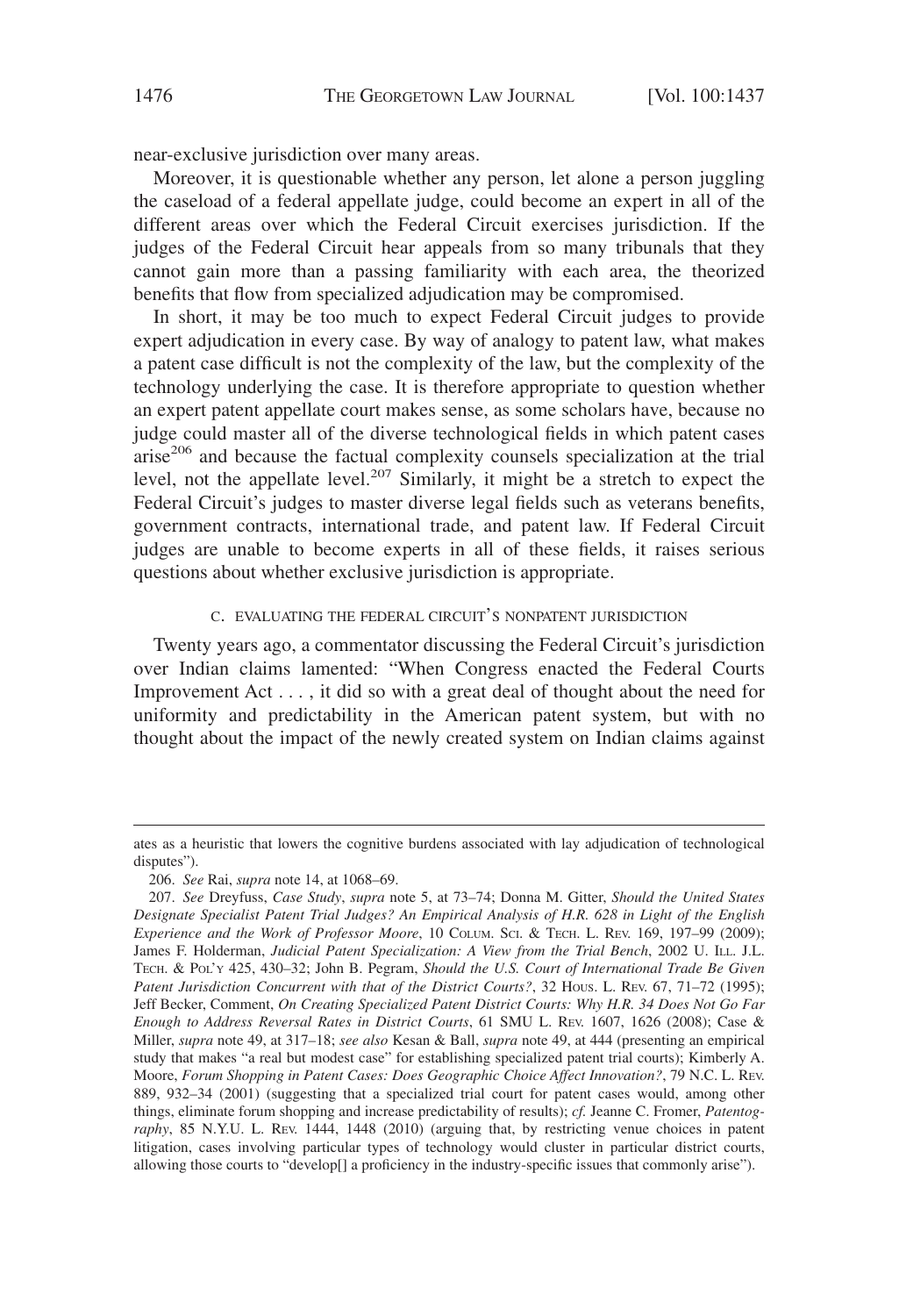near-exclusive jurisdiction over many areas.

Moreover, it is questionable whether any person, let alone a person juggling the caseload of a federal appellate judge, could become an expert in all of the different areas over which the Federal Circuit exercises jurisdiction. If the judges of the Federal Circuit hear appeals from so many tribunals that they cannot gain more than a passing familiarity with each area, the theorized benefits that flow from specialized adjudication may be compromised.

In short, it may be too much to expect Federal Circuit judges to provide expert adjudication in every case. By way of analogy to patent law, what makes a patent case difficult is not the complexity of the law, but the complexity of the technology underlying the case. It is therefore appropriate to question whether an expert patent appellate court makes sense, as some scholars have, because no judge could master all of the diverse technological fields in which patent cases arise[206] and because the factual complexity counsels specialization at the trial level, not the appellate level.[207] Similarly, it might be a stretch to expect the Federal Circuit's judges to master diverse legal fields such as veterans benefits, government contracts, international trade, and patent law. If Federal Circuit judges are unable to become experts in all of these fields, it raises serious questions about whether exclusive jurisdiction is appropriate.

### C. EVALUATING THE FEDERAL CIRCUIT'S NONPATENT JURISDICTION

Twenty years ago, a commentator discussing the Federal Circuit's jurisdiction over Indian claims lamented: "When Congress enacted the Federal Courts Improvement Act . . . , it did so with a great deal of thought about the need for uniformity and predictability in the American patent system, but with no thought about the impact of the newly created system on Indian claims against

---

ates as a heuristic that lowers the cognitive burdens associated with lay adjudication of technological disputes").

206. *See* Rai, *supra* note 14, at 1068–69.

207. *See* Dreyfuss, *Case Study*, *supra* note 5, at 73–74; Donna M. Gitter, *Should the United States Designate Specialist Patent Trial Judges? An Empirical Analysis of H.R. 628 in Light of the English Experience and the Work of Professor Moore*, 10 COLUM. SCI. & TECH. L. REV. 169, 197–99 (2009); James F. Holderman, *Judicial Patent Specialization: A View from the Trial Bench*, 2002 U. ILL. J.L. TECH. & POL'Y 425, 430–32; John B. Pegram, *Should the U.S. Court of International Trade Be Given Patent Jurisdiction Concurrent with that of the District Courts?*, 32 HOUS. L. REV. 67, 71–72 (1995); Jeff Becker, Comment, *On Creating Specialized Patent District Courts: Why H.R. 34 Does Not Go Far Enough to Address Reversal Rates in District Courts*, 61 SMU L. REV. 1607, 1626 (2008); Case & Miller, *supra* note 49, at 317–18; *see also* Kesan & Ball, *supra* note 49, at 444 (presenting an empirical study that makes "a real but modest case" for establishing specialized patent trial courts); Kimberly A. Moore, *Forum Shopping in Patent Cases: Does Geographic Choice Affect Innovation?*, 79 N.C. L. REV. 889, 932–34 (2001) (suggesting that a specialized trial court for patent cases would, among other things, eliminate forum shopping and increase predictability of results); *cf.* Jeanne C. Fromer, *Patentography*, 85 N.Y.U. L. REV. 1444, 1448 (2010) (arguing that, by restricting venue choices in patent litigation, cases involving particular types of technology would cluster in particular district courts, allowing those courts to "develop[] a proficiency in the industry-specific issues that commonly arise").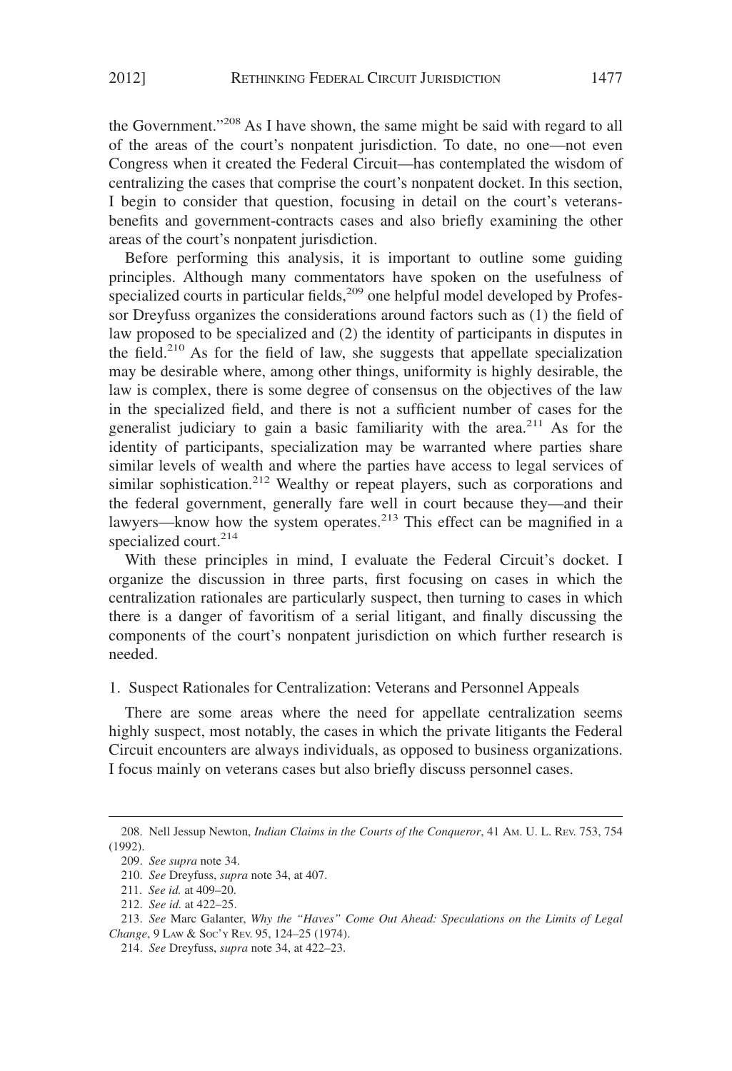the Government."[208] As I have shown, the same might be said with regard to all of the areas of the court's nonpatent jurisdiction. To date, no one—not even Congress when it created the Federal Circuit—has contemplated the wisdom of centralizing the cases that comprise the court's nonpatent docket. In this section, I begin to consider that question, focusing in detail on the court's veterans-benefits and government-contracts cases and also briefly examining the other areas of the court's nonpatent jurisdiction.

Before performing this analysis, it is important to outline some guiding principles. Although many commentators have spoken on the usefulness of specialized courts in particular fields,[209] one helpful model developed by Professor Dreyfuss organizes the considerations around factors such as (1) the field of law proposed to be specialized and (2) the identity of participants in disputes in the field.[210] As for the field of law, she suggests that appellate specialization may be desirable where, among other things, uniformity is highly desirable, the law is complex, there is some degree of consensus on the objectives of the law in the specialized field, and there is not a sufficient number of cases for the generalist judiciary to gain a basic familiarity with the area.[211] As for the identity of participants, specialization may be warranted where parties share similar levels of wealth and where the parties have access to legal services of similar sophistication.[212] Wealthy or repeat players, such as corporations and the federal government, generally fare well in court because they—and their lawyers—know how the system operates.[213] This effect can be magnified in a specialized court.[214]

With these principles in mind, I evaluate the Federal Circuit's docket. I organize the discussion in three parts, first focusing on cases in which the centralization rationales are particularly suspect, then turning to cases in which there is a danger of favoritism of a serial litigant, and finally discussing the components of the court's nonpatent jurisdiction on which further research is needed.

### 1. Suspect Rationales for Centralization: Veterans and Personnel Appeals

There are some areas where the need for appellate centralization seems highly suspect, most notably, the cases in which the private litigants the Federal Circuit encounters are always individuals, as opposed to business organizations. I focus mainly on veterans cases but also briefly discuss personnel cases.

---

208. Nell Jessup Newton, *Indian Claims in the Courts of the Conqueror*, 41 AM. U. L. REV. 753, 754 (1992).

209. *See supra* note 34.

210. *See* Dreyfuss, *supra* note 34, at 407.

211. *See id.* at 409–20.

212. *See id.* at 422–25.

213. *See* Marc Galanter, *Why the "Haves" Come Out Ahead: Speculations on the Limits of Legal Change*, 9 LAW & SOC'Y REV. 95, 124–25 (1974).

214. *See* Dreyfuss, *supra* note 34, at 422–23.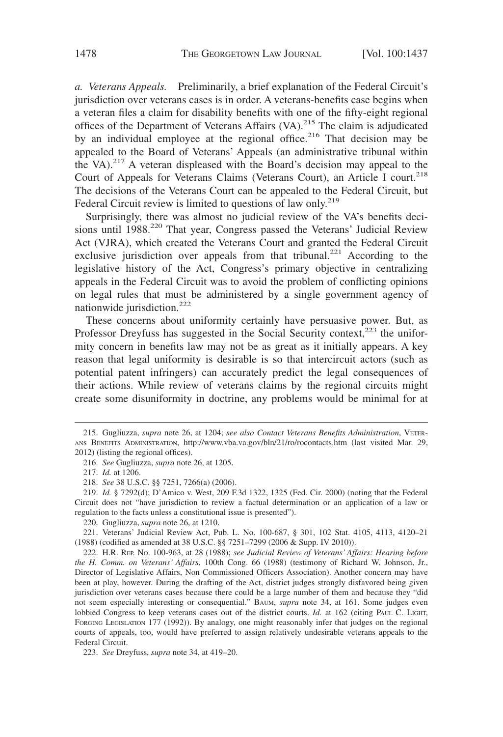*a. Veterans Appeals.* Preliminarily, a brief explanation of the Federal Circuit's jurisdiction over veterans cases is in order. A veterans-benefits case begins when a veteran files a claim for disability benefits with one of the fifty-eight regional offices of the Department of Veterans Affairs (VA).[215] The claim is adjudicated by an individual employee at the regional office.[216] That decision may be appealed to the Board of Veterans' Appeals (an administrative tribunal within the VA).[217] A veteran displeased with the Board's decision may appeal to the Court of Appeals for Veterans Claims (Veterans Court), an Article I court.[218] The decisions of the Veterans Court can be appealed to the Federal Circuit, but Federal Circuit review is limited to questions of law only.[219]

Surprisingly, there was almost no judicial review of the VA's benefits decisions until 1988.[220] That year, Congress passed the Veterans' Judicial Review Act (VJRA), which created the Veterans Court and granted the Federal Circuit exclusive jurisdiction over appeals from that tribunal.[221] According to the legislative history of the Act, Congress's primary objective in centralizing appeals in the Federal Circuit was to avoid the problem of conflicting opinions on legal rules that must be administered by a single government agency of nationwide jurisdiction.[222]

These concerns about uniformity certainly have persuasive power. But, as Professor Dreyfuss has suggested in the Social Security context,[223] the uniformity concern in benefits law may not be as great as it initially appears. A key reason that legal uniformity is desirable is so that intercircuit actors (such as potential patent infringers) can accurately predict the legal consequences of their actions. While review of veterans claims by the regional circuits might create some disuniformity in doctrine, any problems would be minimal for at

---

215. Gugliuzza, *supra* note 26, at 1204; *see also Contact Veterans Benefits Administration*, VETERANS BENEFITS ADMINISTRATION, http://www.vba.va.gov/bln/21/ro/rocontacts.htm (last visited Mar. 29, 2012) (listing the regional offices).

216. *See* Gugliuzza, *supra* note 26, at 1205.

217. *Id.* at 1206.

218. *See* 38 U.S.C. §§ 7251, 7266(a) (2006).

219. *Id.* § 7292(d); D'Amico v. West, 209 F.3d 1322, 1325 (Fed. Cir. 2000) (noting that the Federal Circuit does not "have jurisdiction to review a factual determination or an application of a law or regulation to the facts unless a constitutional issue is presented").

220. Gugliuzza, *supra* note 26, at 1210.

221. Veterans' Judicial Review Act, Pub. L. No. 100-687, § 301, 102 Stat. 4105, 4113, 4120–21 (1988) (codified as amended at 38 U.S.C. §§ 7251–7299 (2006 & Supp. IV 2010)).

222. H.R. REP. NO. 100-963, at 28 (1988); *see Judicial Review of Veterans' Affairs: Hearing before the H. Comm. on Veterans' Affairs*, 100th Cong. 66 (1988) (testimony of Richard W. Johnson, Jr., Director of Legislative Affairs, Non Commissioned Officers Association). Another concern may have been at play, however. During the drafting of the Act, district judges strongly disfavored being given jurisdiction over veterans cases because there could be a large number of them and because they "did not seem especially interesting or consequential." BAUM, *supra* note 34, at 161. Some judges even lobbied Congress to keep veterans cases out of the district courts. *Id.* at 162 (citing PAUL C. LIGHT, FORGING LEGISLATION 177 (1992)). By analogy, one might reasonably infer that judges on the regional courts of appeals, too, would have preferred to assign relatively undesirable veterans appeals to the Federal Circuit.

223. *See* Dreyfuss, *supra* note 34, at 419–20.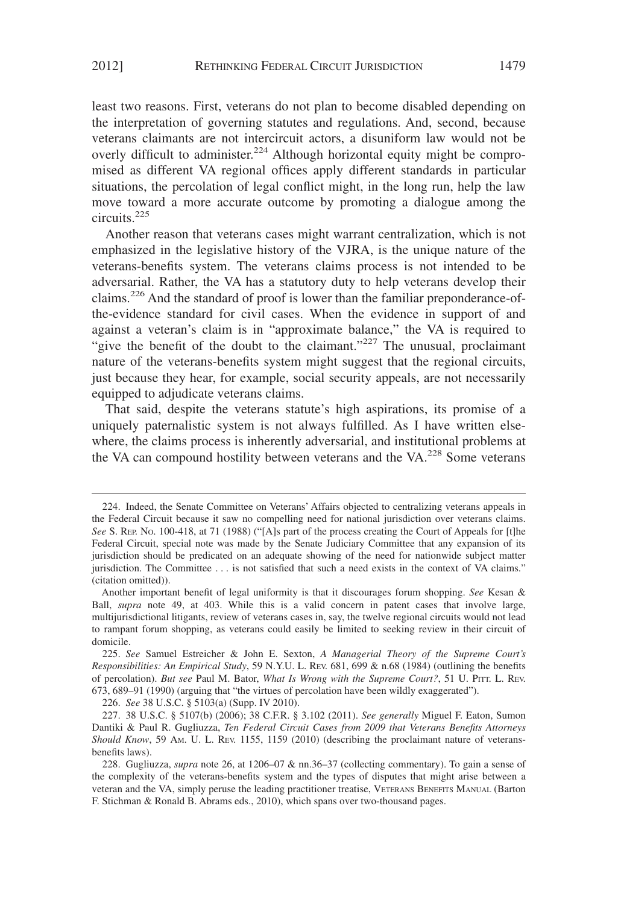least two reasons. First, veterans do not plan to become disabled depending on the interpretation of governing statutes and regulations. And, second, because veterans claimants are not intercircuit actors, a disuniform law would not be overly difficult to administer.[224] Although horizontal equity might be compromised as different VA regional offices apply different standards in particular situations, the percolation of legal conflict might, in the long run, help the law move toward a more accurate outcome by promoting a dialogue among the circuits.[225]

Another reason that veterans cases might warrant centralization, which is not emphasized in the legislative history of the VJRA, is the unique nature of the veterans-benefits system. The veterans claims process is not intended to be adversarial. Rather, the VA has a statutory duty to help veterans develop their claims.[226] And the standard of proof is lower than the familiar preponderance-of-the-evidence standard for civil cases. When the evidence in support of and against a veteran's claim is in "approximate balance," the VA is required to "give the benefit of the doubt to the claimant."[227] The unusual, proclaimant nature of the veterans-benefits system might suggest that the regional circuits, just because they hear, for example, social security appeals, are not necessarily equipped to adjudicate veterans claims.

That said, despite the veterans statute's high aspirations, its promise of a uniquely paternalistic system is not always fulfilled. As I have written elsewhere, the claims process is inherently adversarial, and institutional problems at the VA can compound hostility between veterans and the VA.[228] Some veterans

---

224. Indeed, the Senate Committee on Veterans' Affairs objected to centralizing veterans appeals in the Federal Circuit because it saw no compelling need for national jurisdiction over veterans claims. *See* S. REP. NO. 100-418, at 71 (1988) ("[A]s part of the process creating the Court of Appeals for [t]he Federal Circuit, special note was made by the Senate Judiciary Committee that any expansion of its jurisdiction should be predicated on an adequate showing of the need for nationwide subject matter jurisdiction. The Committee . . . is not satisfied that such a need exists in the context of VA claims." (citation omitted)).

Another important benefit of legal uniformity is that it discourages forum shopping. *See* Kesan & Ball, *supra* note 49, at 403. While this is a valid concern in patent cases that involve large, multijurisdictional litigants, review of veterans cases in, say, the twelve regional circuits would not lead to rampant forum shopping, as veterans could easily be limited to seeking review in their circuit of domicile.

225. *See* Samuel Estreicher & John E. Sexton, *A Managerial Theory of the Supreme Court's Responsibilities: An Empirical Study*, 59 N.Y.U. L. REV. 681, 699 & n.68 (1984) (outlining the benefits of percolation). *But see* Paul M. Bator, *What Is Wrong with the Supreme Court?*, 51 U. PITT. L. REV. 673, 689–91 (1990) (arguing that "the virtues of percolation have been wildly exaggerated").

226. *See* 38 U.S.C. § 5103(a) (Supp. IV 2010).

227. 38 U.S.C. § 5107(b) (2006); 38 C.F.R. § 3.102 (2011). *See generally* Miguel F. Eaton, Sumon Dantiki & Paul R. Gugliuzza, *Ten Federal Circuit Cases from 2009 that Veterans Benefits Attorneys Should Know*, 59 AM. U. L. REV. 1155, 1159 (2010) (describing the proclaimant nature of veterans-benefits laws).

228. Gugliuzza, *supra* note 26, at 1206–07 & nn.36–37 (collecting commentary). To gain a sense of the complexity of the veterans-benefits system and the types of disputes that might arise between a veteran and the VA, simply peruse the leading practitioner treatise, VETERANS BENEFITS MANUAL (Barton F. Stichman & Ronald B. Abrams eds., 2010), which spans over two-thousand pages.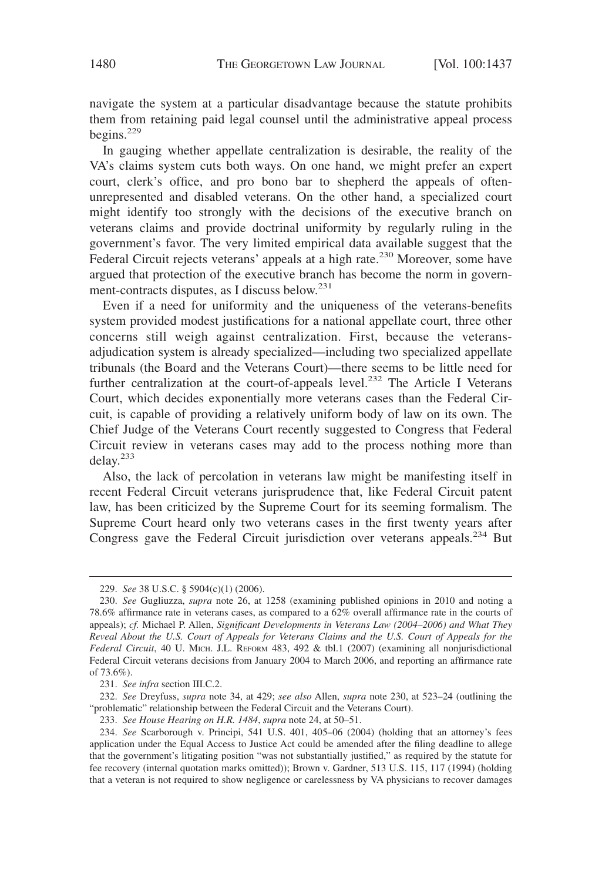navigate the system at a particular disadvantage because the statute prohibits them from retaining paid legal counsel until the administrative appeal process begins.[229]

In gauging whether appellate centralization is desirable, the reality of the VA's claims system cuts both ways. On one hand, we might prefer an expert court, clerk's office, and pro bono bar to shepherd the appeals of often-unrepresented and disabled veterans. On the other hand, a specialized court might identify too strongly with the decisions of the executive branch on veterans claims and provide doctrinal uniformity by regularly ruling in the government's favor. The very limited empirical data available suggest that the Federal Circuit rejects veterans' appeals at a high rate.[230] Moreover, some have argued that protection of the executive branch has become the norm in government-contracts disputes, as I discuss below.[231]

Even if a need for uniformity and the uniqueness of the veterans-benefits system provided modest justifications for a national appellate court, three other concerns still weigh against centralization. First, because the veterans-adjudication system is already specialized—including two specialized appellate tribunals (the Board and the Veterans Court)—there seems to be little need for further centralization at the court-of-appeals level.[232] The Article I Veterans Court, which decides exponentially more veterans cases than the Federal Circuit, is capable of providing a relatively uniform body of law on its own. The Chief Judge of the Veterans Court recently suggested to Congress that Federal Circuit review in veterans cases may add to the process nothing more than delay.[233]

Also, the lack of percolation in veterans law might be manifesting itself in recent Federal Circuit veterans jurisprudence that, like Federal Circuit patent law, has been criticized by the Supreme Court for its seeming formalism. The Supreme Court heard only two veterans cases in the first twenty years after Congress gave the Federal Circuit jurisdiction over veterans appeals.[234] But

---

229. *See* 38 U.S.C. § 5904(c)(1) (2006).

230. *See* Gugliuzza, *supra* note 26, at 1258 (examining published opinions in 2010 and noting a 78.6% affirmance rate in veterans cases, as compared to a 62% overall affirmance rate in the courts of appeals); *cf.* Michael P. Allen, *Significant Developments in Veterans Law (2004–2006) and What They Reveal About the U.S. Court of Appeals for Veterans Claims and the U.S. Court of Appeals for the Federal Circuit*, 40 U. MICH. J.L. REFORM 483, 492 & tbl.1 (2007) (examining all nonjurisdictional Federal Circuit veterans decisions from January 2004 to March 2006, and reporting an affirmance rate of 73.6%).

231. *See infra* section III.C.2.

232. *See* Dreyfuss, *supra* note 34, at 429; *see also* Allen, *supra* note 230, at 523–24 (outlining the "problematic" relationship between the Federal Circuit and the Veterans Court).

233. *See House Hearing on H.R. 1484*, *supra* note 24, at 50–51.

234. *See* Scarborough v. Principi, 541 U.S. 401, 405–06 (2004) (holding that an attorney's fees application under the Equal Access to Justice Act could be amended after the filing deadline to allege that the government's litigating position "was not substantially justified," as required by the statute for fee recovery (internal quotation marks omitted)); Brown v. Gardner, 513 U.S. 115, 117 (1994) (holding that a veteran is not required to show negligence or carelessness by VA physicians to recover damages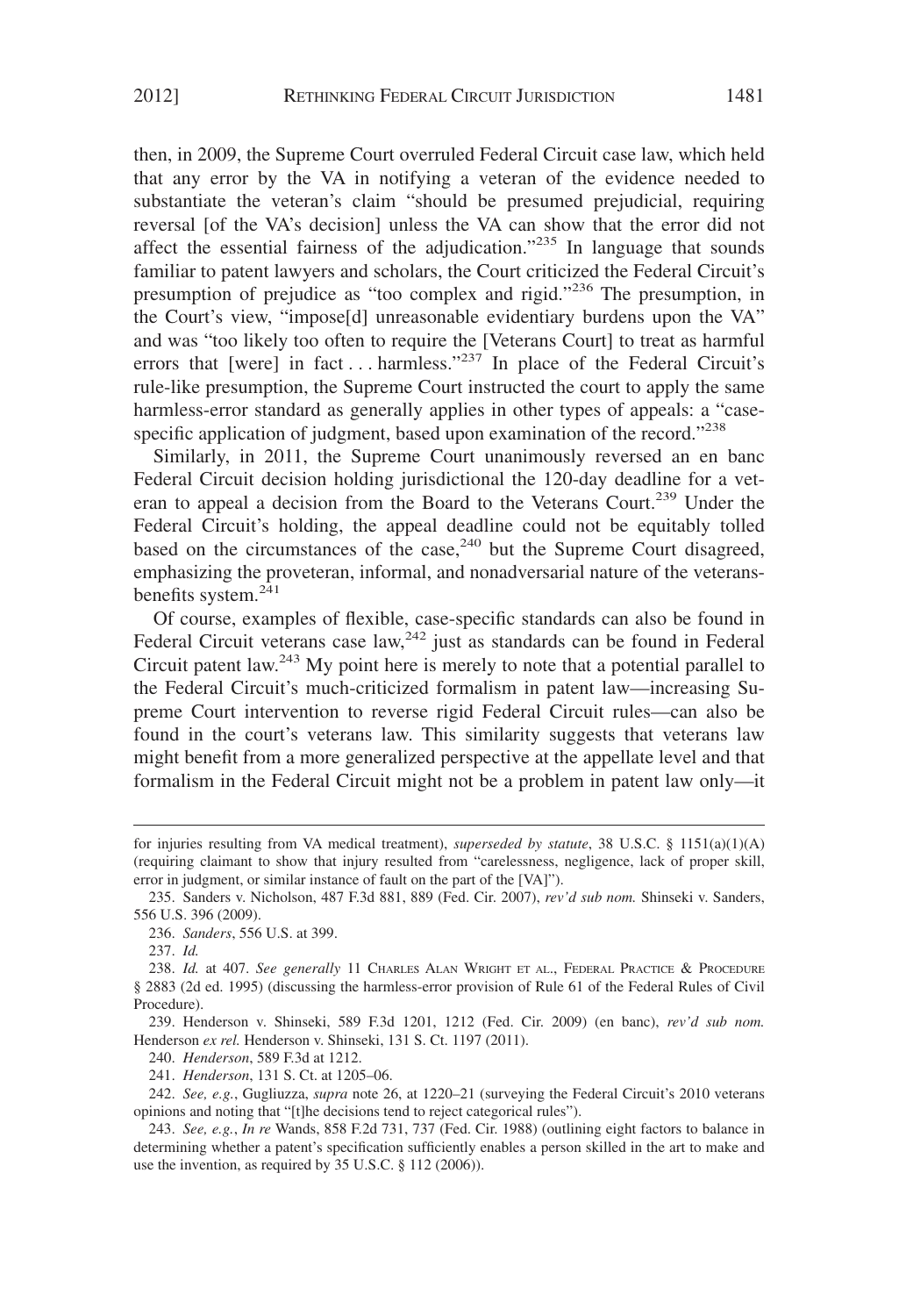then, in 2009, the Supreme Court overruled Federal Circuit case law, which held that any error by the VA in notifying a veteran of the evidence needed to substantiate the veteran's claim "should be presumed prejudicial, requiring reversal [of the VA's decision] unless the VA can show that the error did not affect the essential fairness of the adjudication."[235] In language that sounds familiar to patent lawyers and scholars, the Court criticized the Federal Circuit's presumption of prejudice as "too complex and rigid."[236] The presumption, in the Court's view, "impose[d] unreasonable evidentiary burdens upon the VA" and was "too likely too often to require the [Veterans Court] to treat as harmful errors that [were] in fact . . . harmless."[237] In place of the Federal Circuit's rule-like presumption, the Supreme Court instructed the court to apply the same harmless-error standard as generally applies in other types of appeals: a "case-specific application of judgment, based upon examination of the record."[238]

Similarly, in 2011, the Supreme Court unanimously reversed an en banc Federal Circuit decision holding jurisdictional the 120-day deadline for a veteran to appeal a decision from the Board to the Veterans Court.[239] Under the Federal Circuit's holding, the appeal deadline could not be equitably tolled based on the circumstances of the case,[240] but the Supreme Court disagreed, emphasizing the proveteran, informal, and nonadversarial nature of the veterans-benefits system.[241]

Of course, examples of flexible, case-specific standards can also be found in Federal Circuit veterans case law,[242] just as standards can be found in Federal Circuit patent law.[243] My point here is merely to note that a potential parallel to the Federal Circuit's much-criticized formalism in patent law—increasing Supreme Court intervention to reverse rigid Federal Circuit rules—can also be found in the court's veterans law. This similarity suggests that veterans law might benefit from a more generalized perspective at the appellate level and that formalism in the Federal Circuit might not be a problem in patent law only—it

---

for injuries resulting from VA medical treatment), *superseded by statute*, 38 U.S.C. § 1151(a)(1)(A) (requiring claimant to show that injury resulted from "carelessness, negligence, lack of proper skill, error in judgment, or similar instance of fault on the part of the [VA]").

235. Sanders v. Nicholson, 487 F.3d 881, 889 (Fed. Cir. 2007), *rev'd sub nom.* Shinseki v. Sanders, 556 U.S. 396 (2009).

236. *Sanders*, 556 U.S. at 399.

237. *Id.*

238. *Id.* at 407. *See generally* 11 Charles Alan Wright et al., Federal Practice & Procedure § 2883 (2d ed. 1995) (discussing the harmless-error provision of Rule 61 of the Federal Rules of Civil Procedure).

239. Henderson v. Shinseki, 589 F.3d 1201, 1212 (Fed. Cir. 2009) (en banc), *rev'd sub nom.* Henderson *ex rel.* Henderson v. Shinseki, 131 S. Ct. 1197 (2011).

240. *Henderson*, 589 F.3d at 1212.

241. *Henderson*, 131 S. Ct. at 1205–06.

242. *See, e.g.*, Gugliuzza, *supra* note 26, at 1220–21 (surveying the Federal Circuit's 2010 veterans opinions and noting that "[t]he decisions tend to reject categorical rules").

243. *See, e.g.*, *In re* Wands, 858 F.2d 731, 737 (Fed. Cir. 1988) (outlining eight factors to balance in determining whether a patent's specification sufficiently enables a person skilled in the art to make and use the invention, as required by 35 U.S.C. § 112 (2006)).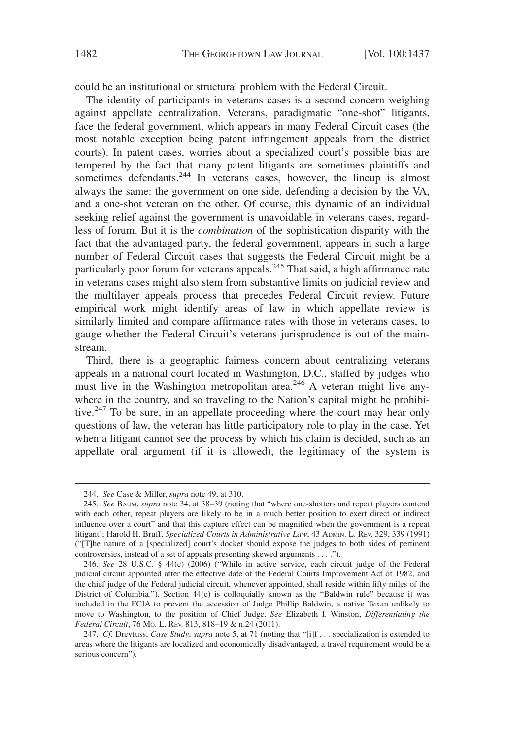could be an institutional or structural problem with the Federal Circuit.

The identity of participants in veterans cases is a second concern weighing against appellate centralization. Veterans, paradigmatic "one-shot" litigants, face the federal government, which appears in many Federal Circuit cases (the most notable exception being patent infringement appeals from the district courts). In patent cases, worries about a specialized court's possible bias are tempered by the fact that many patent litigants are sometimes plaintiffs and sometimes defendants.[244] In veterans cases, however, the lineup is almost always the same: the government on one side, defending a decision by the VA, and a one-shot veteran on the other. Of course, this dynamic of an individual seeking relief against the government is unavoidable in veterans cases, regardless of forum. But it is the *combination* of the sophistication disparity with the fact that the advantaged party, the federal government, appears in such a large number of Federal Circuit cases that suggests the Federal Circuit might be a particularly poor forum for veterans appeals.[245] That said, a high affirmance rate in veterans cases might also stem from substantive limits on judicial review and the multilayer appeals process that precedes Federal Circuit review. Future empirical work might identify areas of law in which appellate review is similarly limited and compare affirmance rates with those in veterans cases, to gauge whether the Federal Circuit's veterans jurisprudence is out of the mainstream.

Third, there is a geographic fairness concern about centralizing veterans appeals in a national court located in Washington, D.C., staffed by judges who must live in the Washington metropolitan area.[246] A veteran might live anywhere in the country, and so traveling to the Nation's capital might be prohibitive.[247] To be sure, in an appellate proceeding where the court may hear only questions of law, the veteran has little participatory role to play in the case. Yet when a litigant cannot see the process by which his claim is decided, such as an appellate oral argument (if it is allowed), the legitimacy of the system is

---

244. *See* Case & Miller, *supra* note 49, at 310.

245. *See* BAUM, *supra* note 34, at 38–39 (noting that "where one-shotters and repeat players contend with each other, repeat players are likely to be in a much better position to exert direct or indirect influence over a court" and that this capture effect can be magnified when the government is a repeat litigant); Harold H. Bruff, *Specialized Courts in Administrative Law*, 43 ADMIN. L. REV. 329, 339 (1991) ("[T]he nature of a [specialized] court's docket should expose the judges to both sides of pertinent controversies, instead of a set of appeals presenting skewed arguments . . . .").

246. *See* 28 U.S.C. § 44(c) (2006) ("While in active service, each circuit judge of the Federal judicial circuit appointed after the effective date of the Federal Courts Improvement Act of 1982, and the chief judge of the Federal judicial circuit, whenever appointed, shall reside within fifty miles of the District of Columbia."). Section 44(c) is colloquially known as the "Baldwin rule" because it was included in the FCIA to prevent the accession of Judge Phillip Baldwin, a native Texan unlikely to move to Washington, to the position of Chief Judge. *See* Elizabeth I. Winston, *Differentiating the Federal Circuit*, 76 MO. L. REV. 813, 818–19 & n.24 (2011).

247. *Cf.* Dreyfuss, *Case Study*, *supra* note 5, at 71 (noting that "[i]f . . . specialization is extended to areas where the litigants are localized and economically disadvantaged, a travel requirement would be a serious concern").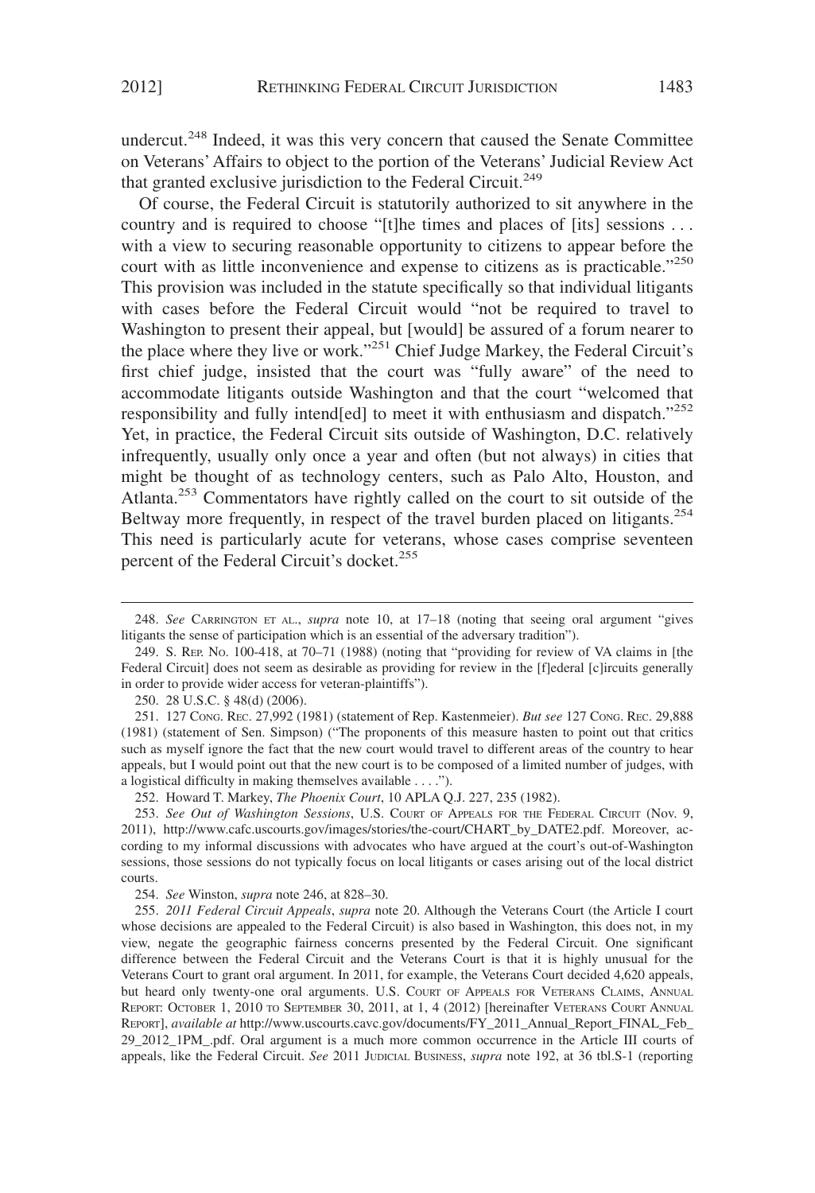undercut.[248] Indeed, it was this very concern that caused the Senate Committee on Veterans' Affairs to object to the portion of the Veterans' Judicial Review Act that granted exclusive jurisdiction to the Federal Circuit.[249]

Of course, the Federal Circuit is statutorily authorized to sit anywhere in the country and is required to choose "[t]he times and places of [its] sessions . . . with a view to securing reasonable opportunity to citizens to appear before the court with as little inconvenience and expense to citizens as is practicable."[250] This provision was included in the statute specifically so that individual litigants with cases before the Federal Circuit would "not be required to travel to Washington to present their appeal, but [would] be assured of a forum nearer to the place where they live or work."[251] Chief Judge Markey, the Federal Circuit's first chief judge, insisted that the court was "fully aware" of the need to accommodate litigants outside Washington and that the court "welcomed that responsibility and fully intend[ed] to meet it with enthusiasm and dispatch."[252] Yet, in practice, the Federal Circuit sits outside of Washington, D.C. relatively infrequently, usually only once a year and often (but not always) in cities that might be thought of as technology centers, such as Palo Alto, Houston, and Atlanta.[253] Commentators have rightly called on the court to sit outside of the Beltway more frequently, in respect of the travel burden placed on litigants.[254] This need is particularly acute for veterans, whose cases comprise seventeen percent of the Federal Circuit's docket.[255]

---

248. *See* CARRINGTON ET AL., *supra* note 10, at 17–18 (noting that seeing oral argument "gives litigants the sense of participation which is an essential of the adversary tradition").

249. S. REP. NO. 100-418, at 70–71 (1988) (noting that "providing for review of VA claims in [the Federal Circuit] does not seem as desirable as providing for review in the [f]ederal [c]ircuits generally in order to provide wider access for veteran-plaintiffs").

250. 28 U.S.C. § 48(d) (2006).

251. 127 CONG. REC. 27,992 (1981) (statement of Rep. Kastenmeier). *But see* 127 CONG. REC. 29,888 (1981) (statement of Sen. Simpson) ("The proponents of this measure hasten to point out that critics such as myself ignore the fact that the new court would travel to different areas of the country to hear appeals, but I would point out that the new court is to be composed of a limited number of judges, with a logistical difficulty in making themselves available . . . .").

252. Howard T. Markey, *The Phoenix Court*, 10 APLA Q.J. 227, 235 (1982).

253. *See Out of Washington Sessions*, U.S. COURT OF APPEALS FOR THE FEDERAL CIRCUIT (Nov. 9, 2011), http://www.cafc.uscourts.gov/images/stories/the-court/CHART_by_DATE2.pdf. Moreover, according to my informal discussions with advocates who have argued at the court's out-of-Washington sessions, those sessions do not typically focus on local litigants or cases arising out of the local district courts.

254. *See* Winston, *supra* note 246, at 828–30.

255. *2011 Federal Circuit Appeals*, *supra* note 20. Although the Veterans Court (the Article I court whose decisions are appealed to the Federal Circuit) is also based in Washington, this does not, in my view, negate the geographic fairness concerns presented by the Federal Circuit. One significant difference between the Federal Circuit and the Veterans Court is that it is highly unusual for the Veterans Court to grant oral argument. In 2011, for example, the Veterans Court decided 4,620 appeals, but heard only twenty-one oral arguments. U.S. COURT OF APPEALS FOR VETERANS CLAIMS, ANNUAL REPORT: OCTOBER 1, 2010 TO SEPTEMBER 30, 2011, at 1, 4 (2012) [hereinafter VETERANS COURT ANNUAL REPORT], *available at* http://www.uscourts.cavc.gov/documents/FY_2011_Annual_Report_FINAL_Feb_29_2012_1PM_.pdf. Oral argument is a much more common occurrence in the Article III courts of appeals, like the Federal Circuit. *See* 2011 JUDICIAL BUSINESS, *supra* note 192, at 36 tbl.S-1 (reporting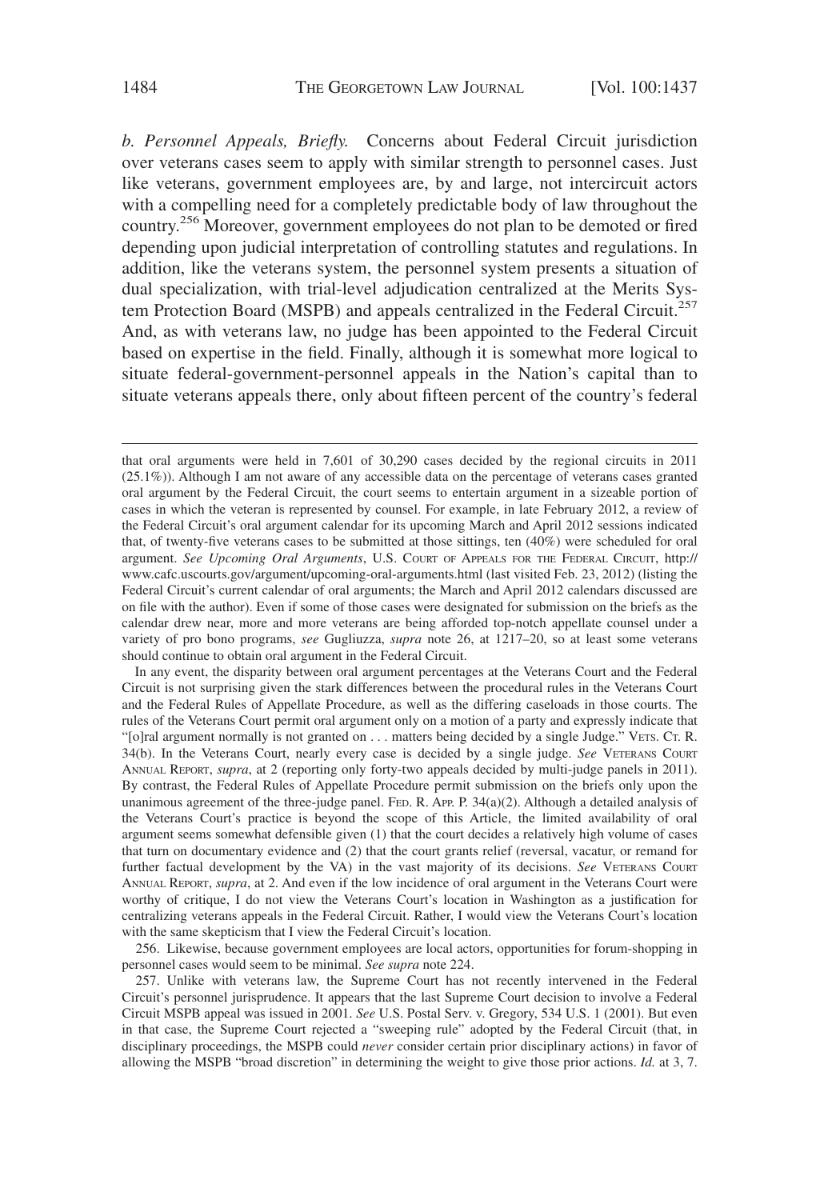*b. Personnel Appeals, Briefly.* Concerns about Federal Circuit jurisdiction over veterans cases seem to apply with similar strength to personnel cases. Just like veterans, government employees are, by and large, not intercircuit actors with a compelling need for a completely predictable body of law throughout the country.[256] Moreover, government employees do not plan to be demoted or fired depending upon judicial interpretation of controlling statutes and regulations. In addition, like the veterans system, the personnel system presents a situation of dual specialization, with trial-level adjudication centralized at the Merits System Protection Board (MSPB) and appeals centralized in the Federal Circuit.[257] And, as with veterans law, no judge has been appointed to the Federal Circuit based on expertise in the field. Finally, although it is somewhat more logical to situate federal-government-personnel appeals in the Nation's capital than to situate veterans appeals there, only about fifteen percent of the country's federal

---

that oral arguments were held in 7,601 of 30,290 cases decided by the regional circuits in 2011 (25.1%)). Although I am not aware of any accessible data on the percentage of veterans cases granted oral argument by the Federal Circuit, the court seems to entertain argument in a sizeable portion of cases in which the veteran is represented by counsel. For example, in late February 2012, a review of the Federal Circuit's oral argument calendar for its upcoming March and April 2012 sessions indicated that, of twenty-five veterans cases to be submitted at those sittings, ten (40%) were scheduled for oral argument. *See Upcoming Oral Arguments*, U.S. COURT OF APPEALS FOR THE FEDERAL CIRCUIT, http://www.cafc.uscourts.gov/argument/upcoming-oral-arguments.html (last visited Feb. 23, 2012) (listing the Federal Circuit's current calendar of oral arguments; the March and April 2012 calendars discussed are on file with the author). Even if some of those cases were designated for submission on the briefs as the calendar drew near, more and more veterans are being afforded top-notch appellate counsel under a variety of pro bono programs, *see* Gugliuzza, *supra* note 26, at 1217–20, so at least some veterans should continue to obtain oral argument in the Federal Circuit.

In any event, the disparity between oral argument percentages at the Veterans Court and the Federal Circuit is not surprising given the stark differences between the procedural rules in the Veterans Court and the Federal Rules of Appellate Procedure, as well as the differing caseloads in those courts. The rules of the Veterans Court permit oral argument only on a motion of a party and expressly indicate that "[o]ral argument normally is not granted on . . . matters being decided by a single Judge." VETS. CT. R. 34(b). In the Veterans Court, nearly every case is decided by a single judge. *See* VETERANS COURT ANNUAL REPORT, *supra*, at 2 (reporting only forty-two appeals decided by multi-judge panels in 2011). By contrast, the Federal Rules of Appellate Procedure permit submission on the briefs only upon the unanimous agreement of the three-judge panel. FED. R. APP. P. 34(a)(2). Although a detailed analysis of the Veterans Court's practice is beyond the scope of this Article, the limited availability of oral argument seems somewhat defensible given (1) that the court decides a relatively high volume of cases that turn on documentary evidence and (2) that the court grants relief (reversal, vacatur, or remand for further factual development by the VA) in the vast majority of its decisions. *See* VETERANS COURT ANNUAL REPORT, *supra*, at 2. And even if the low incidence of oral argument in the Veterans Court were worthy of critique, I do not view the Veterans Court's location in Washington as a justification for centralizing veterans appeals in the Federal Circuit. Rather, I would view the Veterans Court's location with the same skepticism that I view the Federal Circuit's location.

256. Likewise, because government employees are local actors, opportunities for forum-shopping in personnel cases would seem to be minimal. *See supra* note 224.

257. Unlike with veterans law, the Supreme Court has not recently intervened in the Federal Circuit's personnel jurisprudence. It appears that the last Supreme Court decision to involve a Federal Circuit MSPB appeal was issued in 2001. *See* U.S. Postal Serv. v. Gregory, 534 U.S. 1 (2001). But even in that case, the Supreme Court rejected a "sweeping rule" adopted by the Federal Circuit (that, in disciplinary proceedings, the MSPB could *never* consider certain prior disciplinary actions) in favor of allowing the MSPB "broad discretion" in determining the weight to give those prior actions. *Id.* at 3, 7.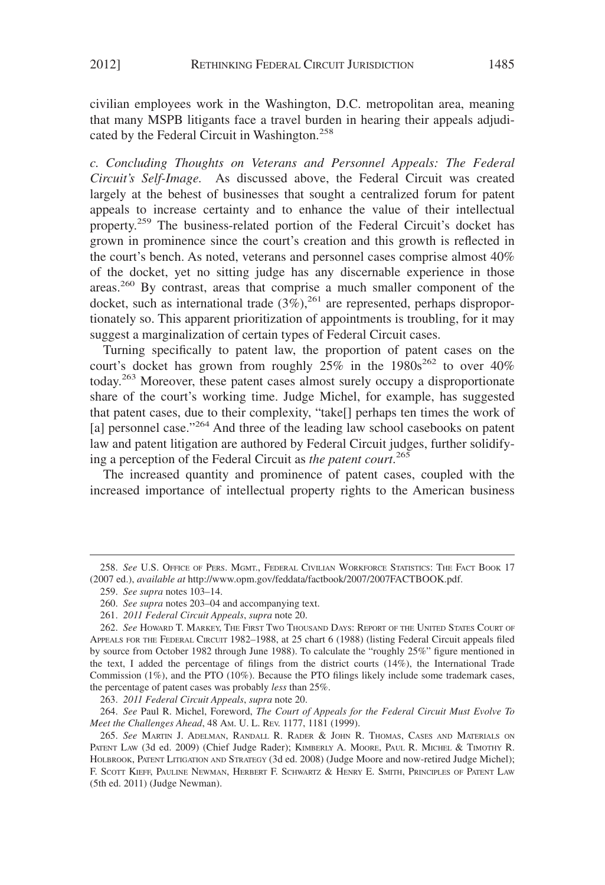civilian employees work in the Washington, D.C. metropolitan area, meaning that many MSPB litigants face a travel burden in hearing their appeals adjudicated by the Federal Circuit in Washington.[258]

*c. Concluding Thoughts on Veterans and Personnel Appeals: The Federal Circuit's Self-Image.* As discussed above, the Federal Circuit was created largely at the behest of businesses that sought a centralized forum for patent appeals to increase certainty and to enhance the value of their intellectual property.[259] The business-related portion of the Federal Circuit's docket has grown in prominence since the court's creation and this growth is reflected in the court's bench. As noted, veterans and personnel cases comprise almost 40% of the docket, yet no sitting judge has any discernable experience in those areas.[260] By contrast, areas that comprise a much smaller component of the docket, such as international trade (3%),[261] are represented, perhaps disproportionately so. This apparent prioritization of appointments is troubling, for it may suggest a marginalization of certain types of Federal Circuit cases.

Turning specifically to patent law, the proportion of patent cases on the court's docket has grown from roughly 25% in the 1980s[262] to over 40% today.[263] Moreover, these patent cases almost surely occupy a disproportionate share of the court's working time. Judge Michel, for example, has suggested that patent cases, due to their complexity, "take[] perhaps ten times the work of [a] personnel case."[264] And three of the leading law school casebooks on patent law and patent litigation are authored by Federal Circuit judges, further solidifying a perception of the Federal Circuit as *the patent court*.[265]

The increased quantity and prominence of patent cases, coupled with the increased importance of intellectual property rights to the American business

---

258. *See* U.S. Office of Pers. Mgmt., Federal Civilian Workforce Statistics: The Fact Book 17 (2007 ed.), *available at* http://www.opm.gov/feddata/factbook/2007/2007FACTBOOK.pdf.

259. *See supra* notes 103–14.

260. *See supra* notes 203–04 and accompanying text.

261. *2011 Federal Circuit Appeals*, *supra* note 20.

262. *See* Howard T. Markey, The First Two Thousand Days: Report of the United States Court of Appeals for the Federal Circuit 1982–1988, at 25 chart 6 (1988) (listing Federal Circuit appeals filed by source from October 1982 through June 1988). To calculate the "roughly 25%" figure mentioned in the text, I added the percentage of filings from the district courts (14%), the International Trade Commission (1%), and the PTO (10%). Because the PTO filings likely include some trademark cases, the percentage of patent cases was probably *less* than 25%.

263. *2011 Federal Circuit Appeals*, *supra* note 20.

264. *See* Paul R. Michel, Foreword, *The Court of Appeals for the Federal Circuit Must Evolve To Meet the Challenges Ahead*, 48 Am. U. L. Rev. 1177, 1181 (1999).

265. *See* Martin J. Adelman, Randall R. Rader & John R. Thomas, Cases and Materials on Patent Law (3d ed. 2009) (Chief Judge Rader); Kimberly A. Moore, Paul R. Michel & Timothy R. Holbrook, Patent Litigation and Strategy (3d ed. 2008) (Judge Moore and now-retired Judge Michel); F. Scott Kieff, Pauline Newman, Herbert F. Schwartz & Henry E. Smith, Principles of Patent Law (5th ed. 2011) (Judge Newman).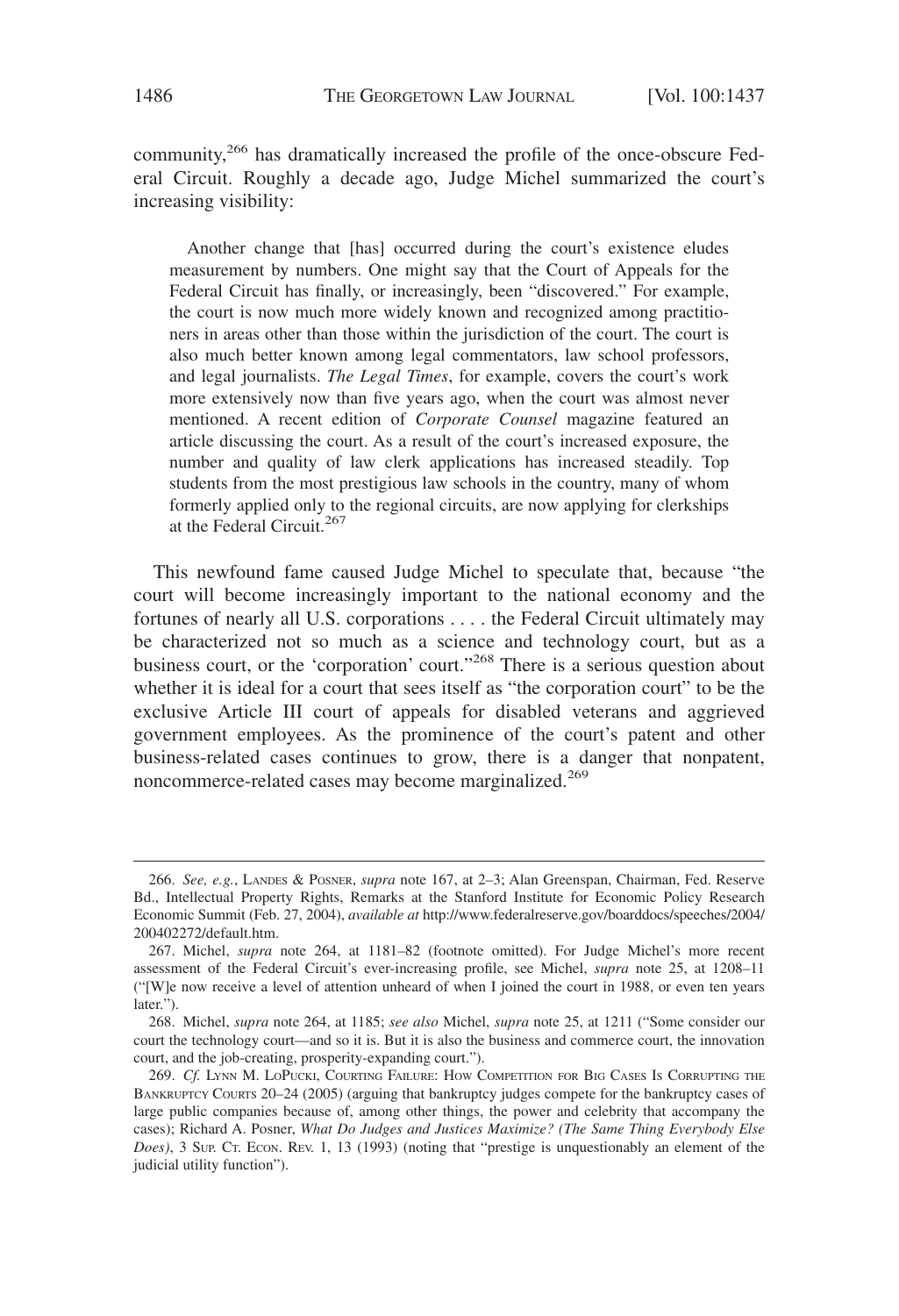community,[266] has dramatically increased the profile of the once-obscure Federal Circuit. Roughly a decade ago, Judge Michel summarized the court's increasing visibility:

> Another change that [has] occurred during the court's existence eludes measurement by numbers. One might say that the Court of Appeals for the Federal Circuit has finally, or increasingly, been "discovered." For example, the court is now much more widely known and recognized among practitioners in areas other than those within the jurisdiction of the court. The court is also much better known among legal commentators, law school professors, and legal journalists. *The Legal Times*, for example, covers the court's work more extensively now than five years ago, when the court was almost never mentioned. A recent edition of *Corporate Counsel* magazine featured an article discussing the court. As a result of the court's increased exposure, the number and quality of law clerk applications has increased steadily. Top students from the most prestigious law schools in the country, many of whom formerly applied only to the regional circuits, are now applying for clerkships at the Federal Circuit.[267]

This newfound fame caused Judge Michel to speculate that, because "the court will become increasingly important to the national economy and the fortunes of nearly all U.S. corporations . . . . the Federal Circuit ultimately may be characterized not so much as a science and technology court, but as a business court, or the 'corporation' court."[268] There is a serious question about whether it is ideal for a court that sees itself as "the corporation court" to be the exclusive Article III court of appeals for disabled veterans and aggrieved government employees. As the prominence of the court's patent and other business-related cases continues to grow, there is a danger that nonpatent, noncommerce-related cases may become marginalized.[269]

---

266. *See, e.g.*, LANDES & POSNER, *supra* note 167, at 2–3; Alan Greenspan, Chairman, Fed. Reserve Bd., Intellectual Property Rights, Remarks at the Stanford Institute for Economic Policy Research Economic Summit (Feb. 27, 2004), *available at* http://www.federalreserve.gov/boarddocs/speeches/2004/200402272/default.htm.

267. Michel, *supra* note 264, at 1181–82 (footnote omitted). For Judge Michel's more recent assessment of the Federal Circuit's ever-increasing profile, see Michel, *supra* note 25, at 1208–11 ("[W]e now receive a level of attention unheard of when I joined the court in 1988, or even ten years later.").

268. Michel, *supra* note 264, at 1185; *see also* Michel, *supra* note 25, at 1211 ("Some consider our court the technology court—and so it is. But it is also the business and commerce court, the innovation court, and the job-creating, prosperity-expanding court.").

269. *Cf.* LYNN M. LOPUCKI, COURTING FAILURE: HOW COMPETITION FOR BIG CASES IS CORRUPTING THE BANKRUPTCY COURTS 20–24 (2005) (arguing that bankruptcy judges compete for the bankruptcy cases of large public companies because of, among other things, the power and celebrity that accompany the cases); Richard A. Posner, *What Do Judges and Justices Maximize? (The Same Thing Everybody Else Does)*, 3 SUP. CT. ECON. REV. 1, 13 (1993) (noting that "prestige is unquestionably an element of the judicial utility function").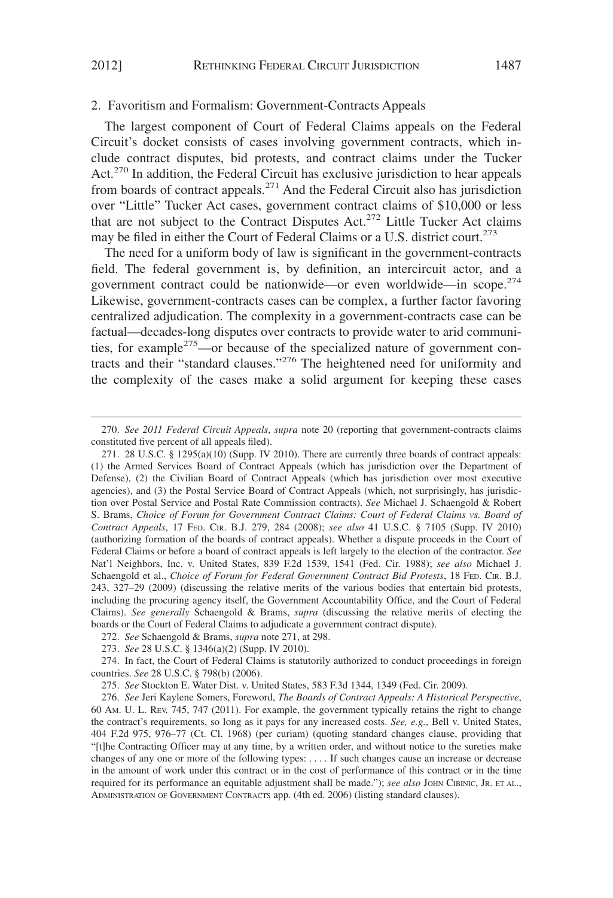### 2. Favoritism and Formalism: Government-Contracts Appeals

The largest component of Court of Federal Claims appeals on the Federal Circuit's docket consists of cases involving government contracts, which include contract disputes, bid protests, and contract claims under the Tucker Act.[270] In addition, the Federal Circuit has exclusive jurisdiction to hear appeals from boards of contract appeals.[271] And the Federal Circuit also has jurisdiction over "Little" Tucker Act cases, government contract claims of $10,000 or less that are not subject to the Contract Disputes Act.[272] Little Tucker Act claims may be filed in either the Court of Federal Claims or a U.S. district court.[273]

The need for a uniform body of law is significant in the government-contracts field. The federal government is, by definition, an intercircuit actor, and a government contract could be nationwide—or even worldwide—in scope.[274] Likewise, government-contracts cases can be complex, a further factor favoring centralized adjudication. The complexity in a government-contracts case can be factual—decades-long disputes over contracts to provide water to arid communities, for example[275]—or because of the specialized nature of government contracts and their "standard clauses."[276] The heightened need for uniformity and the complexity of the cases make a solid argument for keeping these cases

---

270. *See 2011 Federal Circuit Appeals*, *supra* note 20 (reporting that government-contracts claims constituted five percent of all appeals filed).

271. 28 U.S.C. § 1295(a)(10) (Supp. IV 2010). There are currently three boards of contract appeals: (1) the Armed Services Board of Contract Appeals (which has jurisdiction over the Department of Defense), (2) the Civilian Board of Contract Appeals (which has jurisdiction over most executive agencies), and (3) the Postal Service Board of Contract Appeals (which, not surprisingly, has jurisdiction over Postal Service and Postal Rate Commission contracts). *See* Michael J. Schaengold & Robert S. Brams, *Choice of Forum for Government Contract Claims: Court of Federal Claims vs. Board of Contract Appeals*, 17 FED. CIR. B.J. 279, 284 (2008); *see also* 41 U.S.C. § 7105 (Supp. IV 2010) (authorizing formation of the boards of contract appeals). Whether a dispute proceeds in the Court of Federal Claims or before a board of contract appeals is left largely to the election of the contractor. *See* Nat'l Neighbors, Inc. v. United States, 839 F.2d 1539, 1541 (Fed. Cir. 1988); *see also* Michael J. Schaengold et al., *Choice of Forum for Federal Government Contract Bid Protests*, 18 FED. CIR. B.J. 243, 327–29 (2009) (discussing the relative merits of the various bodies that entertain bid protests, including the procuring agency itself, the Government Accountability Office, and the Court of Federal Claims). *See generally* Schaengold & Brams, *supra* (discussing the relative merits of electing the boards or the Court of Federal Claims to adjudicate a government contract dispute).

272. *See* Schaengold & Brams, *supra* note 271, at 298.

273. *See* 28 U.S.C. § 1346(a)(2) (Supp. IV 2010).

274. In fact, the Court of Federal Claims is statutorily authorized to conduct proceedings in foreign countries. *See* 28 U.S.C. § 798(b) (2006).

275. *See* Stockton E. Water Dist. v. United States, 583 F.3d 1344, 1349 (Fed. Cir. 2009).

276. *See* Jeri Kaylene Somers, Foreword, *The Boards of Contract Appeals: A Historical Perspective*, 60 AM. U. L. REV. 745, 747 (2011). For example, the government typically retains the right to change the contract's requirements, so long as it pays for any increased costs. *See, e.g.*, Bell v. United States, 404 F.2d 975, 976–77 (Ct. Cl. 1968) (per curiam) (quoting standard changes clause, providing that "[t]he Contracting Officer may at any time, by a written order, and without notice to the sureties make changes of any one or more of the following types: . . . . If such changes cause an increase or decrease in the amount of work under this contract or in the cost of performance of this contract or in the time required for its performance an equitable adjustment shall be made."); *see also* JOHN CIBINIC, JR. ET AL., ADMINISTRATION OF GOVERNMENT CONTRACTS app. (4th ed. 2006) (listing standard clauses).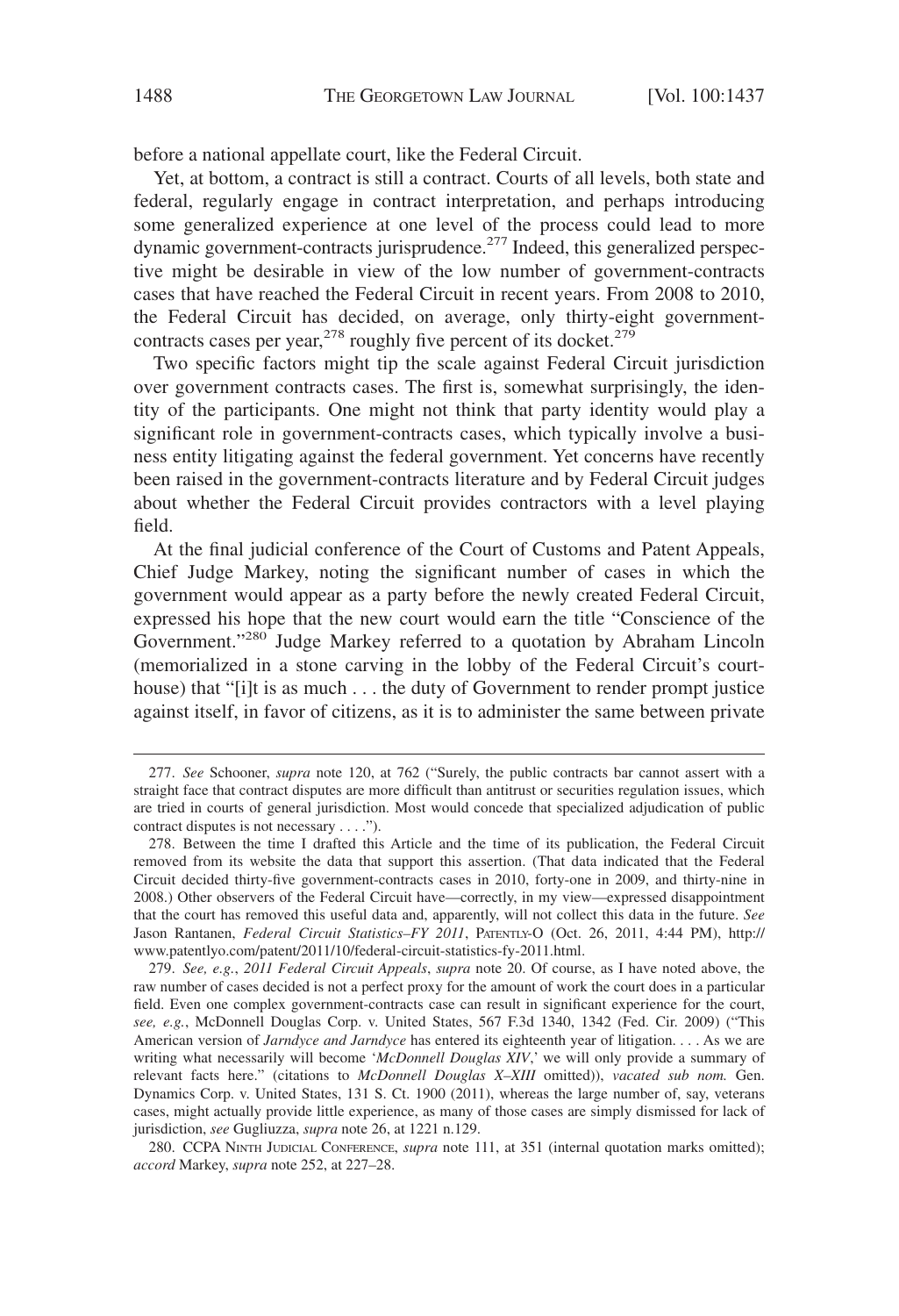before a national appellate court, like the Federal Circuit.

Yet, at bottom, a contract is still a contract. Courts of all levels, both state and federal, regularly engage in contract interpretation, and perhaps introducing some generalized experience at one level of the process could lead to more dynamic government-contracts jurisprudence.[277] Indeed, this generalized perspective might be desirable in view of the low number of government-contracts cases that have reached the Federal Circuit in recent years. From 2008 to 2010, the Federal Circuit has decided, on average, only thirty-eight government-contracts cases per year,[278] roughly five percent of its docket.[279]

Two specific factors might tip the scale against Federal Circuit jurisdiction over government contracts cases. The first is, somewhat surprisingly, the identity of the participants. One might not think that party identity would play a significant role in government-contracts cases, which typically involve a business entity litigating against the federal government. Yet concerns have recently been raised in the government-contracts literature and by Federal Circuit judges about whether the Federal Circuit provides contractors with a level playing field.

At the final judicial conference of the Court of Customs and Patent Appeals, Chief Judge Markey, noting the significant number of cases in which the government would appear as a party before the newly created Federal Circuit, expressed his hope that the new court would earn the title "Conscience of the Government."[280] Judge Markey referred to a quotation by Abraham Lincoln (memorialized in a stone carving in the lobby of the Federal Circuit's courthouse) that "[i]t is as much . . . the duty of Government to render prompt justice against itself, in favor of citizens, as it is to administer the same between private

---

277. *See* Schooner, *supra* note 120, at 762 ("Surely, the public contracts bar cannot assert with a straight face that contract disputes are more difficult than antitrust or securities regulation issues, which are tried in courts of general jurisdiction. Most would concede that specialized adjudication of public contract disputes is not necessary . . . .").

278. Between the time I drafted this Article and the time of its publication, the Federal Circuit removed from its website the data that support this assertion. (That data indicated that the Federal Circuit decided thirty-five government-contracts cases in 2010, forty-one in 2009, and thirty-nine in 2008.) Other observers of the Federal Circuit have—correctly, in my view—expressed disappointment that the court has removed this useful data and, apparently, will not collect this data in the future. *See* Jason Rantanen, *Federal Circuit Statistics–FY 2011*, PATENTLY-O (Oct. 26, 2011, 4:44 PM), http://www.patentlyo.com/patent/2011/10/federal-circuit-statistics-fy-2011.html.

279. *See, e.g.*, *2011 Federal Circuit Appeals*, *supra* note 20. Of course, as I have noted above, the raw number of cases decided is not a perfect proxy for the amount of work the court does in a particular field. Even one complex government-contracts case can result in significant experience for the court, *see, e.g.*, McDonnell Douglas Corp. v. United States, 567 F.3d 1340, 1342 (Fed. Cir. 2009) ("This American version of *Jarndyce and Jarndyce* has entered its eighteenth year of litigation. . . . As we are writing what necessarily will become '*McDonnell Douglas XIV*,' we will only provide a summary of relevant facts here." (citations to *McDonnell Douglas X–XIII* omitted)), *vacated sub nom.* Gen. Dynamics Corp. v. United States, 131 S. Ct. 1900 (2011), whereas the large number of, say, veterans cases, might actually provide little experience, as many of those cases are simply dismissed for lack of jurisdiction, *see* Gugliuzza, *supra* note 26, at 1221 n.129.

280. CCPA NINTH JUDICIAL CONFERENCE, *supra* note 111, at 351 (internal quotation marks omitted); *accord* Markey, *supra* note 252, at 227–28.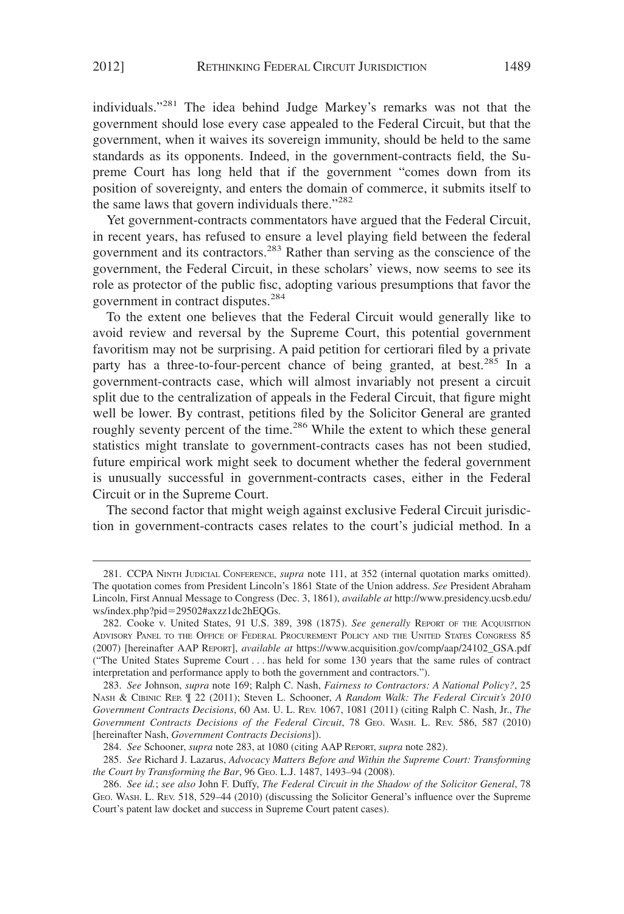individuals."[281] The idea behind Judge Markey's remarks was not that the government should lose every case appealed to the Federal Circuit, but that the government, when it waives its sovereign immunity, should be held to the same standards as its opponents. Indeed, in the government-contracts field, the Supreme Court has long held that if the government "comes down from its position of sovereignty, and enters the domain of commerce, it submits itself to the same laws that govern individuals there."[282]

Yet government-contracts commentators have argued that the Federal Circuit, in recent years, has refused to ensure a level playing field between the federal government and its contractors.[283] Rather than serving as the conscience of the government, the Federal Circuit, in these scholars' views, now seems to see its role as protector of the public fisc, adopting various presumptions that favor the government in contract disputes.[284]

To the extent one believes that the Federal Circuit would generally like to avoid review and reversal by the Supreme Court, this potential government favoritism may not be surprising. A paid petition for certiorari filed by a private party has a three-to-four-percent chance of being granted, at best.[285] In a government-contracts case, which will almost invariably not present a circuit split due to the centralization of appeals in the Federal Circuit, that figure might well be lower. By contrast, petitions filed by the Solicitor General are granted roughly seventy percent of the time.[286] While the extent to which these general statistics might translate to government-contracts cases has not been studied, future empirical work might seek to document whether the federal government is unusually successful in government-contracts cases, either in the Federal Circuit or in the Supreme Court.

The second factor that might weigh against exclusive Federal Circuit jurisdiction in government-contracts cases relates to the court's judicial method. In a

---

281. CCPA NINTH JUDICIAL CONFERENCE, *supra* note 111, at 352 (internal quotation marks omitted). The quotation comes from President Lincoln's 1861 State of the Union address. *See* President Abraham Lincoln, First Annual Message to Congress (Dec. 3, 1861), *available at* http://www.presidency.ucsb.edu/ws/index.php?pid=29502#axzz1dc2hEQGs.

282. Cooke v. United States, 91 U.S. 389, 398 (1875). *See generally* REPORT OF THE ACQUISITION ADVISORY PANEL TO THE OFFICE OF FEDERAL PROCUREMENT POLICY AND THE UNITED STATES CONGRESS 85 (2007) [hereinafter AAP REPORT], *available at* https://www.acquisition.gov/comp/aap/24102_GSA.pdf ("The United States Supreme Court . . . has held for some 130 years that the same rules of contract interpretation and performance apply to both the government and contractors.").

283. *See* Johnson, *supra* note 169; Ralph C. Nash, *Fairness to Contractors: A National Policy?*, 25 NASH & CIBINIC REP. ¶ 22 (2011); Steven L. Schooner, *A Random Walk: The Federal Circuit's 2010 Government Contracts Decisions*, 60 AM. U. L. REV. 1067, 1081 (2011) (citing Ralph C. Nash, Jr., *The Government Contracts Decisions of the Federal Circuit*, 78 GEO. WASH. L. REV. 586, 587 (2010) [hereinafter Nash, *Government Contracts Decisions*]).

284. *See* Schooner, *supra* note 283, at 1080 (citing AAP REPORT, *supra* note 282).

285. *See* Richard J. Lazarus, *Advocacy Matters Before and Within the Supreme Court: Transforming the Court by Transforming the Bar*, 96 GEO. L.J. 1487, 1493–94 (2008).

286. *See id.*; *see also* John F. Duffy, *The Federal Circuit in the Shadow of the Solicitor General*, 78 GEO. WASH. L. REV. 518, 529–44 (2010) (discussing the Solicitor General's influence over the Supreme Court's patent law docket and success in Supreme Court patent cases).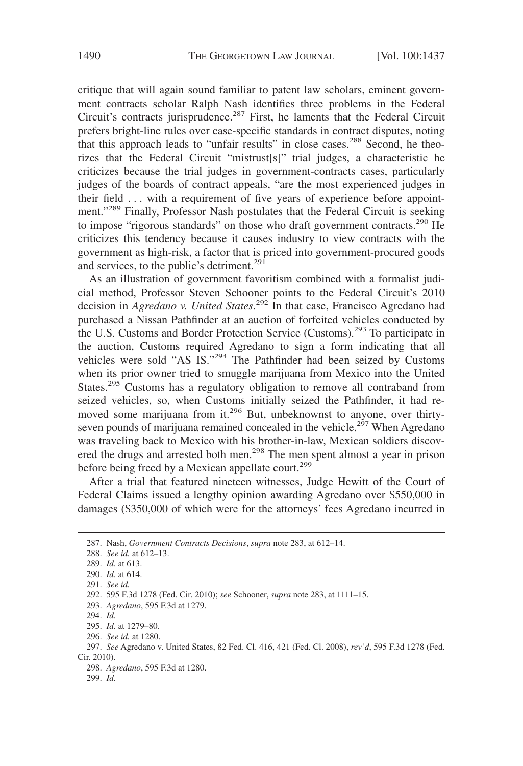critique that will again sound familiar to patent law scholars, eminent government contracts scholar Ralph Nash identifies three problems in the Federal Circuit's contracts jurisprudence.[287] First, he laments that the Federal Circuit prefers bright-line rules over case-specific standards in contract disputes, noting that this approach leads to "unfair results" in close cases.[288] Second, he theorizes that the Federal Circuit "mistrust[s]" trial judges, a characteristic he criticizes because the trial judges in government-contracts cases, particularly judges of the boards of contract appeals, "are the most experienced judges in their field . . . with a requirement of five years of experience before appointment."[289] Finally, Professor Nash postulates that the Federal Circuit is seeking to impose "rigorous standards" on those who draft government contracts.[290] He criticizes this tendency because it causes industry to view contracts with the government as high-risk, a factor that is priced into government-procured goods and services, to the public's detriment.[291]

As an illustration of government favoritism combined with a formalist judicial method, Professor Steven Schooner points to the Federal Circuit's 2010 decision in *Agredano v. United States*.[292] In that case, Francisco Agredano had purchased a Nissan Pathfinder at an auction of forfeited vehicles conducted by the U.S. Customs and Border Protection Service (Customs).[293] To participate in the auction, Customs required Agredano to sign a form indicating that all vehicles were sold "AS IS."[294] The Pathfinder had been seized by Customs when its prior owner tried to smuggle marijuana from Mexico into the United States.[295] Customs has a regulatory obligation to remove all contraband from seized vehicles, so, when Customs initially seized the Pathfinder, it had removed some marijuana from it.[296] But, unbeknownst to anyone, over thirty-seven pounds of marijuana remained concealed in the vehicle.[297] When Agredano was traveling back to Mexico with his brother-in-law, Mexican soldiers discovered the drugs and arrested both men.[298] The men spent almost a year in prison before being freed by a Mexican appellate court.[299]

After a trial that featured nineteen witnesses, Judge Hewitt of the Court of Federal Claims issued a lengthy opinion awarding Agredano over $550,000 in damages ($350,000 of which were for the attorneys' fees Agredano incurred in

---

287. Nash, *Government Contracts Decisions*, *supra* note 283, at 612–14.

288. *See id.* at 612–13.

289. *Id.* at 613.

290. *Id.* at 614.

291. *See id.*

292. 595 F.3d 1278 (Fed. Cir. 2010); *see* Schooner, *supra* note 283, at 1111–15.

293. *Agredano*, 595 F.3d at 1279.

294. *Id.*

295. *Id.* at 1279–80.

296. *See id.* at 1280.

297. *See* Agredano v. United States, 82 Fed. Cl. 416, 421 (Fed. Cl. 2008), *rev'd*, 595 F.3d 1278 (Fed. Cir. 2010).

298. *Agredano*, 595 F.3d at 1280.

299. *Id.*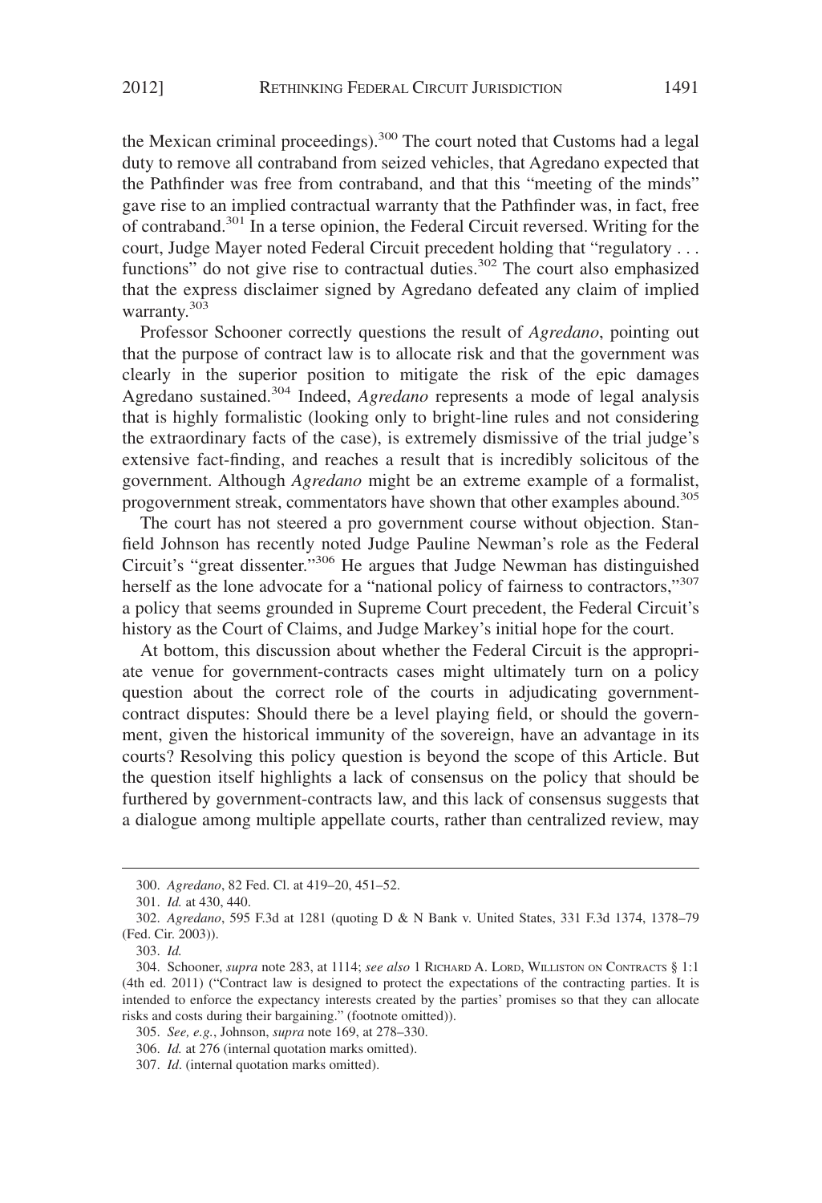the Mexican criminal proceedings).[300] The court noted that Customs had a legal duty to remove all contraband from seized vehicles, that Agredano expected that the Pathfinder was free from contraband, and that this "meeting of the minds" gave rise to an implied contractual warranty that the Pathfinder was, in fact, free of contraband.[301] In a terse opinion, the Federal Circuit reversed. Writing for the court, Judge Mayer noted Federal Circuit precedent holding that "regulatory . . . functions" do not give rise to contractual duties.[302] The court also emphasized that the express disclaimer signed by Agredano defeated any claim of implied warranty.[303]

Professor Schooner correctly questions the result of *Agredano*, pointing out that the purpose of contract law is to allocate risk and that the government was clearly in the superior position to mitigate the risk of the epic damages Agredano sustained.[304] Indeed, *Agredano* represents a mode of legal analysis that is highly formalistic (looking only to bright-line rules and not considering the extraordinary facts of the case), is extremely dismissive of the trial judge's extensive fact-finding, and reaches a result that is incredibly solicitous of the government. Although *Agredano* might be an extreme example of a formalist, progovernment streak, commentators have shown that other examples abound.[305]

The court has not steered a pro government course without objection. Stanfield Johnson has recently noted Judge Pauline Newman's role as the Federal Circuit's "great dissenter."[306] He argues that Judge Newman has distinguished herself as the lone advocate for a "national policy of fairness to contractors,"[307] a policy that seems grounded in Supreme Court precedent, the Federal Circuit's history as the Court of Claims, and Judge Markey's initial hope for the court.

At bottom, this discussion about whether the Federal Circuit is the appropriate venue for government-contracts cases might ultimately turn on a policy question about the correct role of the courts in adjudicating government-contract disputes: Should there be a level playing field, or should the government, given the historical immunity of the sovereign, have an advantage in its courts? Resolving this policy question is beyond the scope of this Article. But the question itself highlights a lack of consensus on the policy that should be furthered by government-contracts law, and this lack of consensus suggests that a dialogue among multiple appellate courts, rather than centralized review, may

---

300. *Agredano*, 82 Fed. Cl. at 419–20, 451–52.

301. *Id.* at 430, 440.

302. *Agredano*, 595 F.3d at 1281 (quoting D & N Bank v. United States, 331 F.3d 1374, 1378–79 (Fed. Cir. 2003)).

303. *Id.*

304. Schooner, *supra* note 283, at 1114; *see also* 1 RICHARD A. LORD, WILLISTON ON CONTRACTS § 1:1 (4th ed. 2011) ("Contract law is designed to protect the expectations of the contracting parties. It is intended to enforce the expectancy interests created by the parties' promises so that they can allocate risks and costs during their bargaining." (footnote omitted)).

305. *See, e.g.*, Johnson, *supra* note 169, at 278–330.

306. *Id.* at 276 (internal quotation marks omitted).

307. *Id*. (internal quotation marks omitted).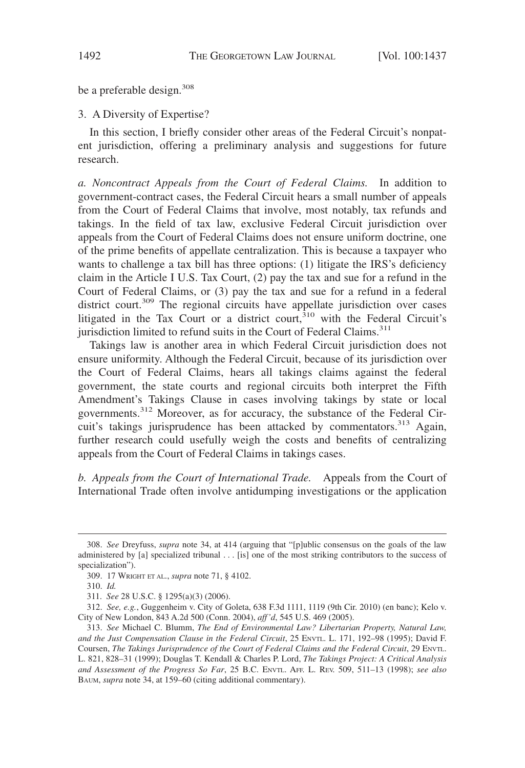be a preferable design.[308]

### 3. A Diversity of Expertise?

In this section, I briefly consider other areas of the Federal Circuit's nonpatent jurisdiction, offering a preliminary analysis and suggestions for future research.

*a. Noncontract Appeals from the Court of Federal Claims.* In addition to government-contract cases, the Federal Circuit hears a small number of appeals from the Court of Federal Claims that involve, most notably, tax refunds and takings. In the field of tax law, exclusive Federal Circuit jurisdiction over appeals from the Court of Federal Claims does not ensure uniform doctrine, one of the prime benefits of appellate centralization. This is because a taxpayer who wants to challenge a tax bill has three options: (1) litigate the IRS's deficiency claim in the Article I U.S. Tax Court, (2) pay the tax and sue for a refund in the Court of Federal Claims, or (3) pay the tax and sue for a refund in a federal district court.[309] The regional circuits have appellate jurisdiction over cases litigated in the Tax Court or a district court,[310] with the Federal Circuit's jurisdiction limited to refund suits in the Court of Federal Claims.[311]

Takings law is another area in which Federal Circuit jurisdiction does not ensure uniformity. Although the Federal Circuit, because of its jurisdiction over the Court of Federal Claims, hears all takings claims against the federal government, the state courts and regional circuits both interpret the Fifth Amendment's Takings Clause in cases involving takings by state or local governments.[312] Moreover, as for accuracy, the substance of the Federal Circuit's takings jurisprudence has been attacked by commentators.[313] Again, further research could usefully weigh the costs and benefits of centralizing appeals from the Court of Federal Claims in takings cases.

*b. Appeals from the Court of International Trade.* Appeals from the Court of International Trade often involve antidumping investigations or the application

---

308. *See* Dreyfuss, *supra* note 34, at 414 (arguing that "[p]ublic consensus on the goals of the law administered by [a] specialized tribunal . . . [is] one of the most striking contributors to the success of specialization").

309. 17 WRIGHT ET AL., *supra* note 71, § 4102.

310. *Id.*

311. *See* 28 U.S.C. § 1295(a)(3) (2006).

312. *See, e.g.*, Guggenheim v. City of Goleta, 638 F.3d 1111, 1119 (9th Cir. 2010) (en banc); Kelo v. City of New London, 843 A.2d 500 (Conn. 2004), *aff'd*, 545 U.S. 469 (2005).

313. *See* Michael C. Blumm, *The End of Environmental Law? Libertarian Property, Natural Law, and the Just Compensation Clause in the Federal Circuit*, 25 ENVTL. L. 171, 192–98 (1995); David F. Coursen, *The Takings Jurisprudence of the Court of Federal Claims and the Federal Circuit*, 29 ENVTL. L. 821, 828–31 (1999); Douglas T. Kendall & Charles P. Lord, *The Takings Project: A Critical Analysis and Assessment of the Progress So Far*, 25 B.C. ENVTL. AFF. L. REV. 509, 511–13 (1998); *see also* BAUM, *supra* note 34, at 159–60 (citing additional commentary).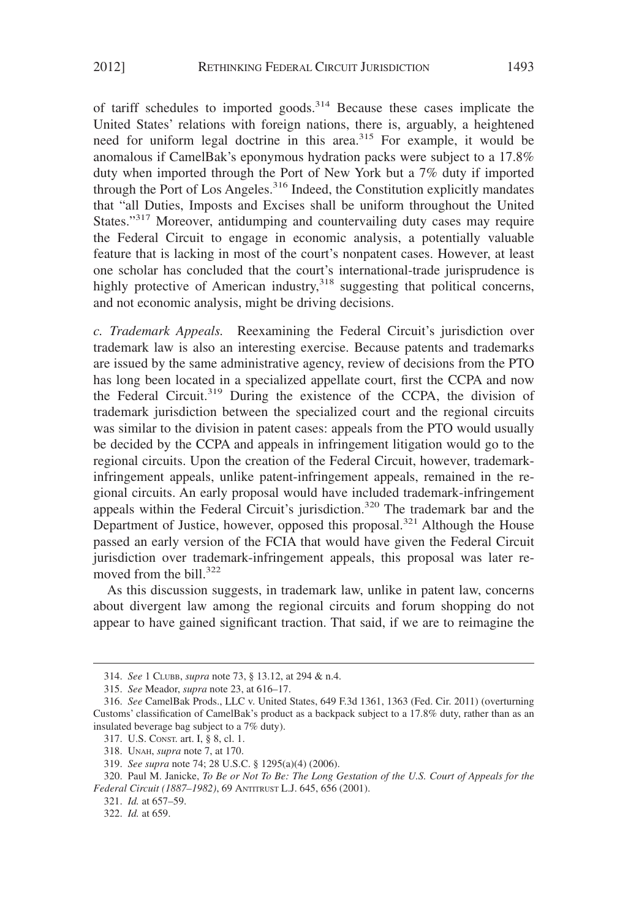of tariff schedules to imported goods.[314] Because these cases implicate the United States' relations with foreign nations, there is, arguably, a heightened need for uniform legal doctrine in this area.[315] For example, it would be anomalous if CamelBak's eponymous hydration packs were subject to a 17.8% duty when imported through the Port of New York but a 7% duty if imported through the Port of Los Angeles.[316] Indeed, the Constitution explicitly mandates that "all Duties, Imposts and Excises shall be uniform throughout the United States."[317] Moreover, antidumping and countervailing duty cases may require the Federal Circuit to engage in economic analysis, a potentially valuable feature that is lacking in most of the court's nonpatent cases. However, at least one scholar has concluded that the court's international-trade jurisprudence is highly protective of American industry,[318] suggesting that political concerns, and not economic analysis, might be driving decisions.

*c. Trademark Appeals.* Reexamining the Federal Circuit's jurisdiction over trademark law is also an interesting exercise. Because patents and trademarks are issued by the same administrative agency, review of decisions from the PTO has long been located in a specialized appellate court, first the CCPA and now the Federal Circuit.[319] During the existence of the CCPA, the division of trademark jurisdiction between the specialized court and the regional circuits was similar to the division in patent cases: appeals from the PTO would usually be decided by the CCPA and appeals in infringement litigation would go to the regional circuits. Upon the creation of the Federal Circuit, however, trademark-infringement appeals, unlike patent-infringement appeals, remained in the regional circuits. An early proposal would have included trademark-infringement appeals within the Federal Circuit's jurisdiction.[320] The trademark bar and the Department of Justice, however, opposed this proposal.[321] Although the House passed an early version of the FCIA that would have given the Federal Circuit jurisdiction over trademark-infringement appeals, this proposal was later removed from the bill.[322]

As this discussion suggests, in trademark law, unlike in patent law, concerns about divergent law among the regional circuits and forum shopping do not appear to have gained significant traction. That said, if we are to reimagine the

---

314. *See* 1 CLUBB, *supra* note 73, § 13.12, at 294 & n.4.

315. *See* Meador, *supra* note 23, at 616–17.

316. *See* CamelBak Prods., LLC v. United States, 649 F.3d 1361, 1363 (Fed. Cir. 2011) (overturning Customs' classification of CamelBak's product as a backpack subject to a 17.8% duty, rather than as an insulated beverage bag subject to a 7% duty).

317. U.S. CONST. art. I, § 8, cl. 1.

318. UNAH, *supra* note 7, at 170.

319. *See supra* note 74; 28 U.S.C. § 1295(a)(4) (2006).

320. Paul M. Janicke, *To Be or Not To Be: The Long Gestation of the U.S. Court of Appeals for the Federal Circuit (1887–1982)*, 69 ANTITRUST L.J. 645, 656 (2001).

321. *Id.* at 657–59.

322. *Id.* at 659.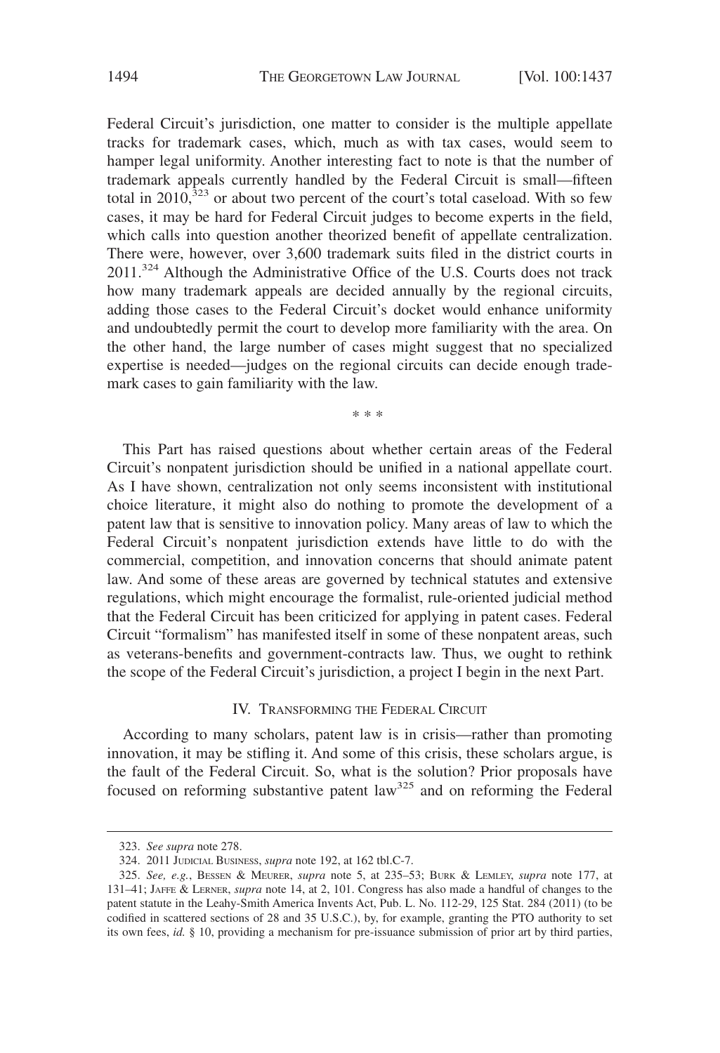Federal Circuit's jurisdiction, one matter to consider is the multiple appellate tracks for trademark cases, which, much as with tax cases, would seem to hamper legal uniformity. Another interesting fact to note is that the number of trademark appeals currently handled by the Federal Circuit is small—fifteen total in 2010,[323] or about two percent of the court's total caseload. With so few cases, it may be hard for Federal Circuit judges to become experts in the field, which calls into question another theorized benefit of appellate centralization. There were, however, over 3,600 trademark suits filed in the district courts in 2011.[324] Although the Administrative Office of the U.S. Courts does not track how many trademark appeals are decided annually by the regional circuits, adding those cases to the Federal Circuit's docket would enhance uniformity and undoubtedly permit the court to develop more familiarity with the area. On the other hand, the large number of cases might suggest that no specialized expertise is needed—judges on the regional circuits can decide enough trademark cases to gain familiarity with the law.

\* \* \*

This Part has raised questions about whether certain areas of the Federal Circuit's nonpatent jurisdiction should be unified in a national appellate court. As I have shown, centralization not only seems inconsistent with institutional choice literature, it might also do nothing to promote the development of a patent law that is sensitive to innovation policy. Many areas of law to which the Federal Circuit's nonpatent jurisdiction extends have little to do with the commercial, competition, and innovation concerns that should animate patent law. And some of these areas are governed by technical statutes and extensive regulations, which might encourage the formalist, rule-oriented judicial method that the Federal Circuit has been criticized for applying in patent cases. Federal Circuit "formalism" has manifested itself in some of these nonpatent areas, such as veterans-benefits and government-contracts law. Thus, we ought to rethink the scope of the Federal Circuit's jurisdiction, a project I begin in the next Part.

## IV. Transforming the Federal Circuit

According to many scholars, patent law is in crisis—rather than promoting innovation, it may be stifling it. And some of this crisis, these scholars argue, is the fault of the Federal Circuit. So, what is the solution? Prior proposals have focused on reforming substantive patent law[325] and on reforming the Federal

---

323. *See supra* note 278.

324. 2011 Judicial Business, *supra* note 192, at 162 tbl.C-7.

325. *See, e.g.*, Bessen & Meurer, *supra* note 5, at 235–53; Burk & Lemley, *supra* note 177, at 131–41; Jaffe & Lerner, *supra* note 14, at 2, 101. Congress has also made a handful of changes to the patent statute in the Leahy-Smith America Invents Act, Pub. L. No. 112-29, 125 Stat. 284 (2011) (to be codified in scattered sections of 28 and 35 U.S.C.), by, for example, granting the PTO authority to set its own fees, *id.* § 10, providing a mechanism for pre-issuance submission of prior art by third parties,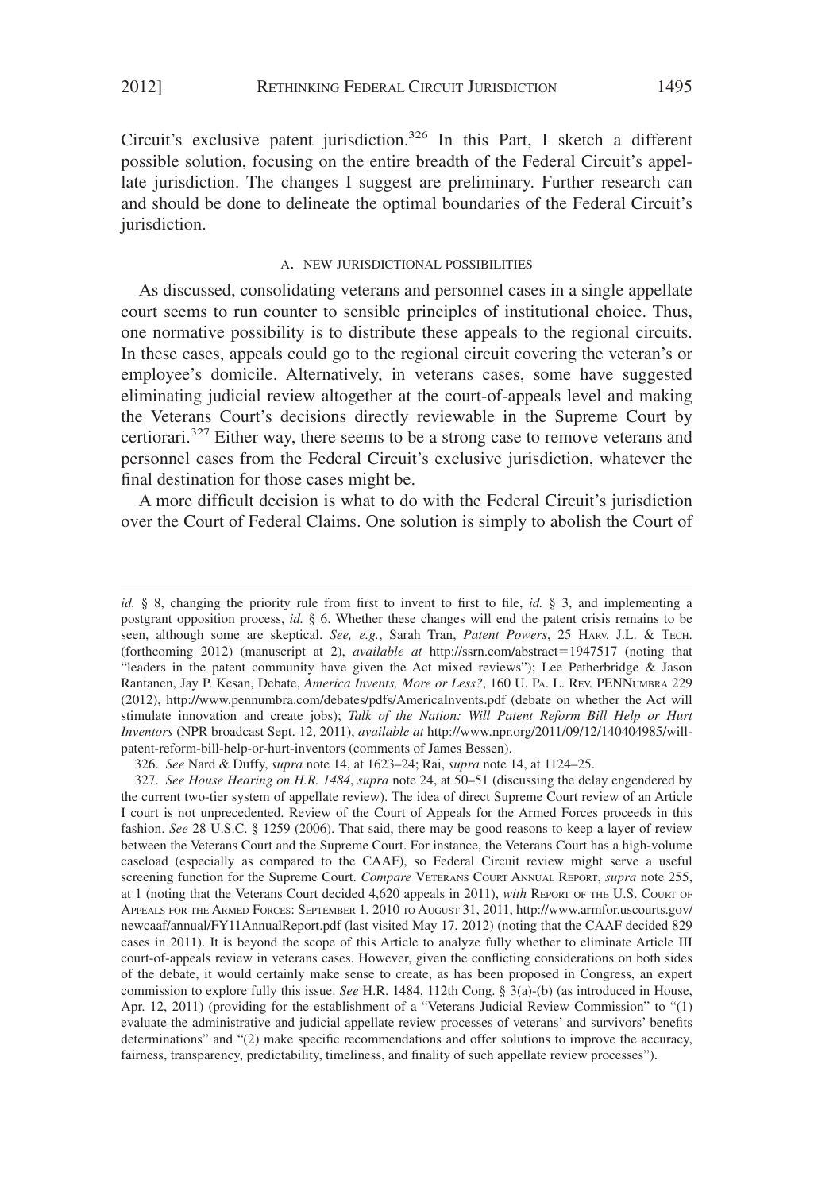Circuit's exclusive patent jurisdiction.[326] In this Part, I sketch a different possible solution, focusing on the entire breadth of the Federal Circuit's appellate jurisdiction. The changes I suggest are preliminary. Further research can and should be done to delineate the optimal boundaries of the Federal Circuit's jurisdiction.

### A. NEW JURISDICTIONAL POSSIBILITIES

As discussed, consolidating veterans and personnel cases in a single appellate court seems to run counter to sensible principles of institutional choice. Thus, one normative possibility is to distribute these appeals to the regional circuits. In these cases, appeals could go to the regional circuit covering the veteran's or employee's domicile. Alternatively, in veterans cases, some have suggested eliminating judicial review altogether at the court-of-appeals level and making the Veterans Court's decisions directly reviewable in the Supreme Court by certiorari.[327] Either way, there seems to be a strong case to remove veterans and personnel cases from the Federal Circuit's exclusive jurisdiction, whatever the final destination for those cases might be.

A more difficult decision is what to do with the Federal Circuit's jurisdiction over the Court of Federal Claims. One solution is simply to abolish the Court of

---

*id.* § 8, changing the priority rule from first to invent to first to file, *id.* § 3, and implementing a postgrant opposition process, *id.* § 6. Whether these changes will end the patent crisis remains to be seen, although some are skeptical. *See, e.g.*, Sarah Tran, *Patent Powers*, 25 HARV. J.L. & TECH. (forthcoming 2012) (manuscript at 2), *available at* http://ssrn.com/abstract=1947517 (noting that "leaders in the patent community have given the Act mixed reviews"); Lee Petherbridge & Jason Rantanen, Jay P. Kesan, Debate, *America Invents, More or Less?*, 160 U. PA. L. REV. PENNUMBRA 229 (2012), http://www.pennumbra.com/debates/pdfs/AmericaInvents.pdf (debate on whether the Act will stimulate innovation and create jobs); *Talk of the Nation: Will Patent Reform Bill Help or Hurt Inventors* (NPR broadcast Sept. 12, 2011), *available at* http://www.npr.org/2011/09/12/140404985/will-patent-reform-bill-help-or-hurt-inventors (comments of James Bessen).

326. *See* Nard & Duffy, *supra* note 14, at 1623–24; Rai, *supra* note 14, at 1124–25.

327. *See House Hearing on H.R. 1484*, *supra* note 24, at 50–51 (discussing the delay engendered by the current two-tier system of appellate review). The idea of direct Supreme Court review of an Article I court is not unprecedented. Review of the Court of Appeals for the Armed Forces proceeds in this fashion. *See* 28 U.S.C. § 1259 (2006). That said, there may be good reasons to keep a layer of review between the Veterans Court and the Supreme Court. For instance, the Veterans Court has a high-volume caseload (especially as compared to the CAAF), so Federal Circuit review might serve a useful screening function for the Supreme Court. *Compare* VETERANS COURT ANNUAL REPORT, *supra* note 255, at 1 (noting that the Veterans Court decided 4,620 appeals in 2011), *with* REPORT OF THE U.S. COURT OF APPEALS FOR THE ARMED FORCES: SEPTEMBER 1, 2010 TO AUGUST 31, 2011, http://www.armfor.uscourts.gov/newcaaf/annual/FY11AnnualReport.pdf (last visited May 17, 2012) (noting that the CAAF decided 829 cases in 2011). It is beyond the scope of this Article to analyze fully whether to eliminate Article III court-of-appeals review in veterans cases. However, given the conflicting considerations on both sides of the debate, it would certainly make sense to create, as has been proposed in Congress, an expert commission to explore fully this issue. *See* H.R. 1484, 112th Cong. § 3(a)-(b) (as introduced in House, Apr. 12, 2011) (providing for the establishment of a "Veterans Judicial Review Commission" to "(1) evaluate the administrative and judicial appellate review processes of veterans' and survivors' benefits determinations" and "(2) make specific recommendations and offer solutions to improve the accuracy, fairness, transparency, predictability, timeliness, and finality of such appellate review processes").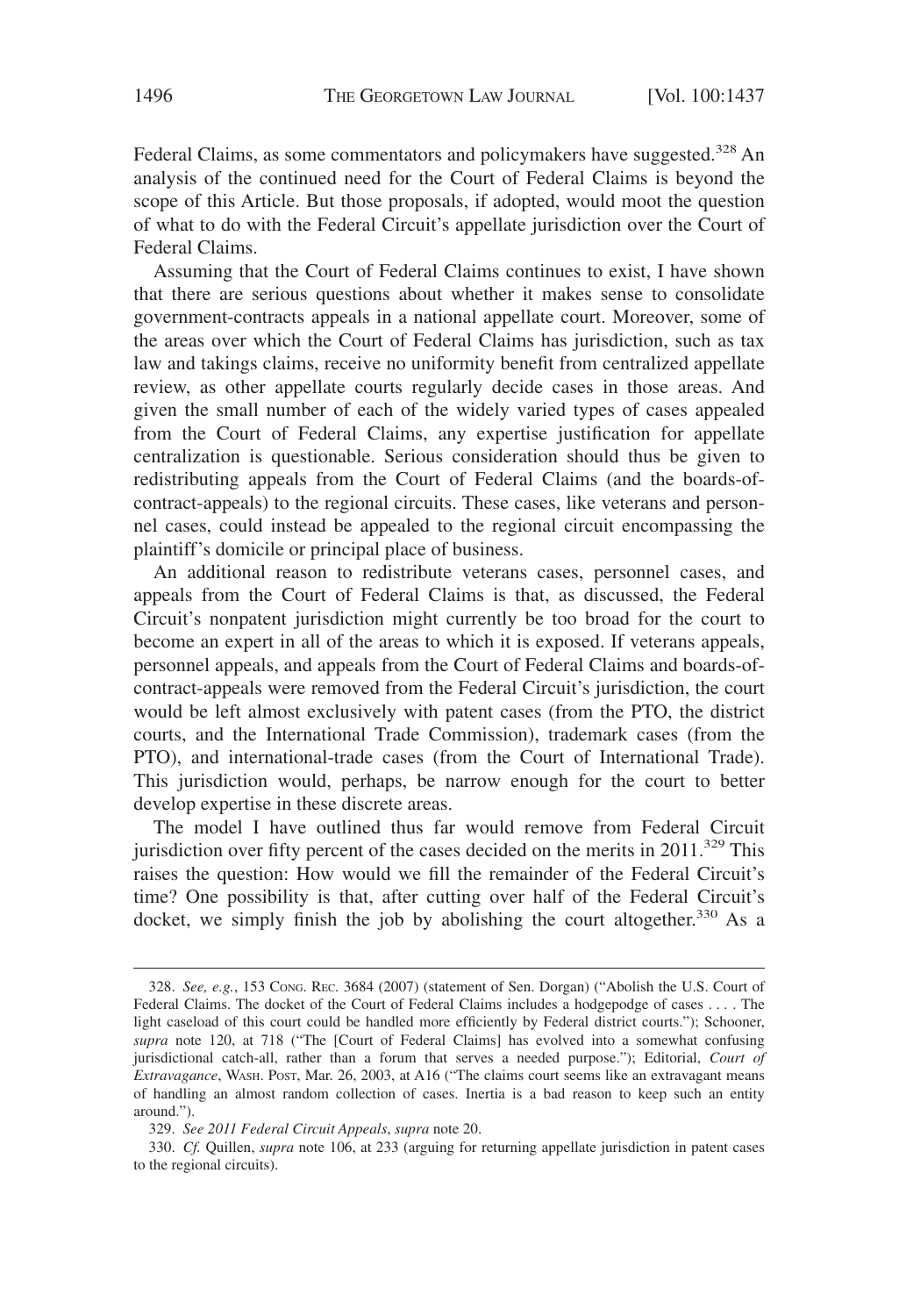Federal Claims, as some commentators and policymakers have suggested.[328] An analysis of the continued need for the Court of Federal Claims is beyond the scope of this Article. But those proposals, if adopted, would moot the question of what to do with the Federal Circuit's appellate jurisdiction over the Court of Federal Claims.

Assuming that the Court of Federal Claims continues to exist, I have shown that there are serious questions about whether it makes sense to consolidate government-contracts appeals in a national appellate court. Moreover, some of the areas over which the Court of Federal Claims has jurisdiction, such as tax law and takings claims, receive no uniformity benefit from centralized appellate review, as other appellate courts regularly decide cases in those areas. And given the small number of each of the widely varied types of cases appealed from the Court of Federal Claims, any expertise justification for appellate centralization is questionable. Serious consideration should thus be given to redistributing appeals from the Court of Federal Claims (and the boards-of-contract-appeals) to the regional circuits. These cases, like veterans and personnel cases, could instead be appealed to the regional circuit encompassing the plaintiff's domicile or principal place of business.

An additional reason to redistribute veterans cases, personnel cases, and appeals from the Court of Federal Claims is that, as discussed, the Federal Circuit's nonpatent jurisdiction might currently be too broad for the court to become an expert in all of the areas to which it is exposed. If veterans appeals, personnel appeals, and appeals from the Court of Federal Claims and boards-of-contract-appeals were removed from the Federal Circuit's jurisdiction, the court would be left almost exclusively with patent cases (from the PTO, the district courts, and the International Trade Commission), trademark cases (from the PTO), and international-trade cases (from the Court of International Trade). This jurisdiction would, perhaps, be narrow enough for the court to better develop expertise in these discrete areas.

The model I have outlined thus far would remove from Federal Circuit jurisdiction over fifty percent of the cases decided on the merits in 2011.[329] This raises the question: How would we fill the remainder of the Federal Circuit's time? One possibility is that, after cutting over half of the Federal Circuit's docket, we simply finish the job by abolishing the court altogether.[330] As a

---

328. *See, e.g.*, 153 CONG. REC. 3684 (2007) (statement of Sen. Dorgan) ("Abolish the U.S. Court of Federal Claims. The docket of the Court of Federal Claims includes a hodgepodge of cases . . . . The light caseload of this court could be handled more efficiently by Federal district courts."); Schooner, *supra* note 120, at 718 ("The [Court of Federal Claims] has evolved into a somewhat confusing jurisdictional catch-all, rather than a forum that serves a needed purpose."); Editorial, *Court of Extravagance*, WASH. POST, Mar. 26, 2003, at A16 ("The claims court seems like an extravagant means of handling an almost random collection of cases. Inertia is a bad reason to keep such an entity around.").

329. *See 2011 Federal Circuit Appeals*, *supra* note 20.

330. *Cf.* Quillen, *supra* note 106, at 233 (arguing for returning appellate jurisdiction in patent cases to the regional circuits).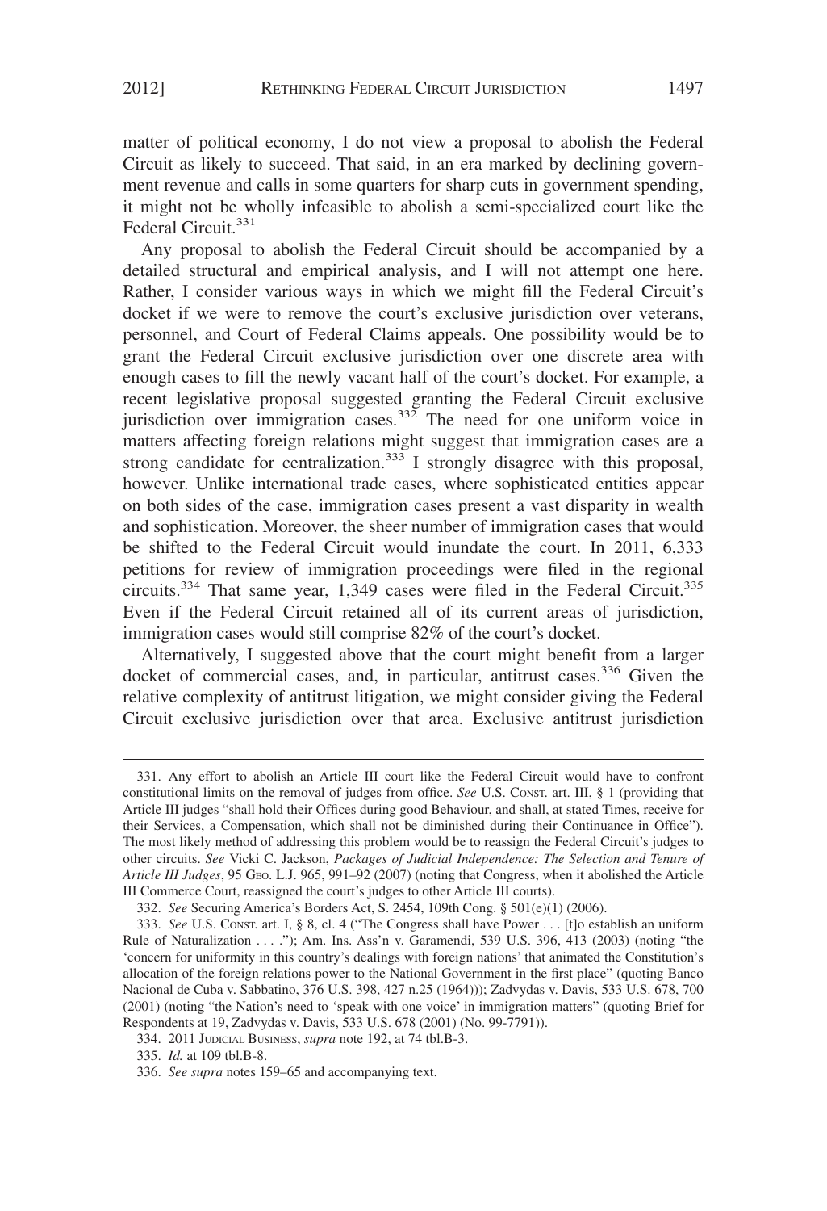matter of political economy, I do not view a proposal to abolish the Federal Circuit as likely to succeed. That said, in an era marked by declining government revenue and calls in some quarters for sharp cuts in government spending, it might not be wholly infeasible to abolish a semi-specialized court like the Federal Circuit.[331]

Any proposal to abolish the Federal Circuit should be accompanied by a detailed structural and empirical analysis, and I will not attempt one here. Rather, I consider various ways in which we might fill the Federal Circuit's docket if we were to remove the court's exclusive jurisdiction over veterans, personnel, and Court of Federal Claims appeals. One possibility would be to grant the Federal Circuit exclusive jurisdiction over one discrete area with enough cases to fill the newly vacant half of the court's docket. For example, a recent legislative proposal suggested granting the Federal Circuit exclusive jurisdiction over immigration cases.[332] The need for one uniform voice in matters affecting foreign relations might suggest that immigration cases are a strong candidate for centralization.[333] I strongly disagree with this proposal, however. Unlike international trade cases, where sophisticated entities appear on both sides of the case, immigration cases present a vast disparity in wealth and sophistication. Moreover, the sheer number of immigration cases that would be shifted to the Federal Circuit would inundate the court. In 2011, 6,333 petitions for review of immigration proceedings were filed in the regional circuits.[334] That same year, 1,349 cases were filed in the Federal Circuit.[335] Even if the Federal Circuit retained all of its current areas of jurisdiction, immigration cases would still comprise 82% of the court's docket.

Alternatively, I suggested above that the court might benefit from a larger docket of commercial cases, and, in particular, antitrust cases.[336] Given the relative complexity of antitrust litigation, we might consider giving the Federal Circuit exclusive jurisdiction over that area. Exclusive antitrust jurisdiction

---

331. Any effort to abolish an Article III court like the Federal Circuit would have to confront constitutional limits on the removal of judges from office. *See* U.S. CONST. art. III, § 1 (providing that Article III judges "shall hold their Offices during good Behaviour, and shall, at stated Times, receive for their Services, a Compensation, which shall not be diminished during their Continuance in Office"). The most likely method of addressing this problem would be to reassign the Federal Circuit's judges to other circuits. *See* Vicki C. Jackson, *Packages of Judicial Independence: The Selection and Tenure of Article III Judges*, 95 GEO. L.J. 965, 991–92 (2007) (noting that Congress, when it abolished the Article III Commerce Court, reassigned the court's judges to other Article III courts).

332. *See* Securing America's Borders Act, S. 2454, 109th Cong. § 501(e)(1) (2006).

333. *See* U.S. CONST. art. I, § 8, cl. 4 ("The Congress shall have Power . . . [t]o establish an uniform Rule of Naturalization . . . ."); Am. Ins. Ass'n v. Garamendi, 539 U.S. 396, 413 (2003) (noting "the 'concern for uniformity in this country's dealings with foreign nations' that animated the Constitution's allocation of the foreign relations power to the National Government in the first place" (quoting Banco Nacional de Cuba v. Sabbatino, 376 U.S. 398, 427 n.25 (1964))); Zadvydas v. Davis, 533 U.S. 678, 700 (2001) (noting "the Nation's need to 'speak with one voice' in immigration matters" (quoting Brief for Respondents at 19, Zadvydas v. Davis, 533 U.S. 678 (2001) (No. 99-7791)).

334. 2011 JUDICIAL BUSINESS, *supra* note 192, at 74 tbl.B-3.

335. *Id.* at 109 tbl.B-8.

336. *See supra* notes 159–65 and accompanying text.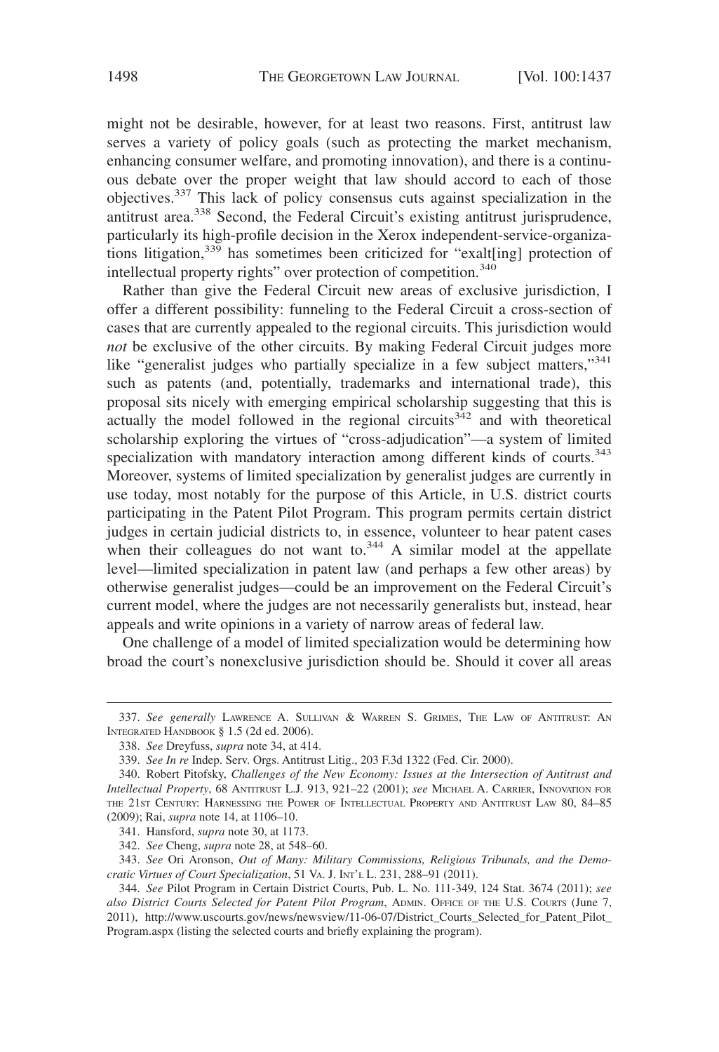might not be desirable, however, for at least two reasons. First, antitrust law serves a variety of policy goals (such as protecting the market mechanism, enhancing consumer welfare, and promoting innovation), and there is a continuous debate over the proper weight that law should accord to each of those objectives.[337] This lack of policy consensus cuts against specialization in the antitrust area.[338] Second, the Federal Circuit's existing antitrust jurisprudence, particularly its high-profile decision in the Xerox independent-service-organizations litigation,[339] has sometimes been criticized for "exalt[ing] protection of intellectual property rights" over protection of competition.[340]

Rather than give the Federal Circuit new areas of exclusive jurisdiction, I offer a different possibility: funneling to the Federal Circuit a cross-section of cases that are currently appealed to the regional circuits. This jurisdiction would *not* be exclusive of the other circuits. By making Federal Circuit judges more like "generalist judges who partially specialize in a few subject matters,"[341] such as patents (and, potentially, trademarks and international trade), this proposal sits nicely with emerging empirical scholarship suggesting that this is actually the model followed in the regional circuits[342] and with theoretical scholarship exploring the virtues of "cross-adjudication"—a system of limited specialization with mandatory interaction among different kinds of courts.[343] Moreover, systems of limited specialization by generalist judges are currently in use today, most notably for the purpose of this Article, in U.S. district courts participating in the Patent Pilot Program. This program permits certain district judges in certain judicial districts to, in essence, volunteer to hear patent cases when their colleagues do not want to.[344] A similar model at the appellate level—limited specialization in patent law (and perhaps a few other areas) by otherwise generalist judges—could be an improvement on the Federal Circuit's current model, where the judges are not necessarily generalists but, instead, hear appeals and write opinions in a variety of narrow areas of federal law.

One challenge of a model of limited specialization would be determining how broad the court's nonexclusive jurisdiction should be. Should it cover all areas

---

337. *See generally* LAWRENCE A. SULLIVAN & WARREN S. GRIMES, THE LAW OF ANTITRUST: AN INTEGRATED HANDBOOK § 1.5 (2d ed. 2006).

338. *See* Dreyfuss, *supra* note 34, at 414.

339. *See In re* Indep. Serv. Orgs. Antitrust Litig., 203 F.3d 1322 (Fed. Cir. 2000).

340. Robert Pitofsky, *Challenges of the New Economy: Issues at the Intersection of Antitrust and Intellectual Property*, 68 ANTITRUST L.J. 913, 921–22 (2001); *see* MICHAEL A. CARRIER, INNOVATION FOR THE 21ST CENTURY: HARNESSING THE POWER OF INTELLECTUAL PROPERTY AND ANTITRUST LAW 80, 84–85 (2009); Rai, *supra* note 14, at 1106–10.

341. Hansford, *supra* note 30, at 1173.

342. *See* Cheng, *supra* note 28, at 548–60.

343. *See* Ori Aronson, *Out of Many: Military Commissions, Religious Tribunals, and the Democratic Virtues of Court Specialization*, 51 VA. J. INT'L L. 231, 288–91 (2011).

344. *See* Pilot Program in Certain District Courts, Pub. L. No. 111-349, 124 Stat. 3674 (2011); *see also District Courts Selected for Patent Pilot Program*, ADMIN. OFFICE OF THE U.S. COURTS (June 7, 2011), http://www.uscourts.gov/news/newsview/11-06-07/District_Courts_Selected_for_Patent_Pilot_Program.aspx (listing the selected courts and briefly explaining the program).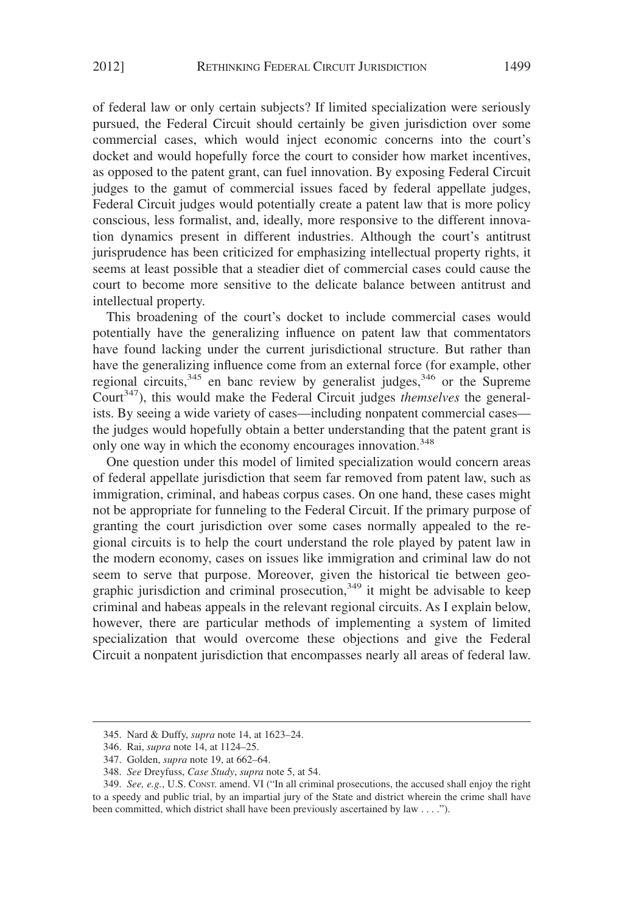of federal law or only certain subjects? If limited specialization were seriously pursued, the Federal Circuit should certainly be given jurisdiction over some commercial cases, which would inject economic concerns into the court's docket and would hopefully force the court to consider how market incentives, as opposed to the patent grant, can fuel innovation. By exposing Federal Circuit judges to the gamut of commercial issues faced by federal appellate judges, Federal Circuit judges would potentially create a patent law that is more policy conscious, less formalist, and, ideally, more responsive to the different innovation dynamics present in different industries. Although the court's antitrust jurisprudence has been criticized for emphasizing intellectual property rights, it seems at least possible that a steadier diet of commercial cases could cause the court to become more sensitive to the delicate balance between antitrust and intellectual property.

This broadening of the court's docket to include commercial cases would potentially have the generalizing influence on patent law that commentators have found lacking under the current jurisdictional structure. But rather than have the generalizing influence come from an external force (for example, other regional circuits,[345] en banc review by generalist judges,[346] or the Supreme Court[347]), this would make the Federal Circuit judges *themselves* the generalists. By seeing a wide variety of cases—including nonpatent commercial cases—the judges would hopefully obtain a better understanding that the patent grant is only one way in which the economy encourages innovation.[348]

One question under this model of limited specialization would concern areas of federal appellate jurisdiction that seem far removed from patent law, such as immigration, criminal, and habeas corpus cases. On one hand, these cases might not be appropriate for funneling to the Federal Circuit. If the primary purpose of granting the court jurisdiction over some cases normally appealed to the regional circuits is to help the court understand the role played by patent law in the modern economy, cases on issues like immigration and criminal law do not seem to serve that purpose. Moreover, given the historical tie between geographic jurisdiction and criminal prosecution,[349] it might be advisable to keep criminal and habeas appeals in the relevant regional circuits. As I explain below, however, there are particular methods of implementing a system of limited specialization that would overcome these objections and give the Federal Circuit a nonpatent jurisdiction that encompasses nearly all areas of federal law.

---

345. Nard & Duffy, *supra* note 14, at 1623–24.

346. Rai, *supra* note 14, at 1124–25.

347. Golden, *supra* note 19, at 662–64.

348. *See* Dreyfuss, *Case Study*, *supra* note 5, at 54.

349. *See, e.g.*, U.S. CONST. amend. VI ("In all criminal prosecutions, the accused shall enjoy the right to a speedy and public trial, by an impartial jury of the State and district wherein the crime shall have been committed, which district shall have been previously ascertained by law . . . .").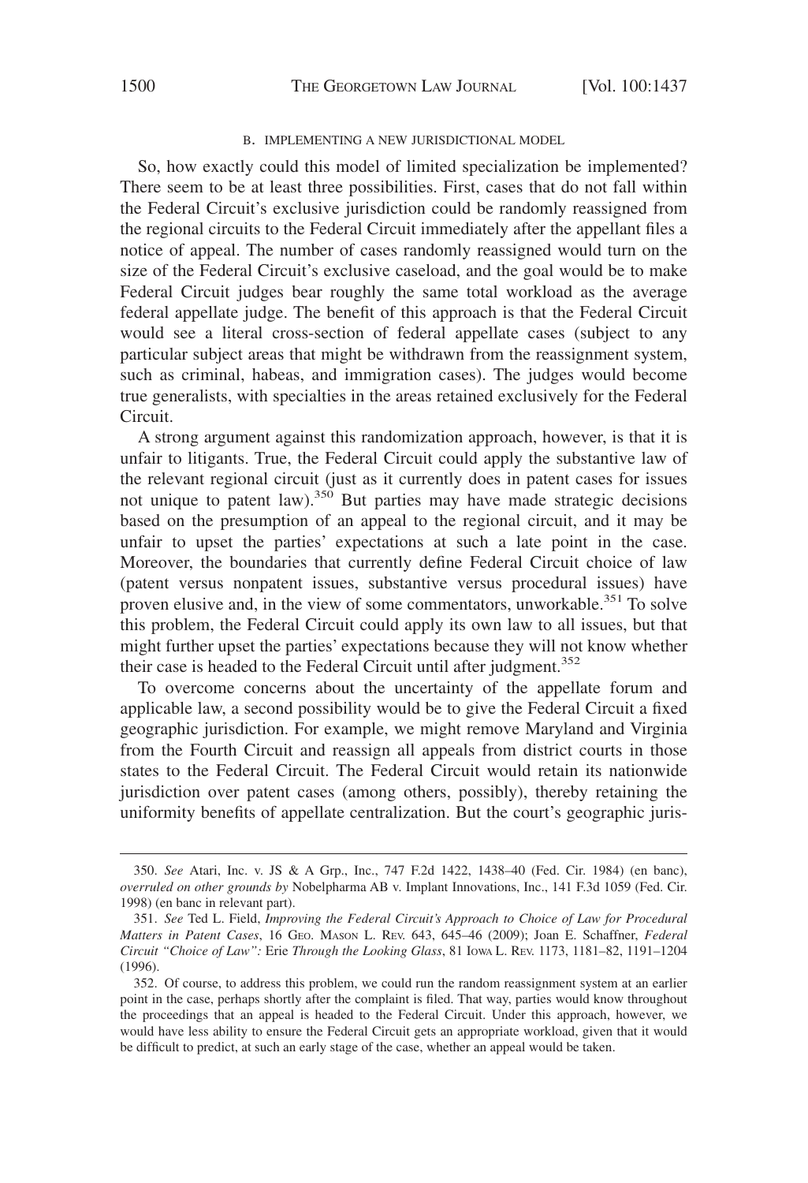### B. IMPLEMENTING A NEW JURISDICTIONAL MODEL

So, how exactly could this model of limited specialization be implemented? There seem to be at least three possibilities. First, cases that do not fall within the Federal Circuit's exclusive jurisdiction could be randomly reassigned from the regional circuits to the Federal Circuit immediately after the appellant files a notice of appeal. The number of cases randomly reassigned would turn on the size of the Federal Circuit's exclusive caseload, and the goal would be to make Federal Circuit judges bear roughly the same total workload as the average federal appellate judge. The benefit of this approach is that the Federal Circuit would see a literal cross-section of federal appellate cases (subject to any particular subject areas that might be withdrawn from the reassignment system, such as criminal, habeas, and immigration cases). The judges would become true generalists, with specialties in the areas retained exclusively for the Federal Circuit.

A strong argument against this randomization approach, however, is that it is unfair to litigants. True, the Federal Circuit could apply the substantive law of the relevant regional circuit (just as it currently does in patent cases for issues not unique to patent law).[350] But parties may have made strategic decisions based on the presumption of an appeal to the regional circuit, and it may be unfair to upset the parties' expectations at such a late point in the case. Moreover, the boundaries that currently define Federal Circuit choice of law (patent versus nonpatent issues, substantive versus procedural issues) have proven elusive and, in the view of some commentators, unworkable.[351] To solve this problem, the Federal Circuit could apply its own law to all issues, but that might further upset the parties' expectations because they will not know whether their case is headed to the Federal Circuit until after judgment.[352]

To overcome concerns about the uncertainty of the appellate forum and applicable law, a second possibility would be to give the Federal Circuit a fixed geographic jurisdiction. For example, we might remove Maryland and Virginia from the Fourth Circuit and reassign all appeals from district courts in those states to the Federal Circuit. The Federal Circuit would retain its nationwide jurisdiction over patent cases (among others, possibly), thereby retaining the uniformity benefits of appellate centralization. But the court's geographic juris-

---

350. *See* Atari, Inc. v. JS & A Grp., Inc., 747 F.2d 1422, 1438–40 (Fed. Cir. 1984) (en banc), *overruled on other grounds by* Nobelpharma AB v. Implant Innovations, Inc., 141 F.3d 1059 (Fed. Cir. 1998) (en banc in relevant part).

351. *See* Ted L. Field, *Improving the Federal Circuit's Approach to Choice of Law for Procedural Matters in Patent Cases*, 16 GEO. MASON L. REV. 643, 645–46 (2009); Joan E. Schaffner, *Federal Circuit "Choice of Law":* Erie *Through the Looking Glass*, 81 IOWA L. REV. 1173, 1181–82, 1191–1204 (1996).

352. Of course, to address this problem, we could run the random reassignment system at an earlier point in the case, perhaps shortly after the complaint is filed. That way, parties would know throughout the proceedings that an appeal is headed to the Federal Circuit. Under this approach, however, we would have less ability to ensure the Federal Circuit gets an appropriate workload, given that it would be difficult to predict, at such an early stage of the case, whether an appeal would be taken.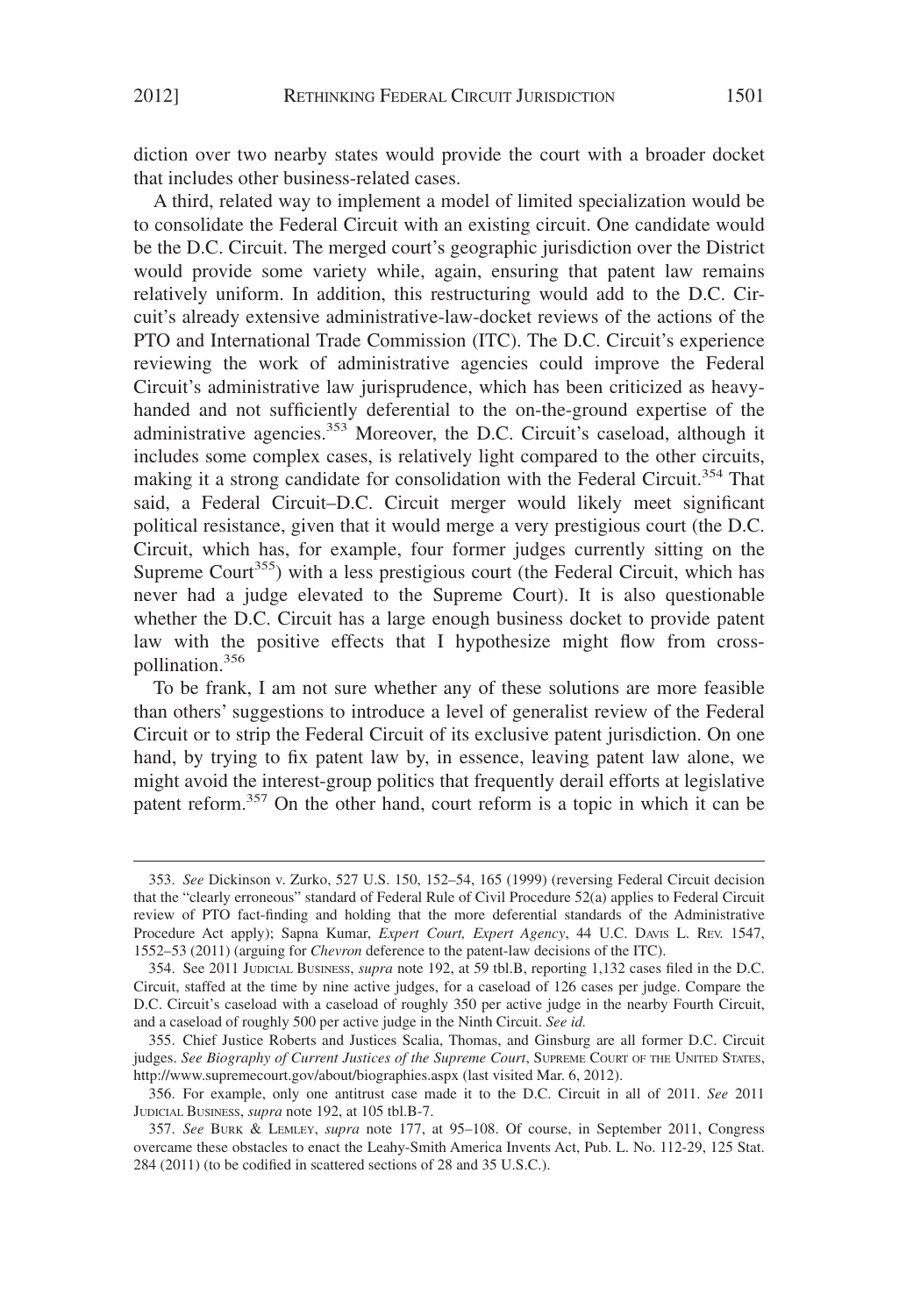diction over two nearby states would provide the court with a broader docket that includes other business-related cases.

A third, related way to implement a model of limited specialization would be to consolidate the Federal Circuit with an existing circuit. One candidate would be the D.C. Circuit. The merged court's geographic jurisdiction over the District would provide some variety while, again, ensuring that patent law remains relatively uniform. In addition, this restructuring would add to the D.C. Circuit's already extensive administrative-law-docket reviews of the actions of the PTO and International Trade Commission (ITC). The D.C. Circuit's experience reviewing the work of administrative agencies could improve the Federal Circuit's administrative law jurisprudence, which has been criticized as heavy-handed and not sufficiently deferential to the on-the-ground expertise of the administrative agencies.[353] Moreover, the D.C. Circuit's caseload, although it includes some complex cases, is relatively light compared to the other circuits, making it a strong candidate for consolidation with the Federal Circuit.[354] That said, a Federal Circuit–D.C. Circuit merger would likely meet significant political resistance, given that it would merge a very prestigious court (the D.C. Circuit, which has, for example, four former judges currently sitting on the Supreme Court[355]) with a less prestigious court (the Federal Circuit, which has never had a judge elevated to the Supreme Court). It is also questionable whether the D.C. Circuit has a large enough business docket to provide patent law with the positive effects that I hypothesize might flow from cross-pollination.[356]

To be frank, I am not sure whether any of these solutions are more feasible than others' suggestions to introduce a level of generalist review of the Federal Circuit or to strip the Federal Circuit of its exclusive patent jurisdiction. On one hand, by trying to fix patent law by, in essence, leaving patent law alone, we might avoid the interest-group politics that frequently derail efforts at legislative patent reform.[357] On the other hand, court reform is a topic in which it can be

---

353. *See* Dickinson v. Zurko, 527 U.S. 150, 152–54, 165 (1999) (reversing Federal Circuit decision that the "clearly erroneous" standard of Federal Rule of Civil Procedure 52(a) applies to Federal Circuit review of PTO fact-finding and holding that the more deferential standards of the Administrative Procedure Act apply); Sapna Kumar, *Expert Court, Expert Agency*, 44 U.C. DAVIS L. REV. 1547, 1552–53 (2011) (arguing for *Chevron* deference to the patent-law decisions of the ITC).

354. See 2011 JUDICIAL BUSINESS, *supra* note 192, at 59 tbl.B, reporting 1,132 cases filed in the D.C. Circuit, staffed at the time by nine active judges, for a caseload of 126 cases per judge. Compare the D.C. Circuit's caseload with a caseload of roughly 350 per active judge in the nearby Fourth Circuit, and a caseload of roughly 500 per active judge in the Ninth Circuit. *See id.*

355. Chief Justice Roberts and Justices Scalia, Thomas, and Ginsburg are all former D.C. Circuit judges. *See Biography of Current Justices of the Supreme Court*, SUPREME COURT OF THE UNITED STATES, http://www.supremecourt.gov/about/biographies.aspx (last visited Mar. 6, 2012).

356. For example, only one antitrust case made it to the D.C. Circuit in all of 2011. *See* 2011 JUDICIAL BUSINESS, *supra* note 192, at 105 tbl.B-7.

357. *See* BURK & LEMLEY, *supra* note 177, at 95–108. Of course, in September 2011, Congress overcame these obstacles to enact the Leahy-Smith America Invents Act, Pub. L. No. 112-29, 125 Stat. 284 (2011) (to be codified in scattered sections of 28 and 35 U.S.C.).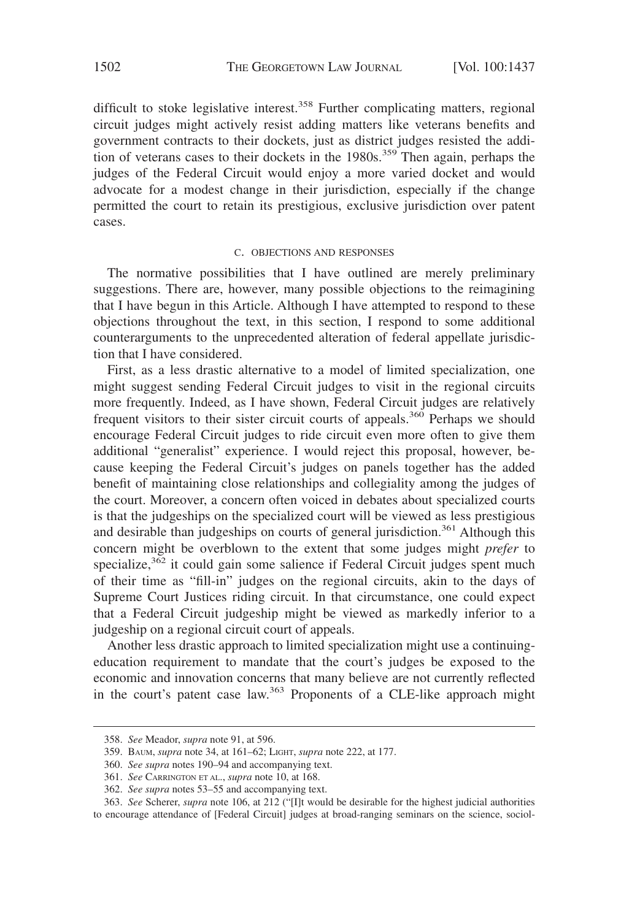difficult to stoke legislative interest.[358] Further complicating matters, regional circuit judges might actively resist adding matters like veterans benefits and government contracts to their dockets, just as district judges resisted the addition of veterans cases to their dockets in the 1980s.[359] Then again, perhaps the judges of the Federal Circuit would enjoy a more varied docket and would advocate for a modest change in their jurisdiction, especially if the change permitted the court to retain its prestigious, exclusive jurisdiction over patent cases.

### C. OBJECTIONS AND RESPONSES

The normative possibilities that I have outlined are merely preliminary suggestions. There are, however, many possible objections to the reimagining that I have begun in this Article. Although I have attempted to respond to these objections throughout the text, in this section, I respond to some additional counterarguments to the unprecedented alteration of federal appellate jurisdiction that I have considered.

First, as a less drastic alternative to a model of limited specialization, one might suggest sending Federal Circuit judges to visit in the regional circuits more frequently. Indeed, as I have shown, Federal Circuit judges are relatively frequent visitors to their sister circuit courts of appeals.[360] Perhaps we should encourage Federal Circuit judges to ride circuit even more often to give them additional "generalist" experience. I would reject this proposal, however, because keeping the Federal Circuit's judges on panels together has the added benefit of maintaining close relationships and collegiality among the judges of the court. Moreover, a concern often voiced in debates about specialized courts is that the judgeships on the specialized court will be viewed as less prestigious and desirable than judgeships on courts of general jurisdiction.[361] Although this concern might be overblown to the extent that some judges might *prefer* to specialize,[362] it could gain some salience if Federal Circuit judges spent much of their time as "fill-in" judges on the regional circuits, akin to the days of Supreme Court Justices riding circuit. In that circumstance, one could expect that a Federal Circuit judgeship might be viewed as markedly inferior to a judgeship on a regional circuit court of appeals.

Another less drastic approach to limited specialization might use a continuing-education requirement to mandate that the court's judges be exposed to the economic and innovation concerns that many believe are not currently reflected in the court's patent case law.[363] Proponents of a CLE-like approach might

---

358. *See* Meador, *supra* note 91, at 596.

359. BAUM, *supra* note 34, at 161–62; LIGHT, *supra* note 222, at 177.

360. *See supra* notes 190–94 and accompanying text.

361. *See* CARRINGTON ET AL., *supra* note 10, at 168.

362. *See supra* notes 53–55 and accompanying text.

363. *See* Scherer, *supra* note 106, at 212 ("[I]t would be desirable for the highest judicial authorities to encourage attendance of [Federal Circuit] judges at broad-ranging seminars on the science, sociol-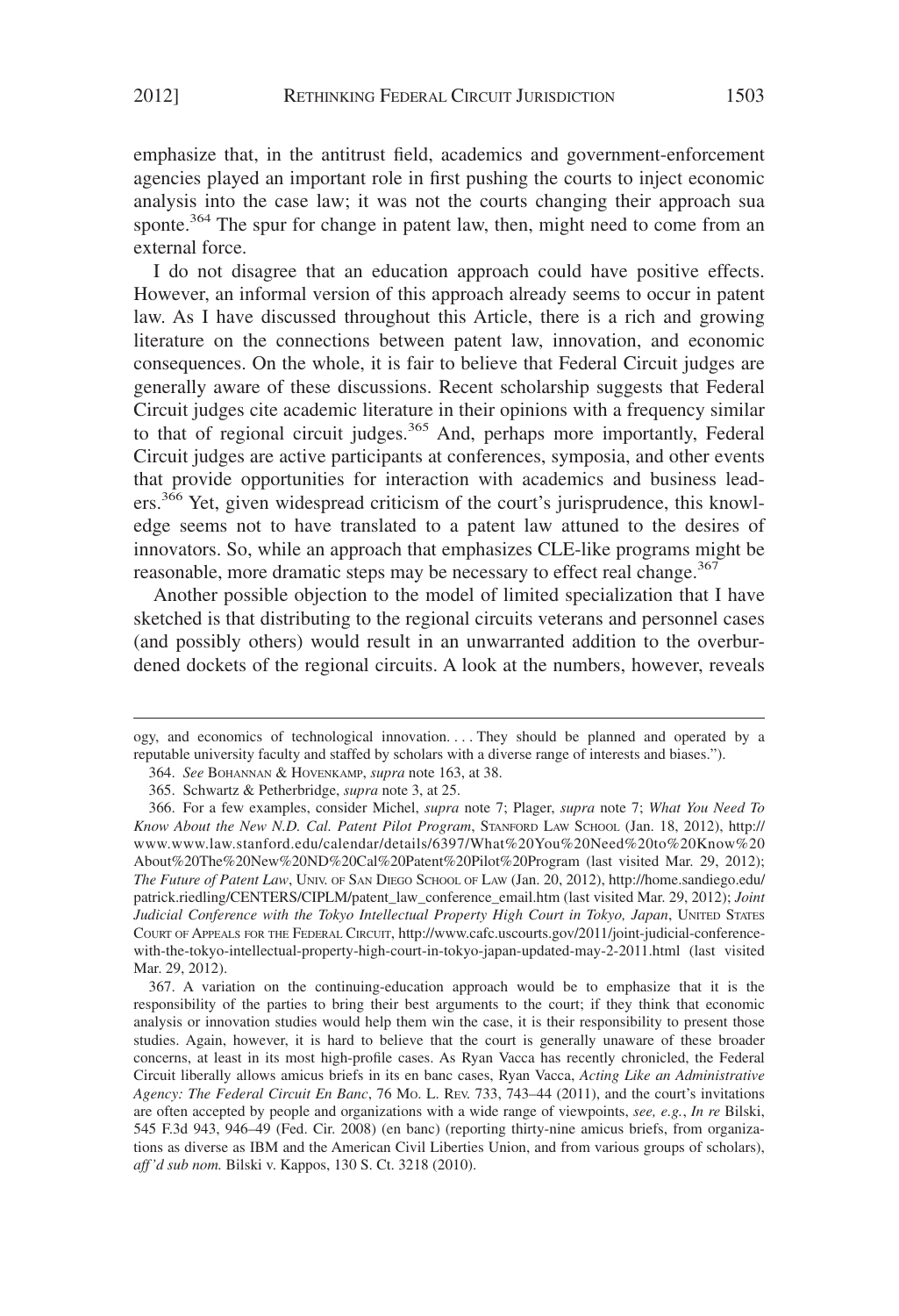emphasize that, in the antitrust field, academics and government-enforcement agencies played an important role in first pushing the courts to inject economic analysis into the case law; it was not the courts changing their approach sua sponte.[364] The spur for change in patent law, then, might need to come from an external force.

I do not disagree that an education approach could have positive effects. However, an informal version of this approach already seems to occur in patent law. As I have discussed throughout this Article, there is a rich and growing literature on the connections between patent law, innovation, and economic consequences. On the whole, it is fair to believe that Federal Circuit judges are generally aware of these discussions. Recent scholarship suggests that Federal Circuit judges cite academic literature in their opinions with a frequency similar to that of regional circuit judges.[365] And, perhaps more importantly, Federal Circuit judges are active participants at conferences, symposia, and other events that provide opportunities for interaction with academics and business leaders.[366] Yet, given widespread criticism of the court's jurisprudence, this knowledge seems not to have translated to a patent law attuned to the desires of innovators. So, while an approach that emphasizes CLE-like programs might be reasonable, more dramatic steps may be necessary to effect real change.[367]

Another possible objection to the model of limited specialization that I have sketched is that distributing to the regional circuits veterans and personnel cases (and possibly others) would result in an unwarranted addition to the overburdened dockets of the regional circuits. A look at the numbers, however, reveals

---

ogy, and economics of technological innovation. . . . They should be planned and operated by a reputable university faculty and staffed by scholars with a diverse range of interests and biases.").

364. *See* BOHANNAN & HOVENKAMP, *supra* note 163, at 38.

365. Schwartz & Petherbridge, *supra* note 3, at 25.

366. For a few examples, consider Michel, *supra* note 7; Plager, *supra* note 7; *What You Need To Know About the New N.D. Cal. Patent Pilot Program*, STANFORD LAW SCHOOL (Jan. 18, 2012), http://www.www.law.stanford.edu/calendar/details/6397/What%20You%20Need%20to%20Know%20About%20The%20New%20ND%20Cal%20Patent%20Pilot%20Program (last visited Mar. 29, 2012); *The Future of Patent Law*, UNIV. OF SAN DIEGO SCHOOL OF LAW (Jan. 20, 2012), http://home.sandiego.edu/patrick.riedling/CENTERS/CIPLM/patent_law_conference_email.htm (last visited Mar. 29, 2012); *Joint Judicial Conference with the Tokyo Intellectual Property High Court in Tokyo, Japan*, UNITED STATES COURT OF APPEALS FOR THE FEDERAL CIRCUIT, http://www.cafc.uscourts.gov/2011/joint-judicial-conference-with-the-tokyo-intellectual-property-high-court-in-tokyo-japan-updated-may-2-2011.html (last visited Mar. 29, 2012).

367. A variation on the continuing-education approach would be to emphasize that it is the responsibility of the parties to bring their best arguments to the court; if they think that economic analysis or innovation studies would help them win the case, it is their responsibility to present those studies. Again, however, it is hard to believe that the court is generally unaware of these broader concerns, at least in its most high-profile cases. As Ryan Vacca has recently chronicled, the Federal Circuit liberally allows amicus briefs in its en banc cases, Ryan Vacca, *Acting Like an Administrative Agency: The Federal Circuit En Banc*, 76 MO. L. REV. 733, 743–44 (2011), and the court's invitations are often accepted by people and organizations with a wide range of viewpoints, *see, e.g.*, *In re* Bilski, 545 F.3d 943, 946–49 (Fed. Cir. 2008) (en banc) (reporting thirty-nine amicus briefs, from organizations as diverse as IBM and the American Civil Liberties Union, and from various groups of scholars), *aff'd sub nom.* Bilski v. Kappos, 130 S. Ct. 3218 (2010).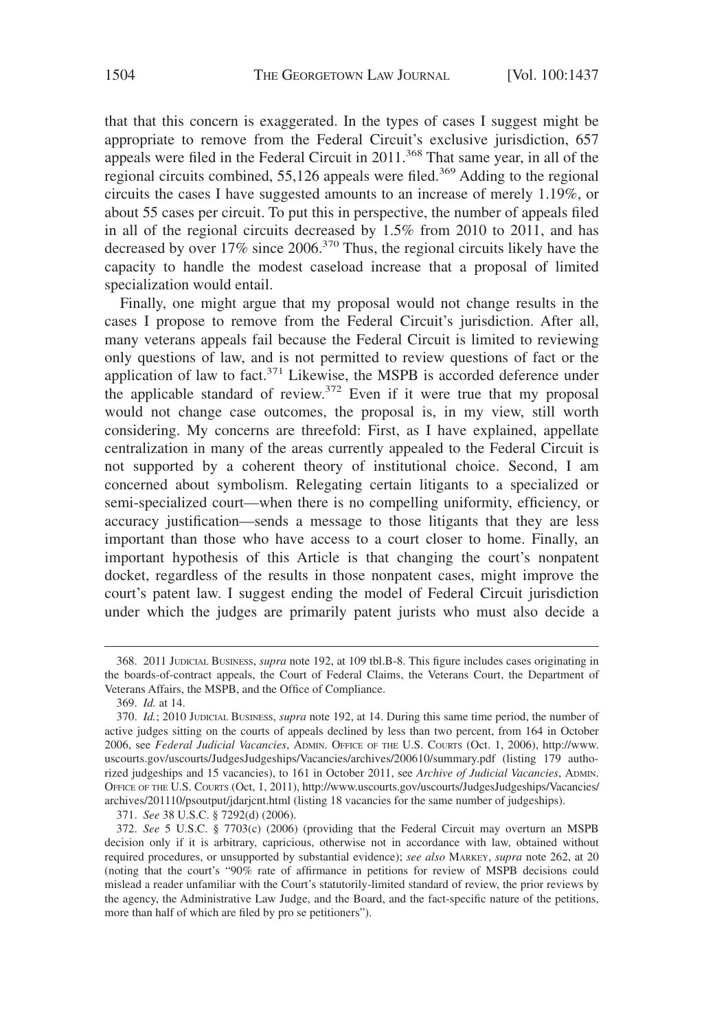that that this concern is exaggerated. In the types of cases I suggest might be appropriate to remove from the Federal Circuit's exclusive jurisdiction, 657 appeals were filed in the Federal Circuit in 2011.[368] That same year, in all of the regional circuits combined, 55,126 appeals were filed.[369] Adding to the regional circuits the cases I have suggested amounts to an increase of merely 1.19%, or about 55 cases per circuit. To put this in perspective, the number of appeals filed in all of the regional circuits decreased by 1.5% from 2010 to 2011, and has decreased by over 17% since 2006.[370] Thus, the regional circuits likely have the capacity to handle the modest caseload increase that a proposal of limited specialization would entail.

Finally, one might argue that my proposal would not change results in the cases I propose to remove from the Federal Circuit's jurisdiction. After all, many veterans appeals fail because the Federal Circuit is limited to reviewing only questions of law, and is not permitted to review questions of fact or the application of law to fact.[371] Likewise, the MSPB is accorded deference under the applicable standard of review.[372] Even if it were true that my proposal would not change case outcomes, the proposal is, in my view, still worth considering. My concerns are threefold: First, as I have explained, appellate centralization in many of the areas currently appealed to the Federal Circuit is not supported by a coherent theory of institutional choice. Second, I am concerned about symbolism. Relegating certain litigants to a specialized or semi-specialized court—when there is no compelling uniformity, efficiency, or accuracy justification—sends a message to those litigants that they are less important than those who have access to a court closer to home. Finally, an important hypothesis of this Article is that changing the court's nonpatent docket, regardless of the results in those nonpatent cases, might improve the court's patent law. I suggest ending the model of Federal Circuit jurisdiction under which the judges are primarily patent jurists who must also decide a

---

368. 2011 Judicial Business, *supra* note 192, at 109 tbl.B-8. This figure includes cases originating in the boards-of-contract appeals, the Court of Federal Claims, the Veterans Court, the Department of Veterans Affairs, the MSPB, and the Office of Compliance.

369. *Id.* at 14.

370. *Id.*; 2010 Judicial Business, *supra* note 192, at 14. During this same time period, the number of active judges sitting on the courts of appeals declined by less than two percent, from 164 in October 2006, see *Federal Judicial Vacancies*, Admin. Office of the U.S. Courts (Oct. 1, 2006), http://www.uscourts.gov/uscourts/JudgesJudgeships/Vacancies/archives/200610/summary.pdf (listing 179 authorized judgeships and 15 vacancies), to 161 in October 2011, see *Archive of Judicial Vacancies*, Admin. Office of the U.S. Courts (Oct, 1, 2011), http://www.uscourts.gov/uscourts/JudgesJudgeships/Vacancies/archives/201110/psoutput/jdarjcnt.html (listing 18 vacancies for the same number of judgeships).

371. *See* 38 U.S.C. § 7292(d) (2006).

372. *See* 5 U.S.C. § 7703(c) (2006) (providing that the Federal Circuit may overturn an MSPB decision only if it is arbitrary, capricious, otherwise not in accordance with law, obtained without required procedures, or unsupported by substantial evidence); *see also* Markey, *supra* note 262, at 20 (noting that the court's "90% rate of affirmance in petitions for review of MSPB decisions could mislead a reader unfamiliar with the Court's statutorily-limited standard of review, the prior reviews by the agency, the Administrative Law Judge, and the Board, and the fact-specific nature of the petitions, more than half of which are filed by pro se petitioners").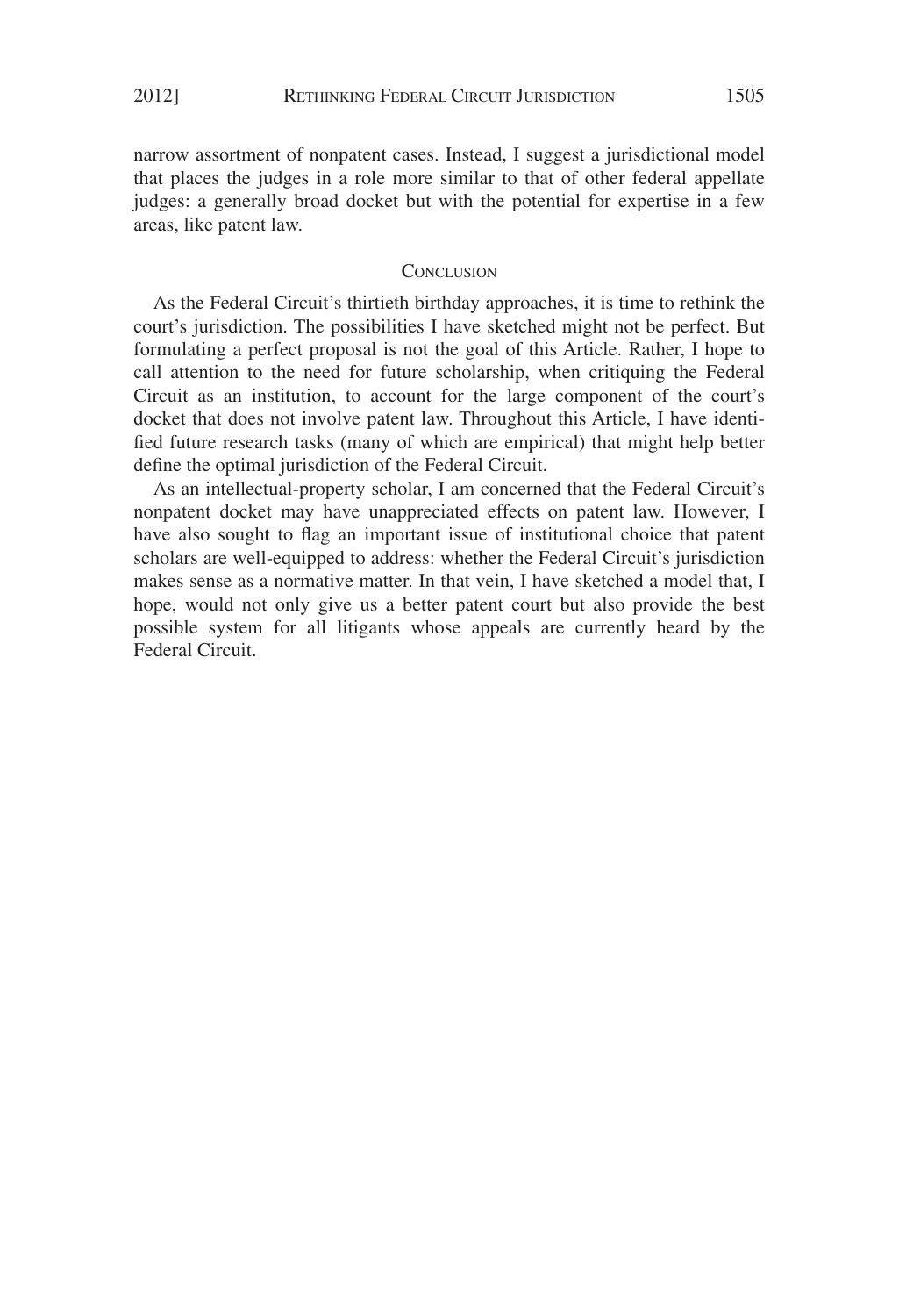narrow assortment of nonpatent cases. Instead, I suggest a jurisdictional model that places the judges in a role more similar to that of other federal appellate judges: a generally broad docket but with the potential for expertise in a few areas, like patent law.

## CONCLUSION

As the Federal Circuit's thirtieth birthday approaches, it is time to rethink the court's jurisdiction. The possibilities I have sketched might not be perfect. But formulating a perfect proposal is not the goal of this Article. Rather, I hope to call attention to the need for future scholarship, when critiquing the Federal Circuit as an institution, to account for the large component of the court's docket that does not involve patent law. Throughout this Article, I have identified future research tasks (many of which are empirical) that might help better define the optimal jurisdiction of the Federal Circuit.

As an intellectual-property scholar, I am concerned that the Federal Circuit's nonpatent docket may have unappreciated effects on patent law. However, I have also sought to flag an important issue of institutional choice that patent scholars are well-equipped to address: whether the Federal Circuit's jurisdiction makes sense as a normative matter. In that vein, I have sketched a model that, I hope, would not only give us a better patent court but also provide the best possible system for all litigants whose appeals are currently heard by the Federal Circuit.